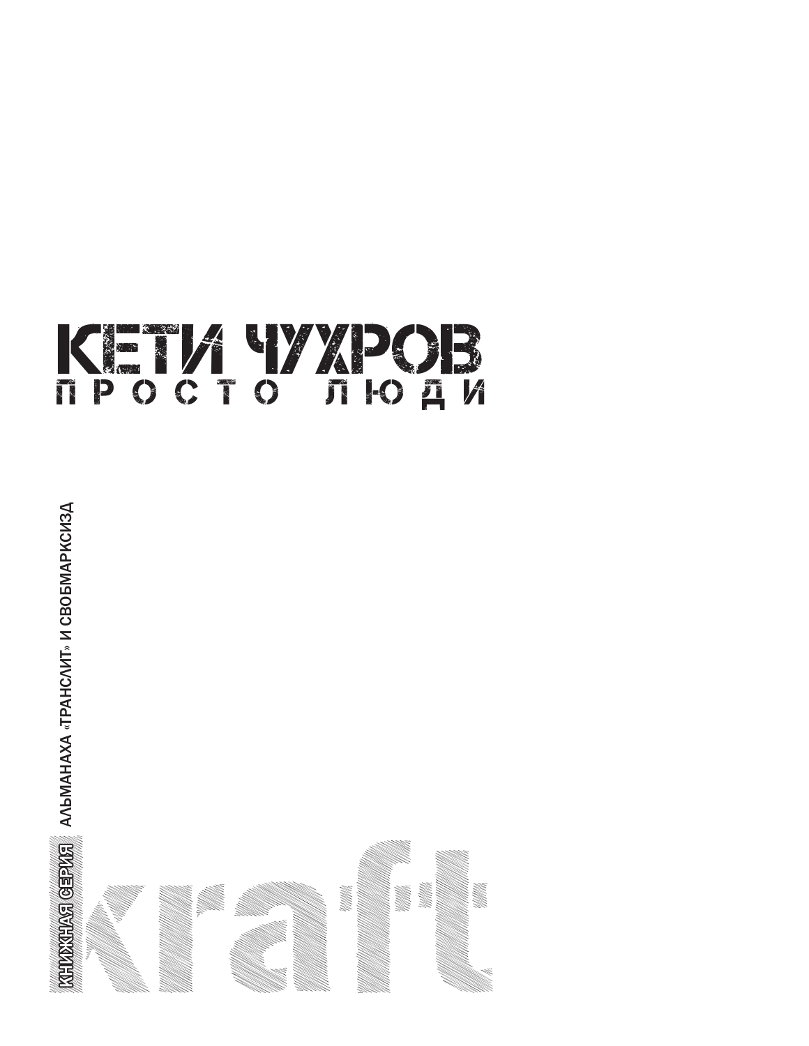# КЕТИ ЧУХРОВ

## ПРОСТО ЛЮДИ

КНИЖНАЯ СЕРИЯ АЛЬМАНАХА «ТРАНСЛИТ» И СВОБМАРКСИЗД

kraft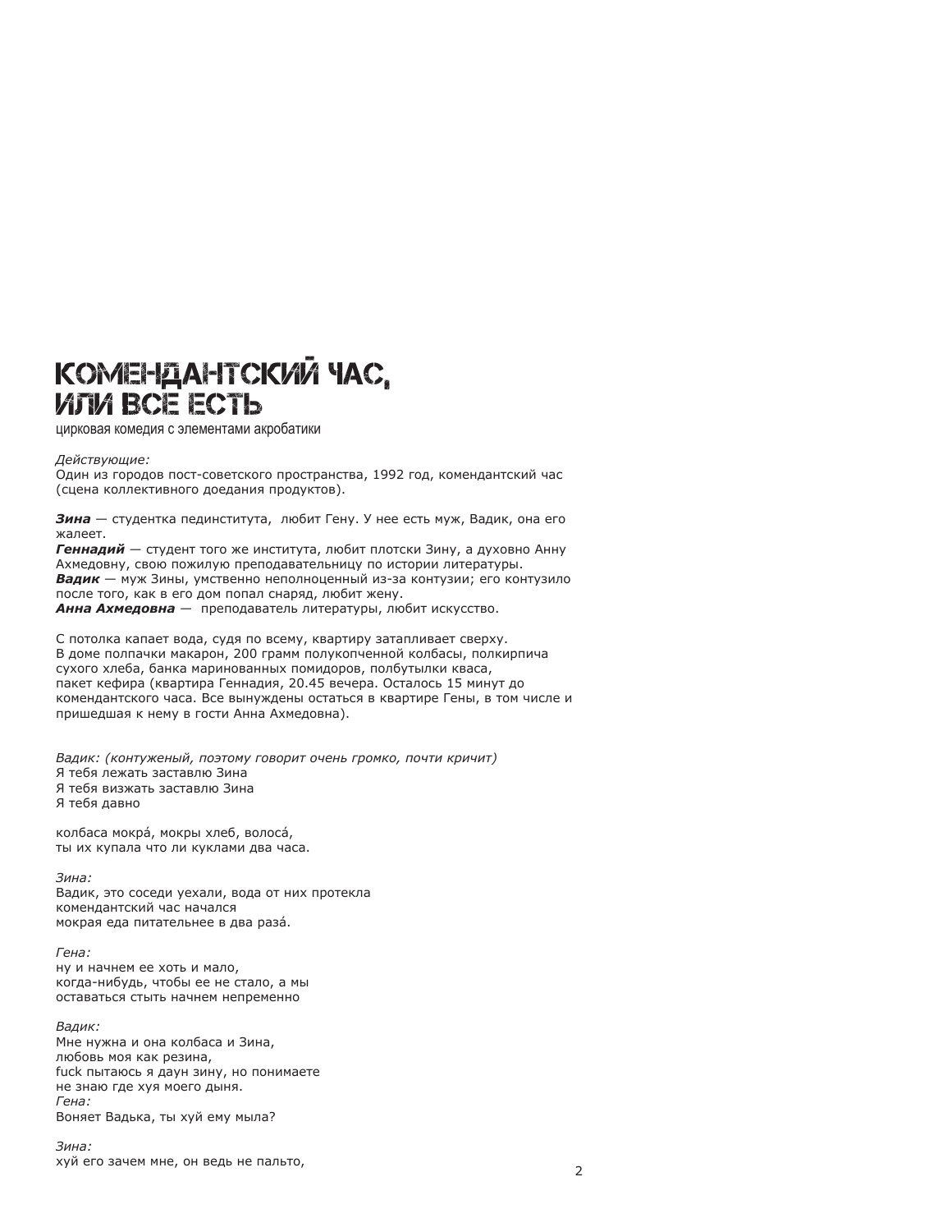# КОМЕНДАНТСКИЙ ЧАС, ИЛИ ВСЕ ЕСТЬ

цирковая комедия с элементами акробатики

*Действующие:*
Один из городов пост-советского пространства, 1992 год, комендантский час (сцена коллективного доедания продуктов).

***Зина*** — студентка пединститута, любит Гену. У нее есть муж, Вадик, она его жалеет.
***Геннадий*** — студент того же института, любит плотски Зину, а духовно Анну Ахмедовну, свою пожилую преподавательницу по истории литературы.
***Вадик*** — муж Зины, умственно неполноценный из-за контузии; его контузило после того, как в его дом попал снаряд, любит жену.
***Анна Ахмедовна*** — преподаватель литературы, любит искусство.

С потолка капает вода, судя по всему, квартиру затапливает сверху.
В доме полпачки макарон, 200 грамм полукопченной колбасы, полкирпича сухого хлеба, банка маринованных помидоров, полбутылки кваса, пакет кефира (квартира Геннадия, 20.45 вечера. Осталось 15 минут до комендантского часа. Все вынуждены остаться в квартире Гены, в том числе и пришедшая к нему в гости Анна Ахмедовна).

*Вадик: (контуженый, поэтому говорит очень громко, почти кричит)*
Я тебя лежать заставлю Зина
Я тебя визжать заставлю Зина
Я тебя давно

колбаса мокрá, мокры хлеб, волосá,
ты их купала что ли куклами два часа.

*Зина:*
Вадик, это соседи уехали, вода от них протекла
комендантский час начался
мокрая еда питательнее в два разá.

*Гена:*
ну и начнем ее хоть и мало,
когда-нибудь, чтобы ее не стало, а мы
оставаться стыть начнем непременно

*Вадик:*
Мне нужна и она колбаса и Зина,
любовь моя как резина,
fuck пытаюсь я даун зину, но понимаете
не знаю где хуя моего дыня.
*Гена:*
Воняет Вадька, ты хуй ему мыла?

*Зина:*
хуй его зачем мне, он ведь не пальто,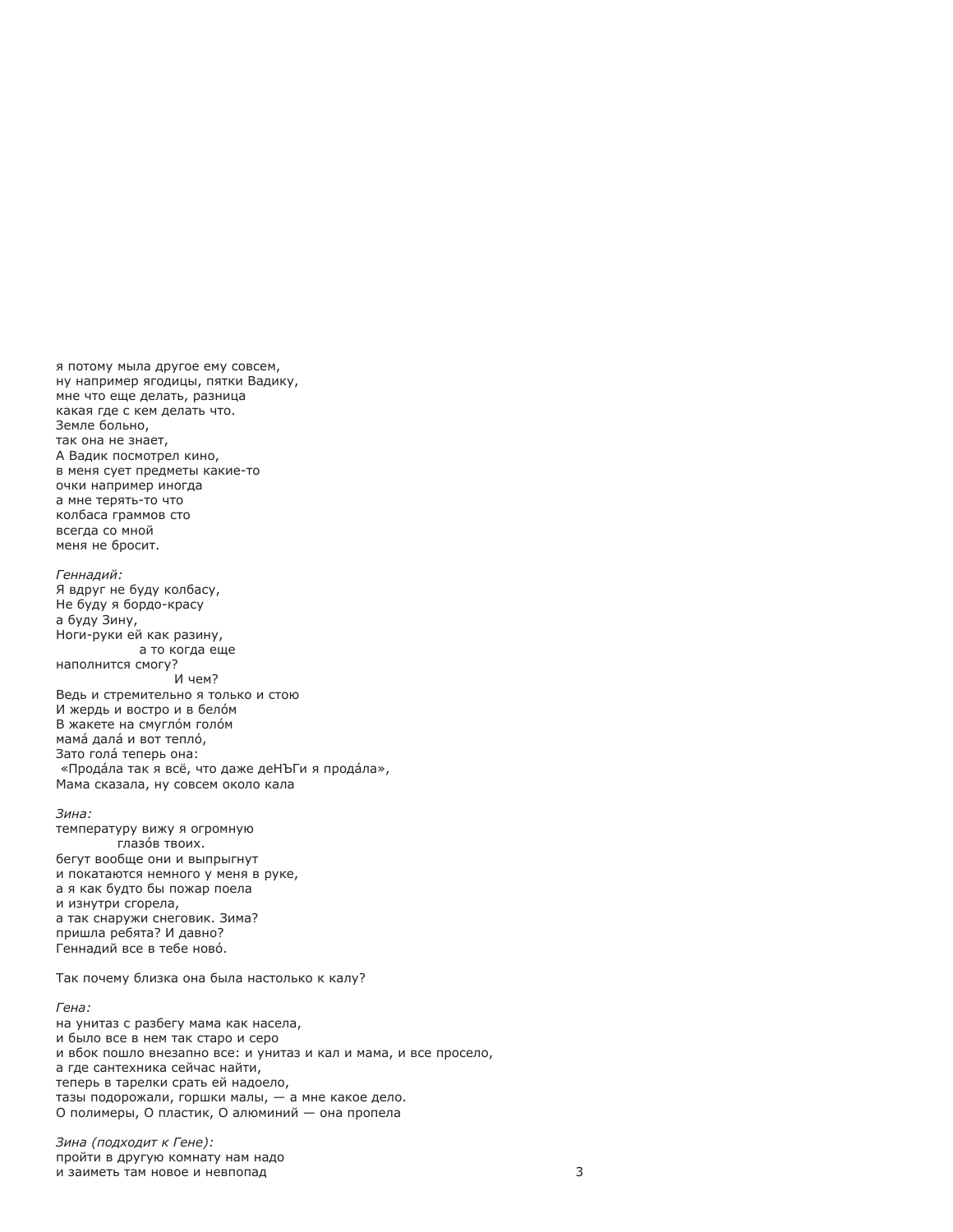я потому мыла другое ему совсем,
ну например ягодицы, пятки Вадику,
мне что еще делать, разница
какая где с кем делать что.
Земле больно,
так она не знает,
А Вадик посмотрел кино,
в меня сует предметы какие-то
очки например иногда
а мне терять-то что
колбаса граммов сто
всегда со мной
меня не бросит.

*Геннадий:*
Я вдруг не буду колбасу,
Не буду я бордо-красу
а буду Зину,
Ноги-руки ей как разину,
                  а то когда еще
наполнится смогу?
                        И чем?
Ведь и стремительно я только и стою
И жердь и востро и в белóм
В жакете на смуглóм голóм
мамá далá и вот теплó,
Зато голá теперь она:
 «Продáла так я всё, что даже деНЪГи я продáла»,
Мама сказала, ну совсем около кала

*Зина:*
температуру вижу я огромную
            глазóв твоих.
бегут вообще они и выпрыгнут
и покатаются немного у меня в руке,
а я как будто бы пожар поела
и изнутри сгорела,
а так снаружи снеговик. Зима?
пришла ребята? И давно?
Геннадий все в тебе новó.

Так почему близка она была настолько к калу?

*Гена:*
на унитаз с разбегу мама как насела,
и было все в нем так старо и серо
и вбок пошло внезапно все: и унитаз и кал и мама, и все просело,
а где сантехника сейчас найти,
теперь в тарелки срать ей надоело,
тазы подорожали, горшки малы, — а мне какое дело.
О полимеры, О пластик, О алюминий — она пропела

*Зина (подходит к Гене):*
пройти в другую комнату нам надо
и заиметь там новое и невпопад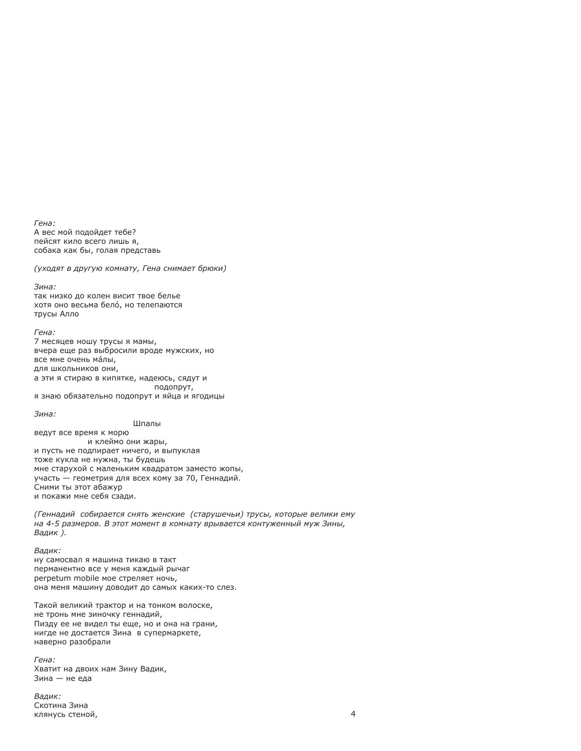*Гена:*
А вес мой подойдет тебе?
пейсят кило всего лишь я,
собака как бы, голая представь

*(уходят в другую комнату, Гена снимает брюки)*

*Зина:*
так низко до колен висит твое белье
хотя оно весьма белó, но телепаются
трусы Алло

*Гена:*
7 месяцев ношу трусы я мамы,
вчера еще раз выбросили вроде мужских, но
все мне очень мáлы,
для школьников они,
а эти я стираю в кипятке, надеюсь, сядут и
                                        подопрут,
я знаю обязательно подопрут и яйца и ягодицы

*Зина:*
                                        Шпалы
ведут все время к морю
                    и клеймо они жары,
и пусть не подпирает ничего, и выпуклая
тоже кукла не нужна, ты будешь
мне старухой с маленьким квадратом заместо жопы,
участь — геометрия для всех кому за 70, Геннадий.
Сними ты этот абажур
и покажи мне себя сзади.

*(Геннадий собирается снять женские (старушечьи) трусы, которые велики ему на 4-5 размеров. В этот момент в комнату врывается контуженный муж Зины, Вадик ).*

*Вадик:*
ну самосвал я машина тикаю в такт
перманентно все у меня каждый рычаг
perpetum mobile мое стреляет ночь,
она меня машину доводит до самых каких-то слез.

Такой великий трактор и на тонком волоске,
не тронь мне зиночку геннадий,
Пизду ее не видел ты еще, но и она на грани,
нигде не достается Зина в супермаркете,
наверно разобрали

*Гена:*
Хватит на двоих нам Зину Вадик,
Зина — не еда

*Вадик:*
Скотина Зина
клянусь стеной,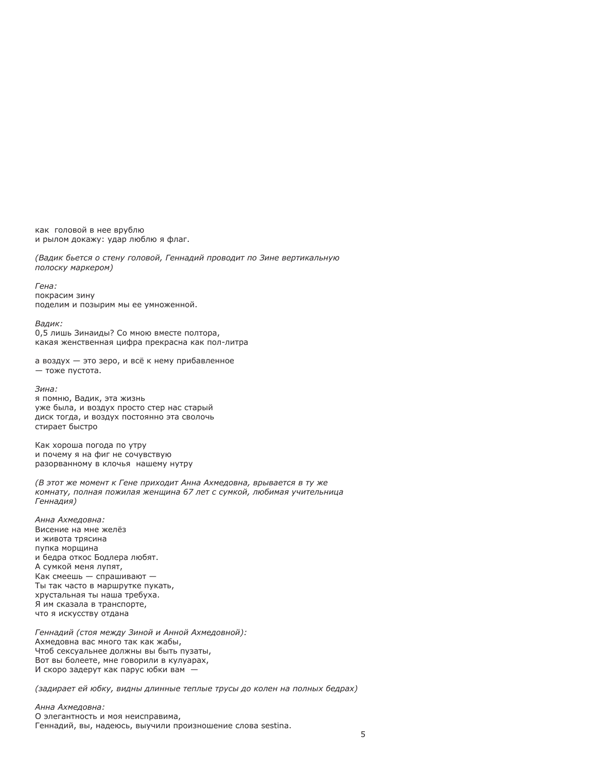как  головой в нее врублю
и рылом докажу: удар люблю я флаг.

*(Вадик бьется о стену головой, Геннадий проводит по Зине вертикальную полоску маркером)*

*Гена:*
покрасим зину
поделим и позырим мы ее умноженной.

*Вадик:*
0,5 лишь Зинаиды? Со мною вместе полтора,
какая женственная цифра прекрасна как пол-литра

а воздух — это зеро, и всё к нему прибавленное
— тоже пустота.

*Зина:*
я помню, Вадик, эта жизнь
уже была, и воздух просто стер нас старый
диск тогда, и воздух постоянно эта сволочь
стирает быстро

Как хороша погода по утру
и почему я на фиг не сочувствую
разорванному в клочья  нашему нутру

*(В этот же момент к Гене приходит Анна Ахмедовна, врывается в ту же комнату, полная пожилая женщина 67 лет с сумкой, любимая учительница Геннадия)*

*Анна Ахмедовна:*
Висение на мне желёз
и живота трясина
пупка морщина
и бедра откос Бодлера любят.
А сумкой меня лупят,
Как смеешь — спрашивают —
Ты так часто в маршрутке пукать,
хрустальная ты наша требуха.
Я им сказала в транспорте,
что я искусству отдана

*Геннадий (стоя между Зиной и Анной Ахмедовной):*
Ахмедовна вас много так как жабы,
Чтоб сексуальнее должны вы быть пузаты,
Вот вы болеете, мне говорили в кулуарах,
И скоро задерут как парус юбки вам  —

*(задирает ей юбку, видны длинные теплые трусы до колен на полных бедрах)*

*Анна Ахмедовна:*
О элегантность и моя неисправима,
Геннадий, вы, надеюсь, выучили произношение слова sestina.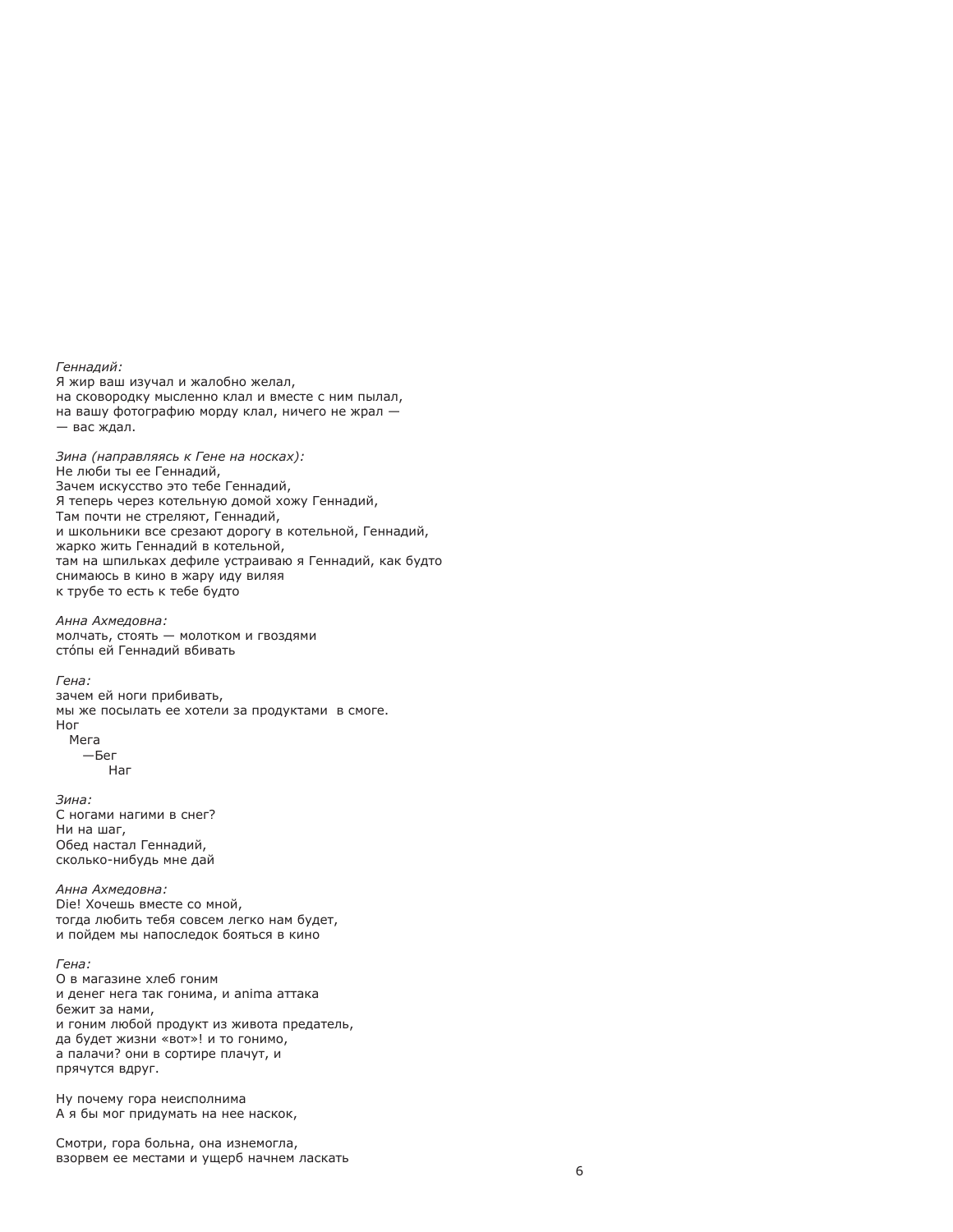*Геннадий:*
Я жир ваш изучал и жалобно желал,
на сковородку мысленно клал и вместе с ним пылал,
на вашу фотографию морду клал, ничего не жрал —
— вас ждал.

*Зина (направляясь к Гене на носках):*
Не люби ты ее Геннадий,
Зачем искусство это тебе Геннадий,
Я теперь через котельную домой хожу Геннадий,
Там почти не стреляют, Геннадий,
и школьники все срезают дорогу в котельной, Геннадий,
жарко жить Геннадий в котельной,
там на шпильках дефиле устраиваю я Геннадий, как будто
снимаюсь в кино в жару иду виляя
к трубе то есть к тебе будто

*Анна Ахмедовна:*
молчать, стоять — молотком и гвоздями
сто́пы ей Геннадий вбивать

*Гена:*
зачем ей ноги прибивать,
мы же посылать ее хотели за продуктами  в смоге.
Ног
   Мега
      —Бег
           Наг

*Зина:*
С ногами нагими в снег?
Ни на шаг,
Обед настал Геннадий,
сколько-нибудь мне дай

*Анна Ахмедовна:*
Die! Хочешь вместе со мной,
тогда любить тебя совсем легко нам будет,
и пойдем мы напоследок бояться в кино

*Гена:*
О в магазине хлеб гоним
и денег нега так гонима, и anima аттака
бежит за нами,
и гоним любой продукт из живота предатель,
да будет жизни «вот»! и то гонимо,
а палачи? они в сортире плачут, и
прячутся вдруг.

Ну почему гора неисполнима
А я бы мог придумать на нее наскок,

Смотри, гора больна, она изнемогла,
взорвем ее местами и ущерб начнем ласкать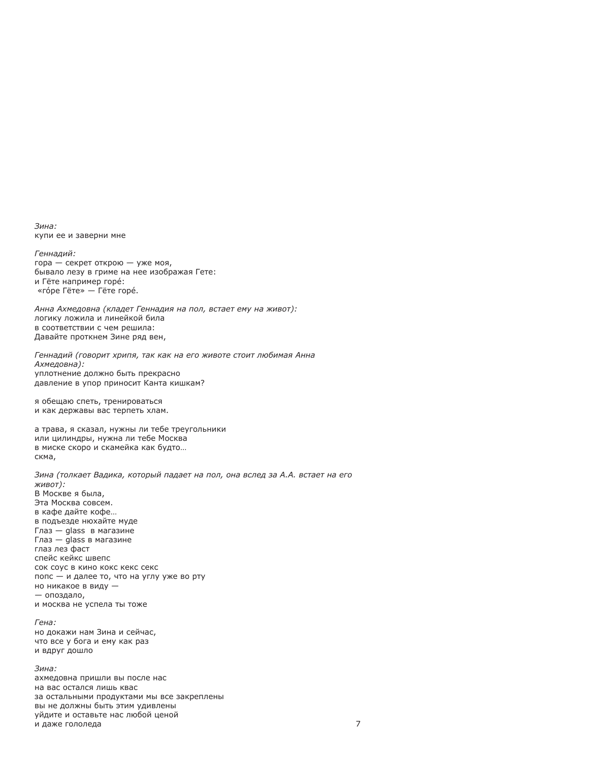*Зина:*
купи ее и заверни мне

*Геннадий:*
гора — секрет открою — уже моя,
бывало лезу в гриме на нее изображая Гете:
и Гёте например горé:
«гóре Гёте» — Гёте горé.

*Анна Ахмедовна (кладет Геннадия на пол, встает ему на живот):*
логику ложила и линейкой била
в соответствии с чем решила:
Давайте проткнем Зине ряд вен,

*Геннадий (говорит хрипя, так как на его животе стоит любимая Анна Ахмедовна):*
уплотнение должно быть прекрасно
давление в упор приносит Канта кишкам?

я обещаю спеть, тренироваться
и как державы вас терпеть хлам.

а трава, я сказал, нужны ли тебе треугольники
или цилиндры, нужна ли тебе Москва
в миске скоро и скамейка как будто…
скма,

*Зина (толкает Вадика, который падает на пол, она вслед за А.А. встает на его живот):*
В Москве я была,
Эта Москва совсем.
в кафе дайте кофе…
в подъезде нюхайте муде
Глаз — glass в магазине
Глаз — glass в магазине
глаз лез фаст
спейс кейкс швепс
сок соус в кино кокс кекс секс
попс — и далее то, что на углу уже во рту
но никакое в виду —
— опоздало,
и москва не успела ты тоже

*Гена:*
но докажи нам Зина и сейчас,
что все у бога и ему как раз
и вдруг дошло

*Зина:*
ахмедовна пришли вы после нас
на вас остался лишь квас
за остальными продуктами мы все закреплены
вы не должны быть этим удивлены
уйдите и оставьте нас любой ценой
и даже гололеда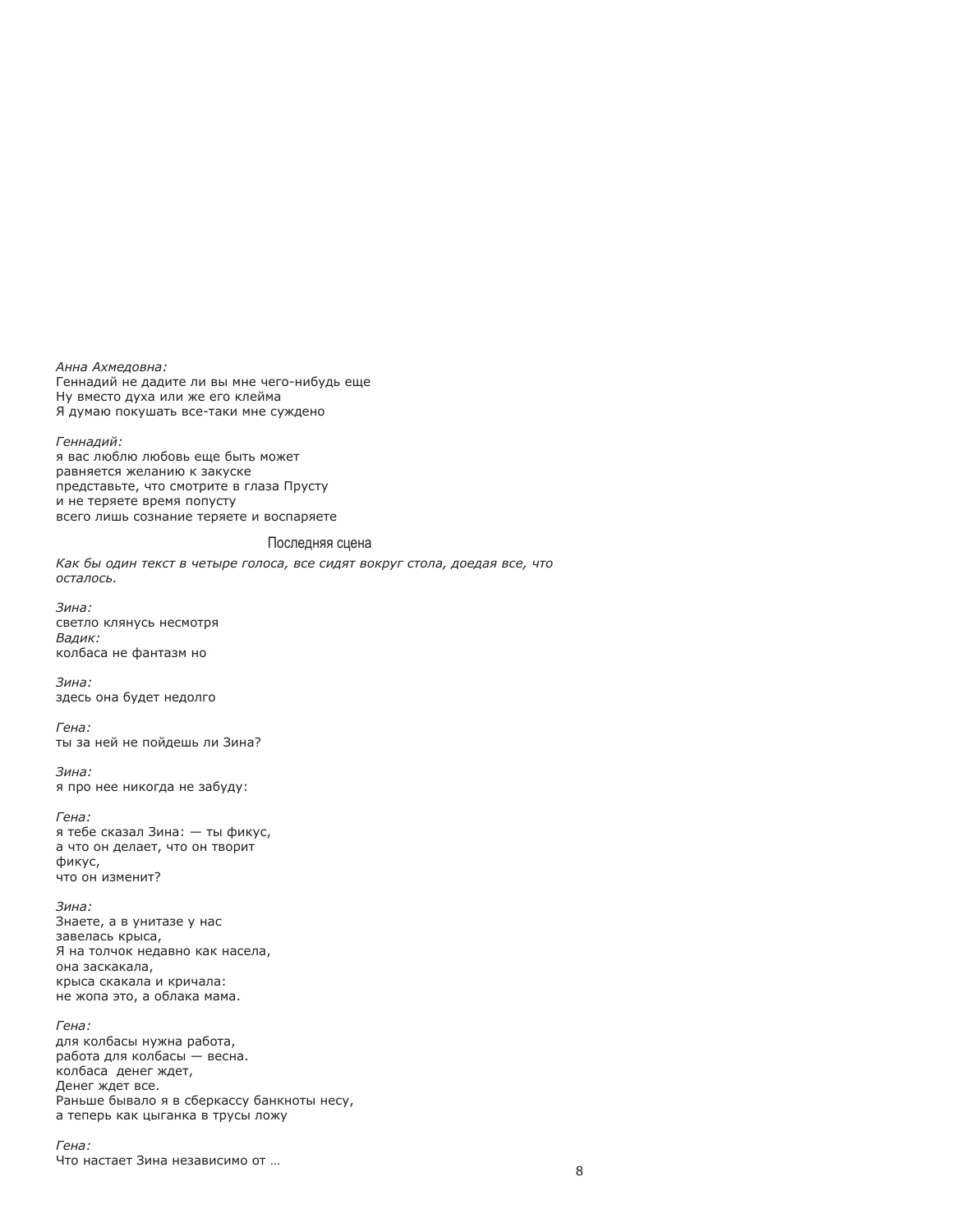*Анна Ахмедовна:*
Геннадий не дадите ли вы мне чего-нибудь еще
Ну вместо духа или же его клейма
Я думаю покушать все-таки мне суждено

*Геннадий:*
я вас люблю любовь еще быть может
равняется желанию к закуске
представьте, что смотрите в глаза Прусту
и не теряете время попусту
всего лишь сознание теряете и воспаряете

## Последняя сцена

*Как бы один текст в четыре голоса, все сидят вокруг стола, доедая все, что осталось.*

*Зина:*
светло клянусь несмотря
*Вадик:*
колбаса не фантазм но

*Зина:*
здесь она будет недолго

*Гена:*
ты за ней не пойдешь ли Зина?

*Зина:*
я про нее никогда не забуду:

*Гена:*
я тебе сказал Зина: — ты фикус,
а что он делает, что он творит
фикус,
что он изменит?

*Зина:*
Знаете, а в унитазе у нас
завелась крыса,
Я на толчок недавно как насела,
она заскакала,
крыса скакала и кричала:
не жопа это, а облака мама.

*Гена:*
для колбасы нужна работа,
работа для колбасы — весна.
колбаса денег ждет,
Денег ждет все.
Раньше бывало я в сберкассу банкноты несу,
а теперь как цыганка в трусы ложу

*Гена:*
Что настает Зина независимо от …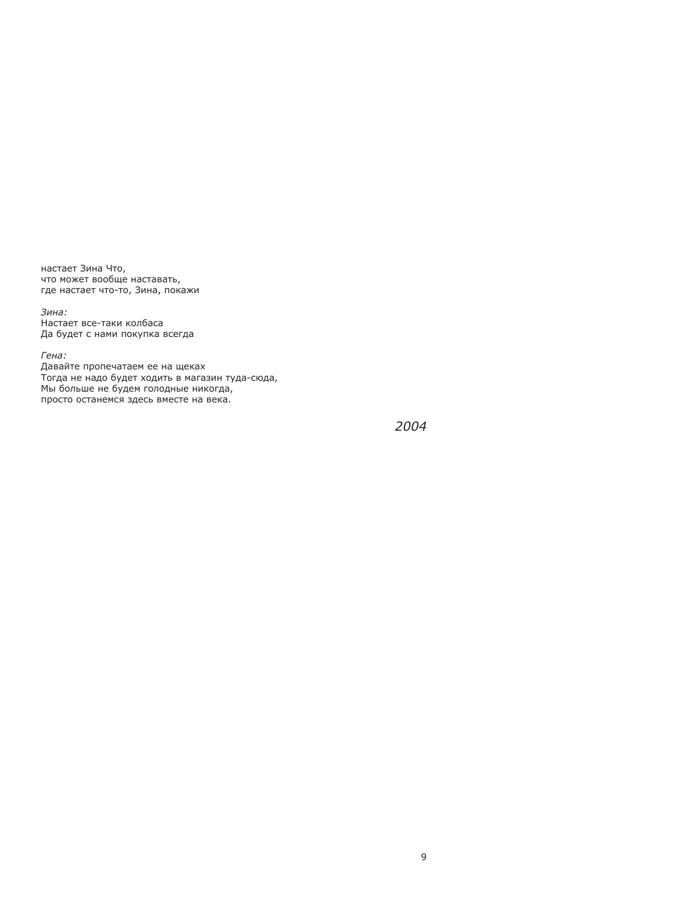настает Зина Что,  
что может вообще наставать,  
где настает что-то, Зина, покажи

*Зина:*  
Настает все-таки колбаса  
Да будет с нами покупка всегда

*Гена:*  
Давайте пропечатаем ее на щеках  
Тогда не надо будет ходить в магазин туда-сюда,  
Мы больше не будем голодные никогда,  
просто останемся здесь вместе на века.

*2004*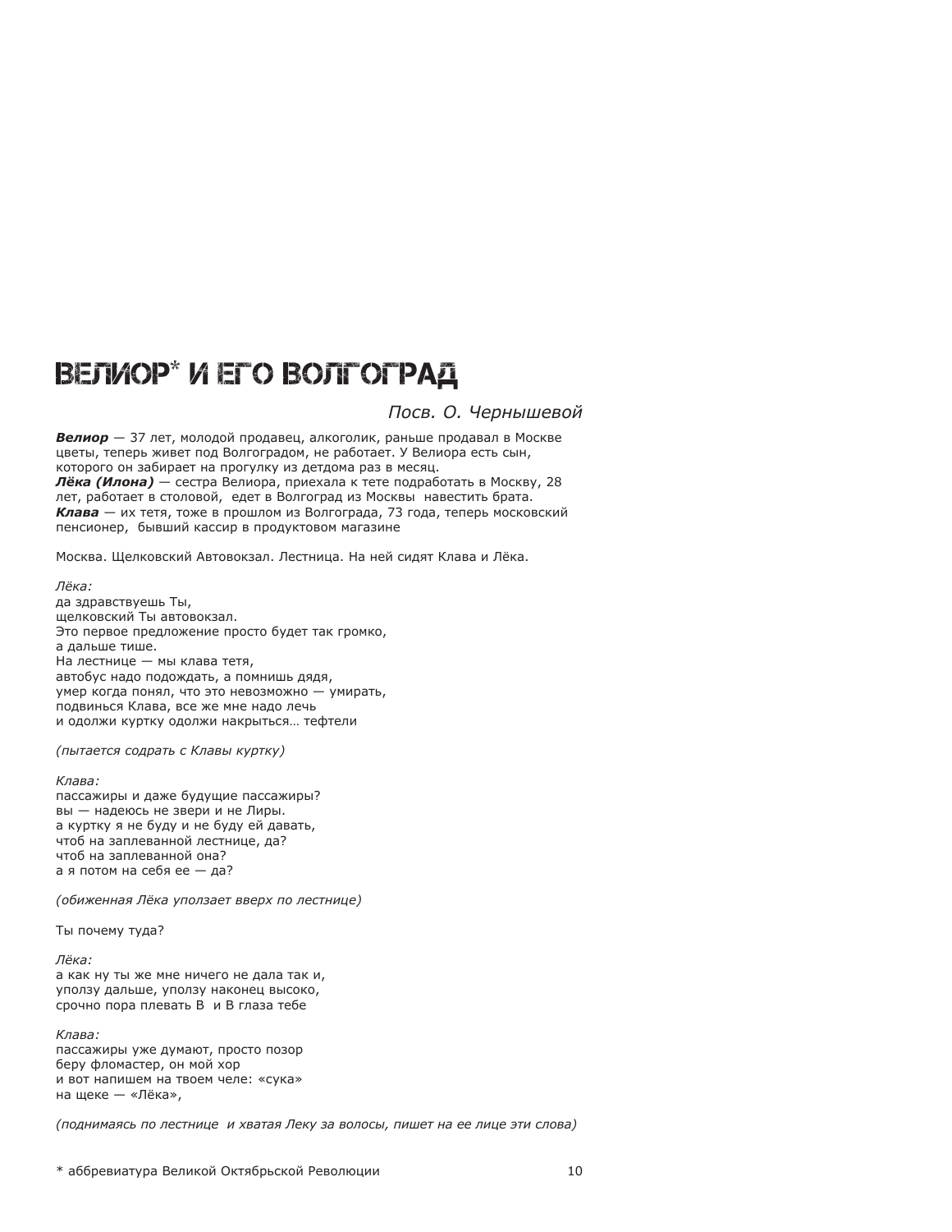# ВЕЛИОР* И ЕГО ВОЛГОГРАД

*Посв. О. Чернышевой*

***Велиор*** — 37 лет, молодой продавец, алкоголик, раньше продавал в Москве цветы, теперь живет под Волгоградом, не работает. У Велиора есть сын, которого он забирает на прогулку из детдома раз в месяц.
***Лёка (Илона)*** — сестра Велиора, приехала к тете подработать в Москву, 28 лет, работает в столовой, едет в Волгоград из Москвы навестить брата.
***Клава*** — их тетя, тоже в прошлом из Волгограда, 73 года, теперь московский пенсионер, бывший кассир в продуктовом магазине

Москва. Щелковский Автовокзал. Лестница. На ней сидят Клава и Лёка.

*Лёка:*
да здравствуешь Ты,
щелковский Ты автовокзал.
Это первое предложение просто будет так громко,
а дальше тише.
На лестнице — мы клава тетя,
автобус надо подождать, а помнишь дядя,
умер когда понял, что это невозможно — умирать,
подвинься Клава, все же мне надо лечь
и одолжи куртку одолжи накрыться… тефтели

*(пытается содрать с Клавы куртку)*

*Клава:*
пассажиры и даже будущие пассажиры?
вы — надеюсь не звери и не Лиры.
а куртку я не буду и не буду ей давать,
чтоб на заплеванной лестнице, да?
чтоб на заплеванной она?
а я потом на себя ее — да?

*(обиженная Лёка уползает вверх по лестнице)*

Ты почему туда?

*Лёка:*
а как ну ты же мне ничего не дала так и,
уползу дальше, уползу наконец высоко,
срочно пора плевать В и В глаза тебе

*Клава:*
пассажиры уже думают, просто позор
беру фломастер, он мой хор
и вот напишем на твоем челе: «сука»
на щеке — «Лёка»,

*(поднимаясь по лестнице и хватая Леку за волосы, пишет на ее лице эти слова)*

* аббревиатура Великой Октябрьской Революции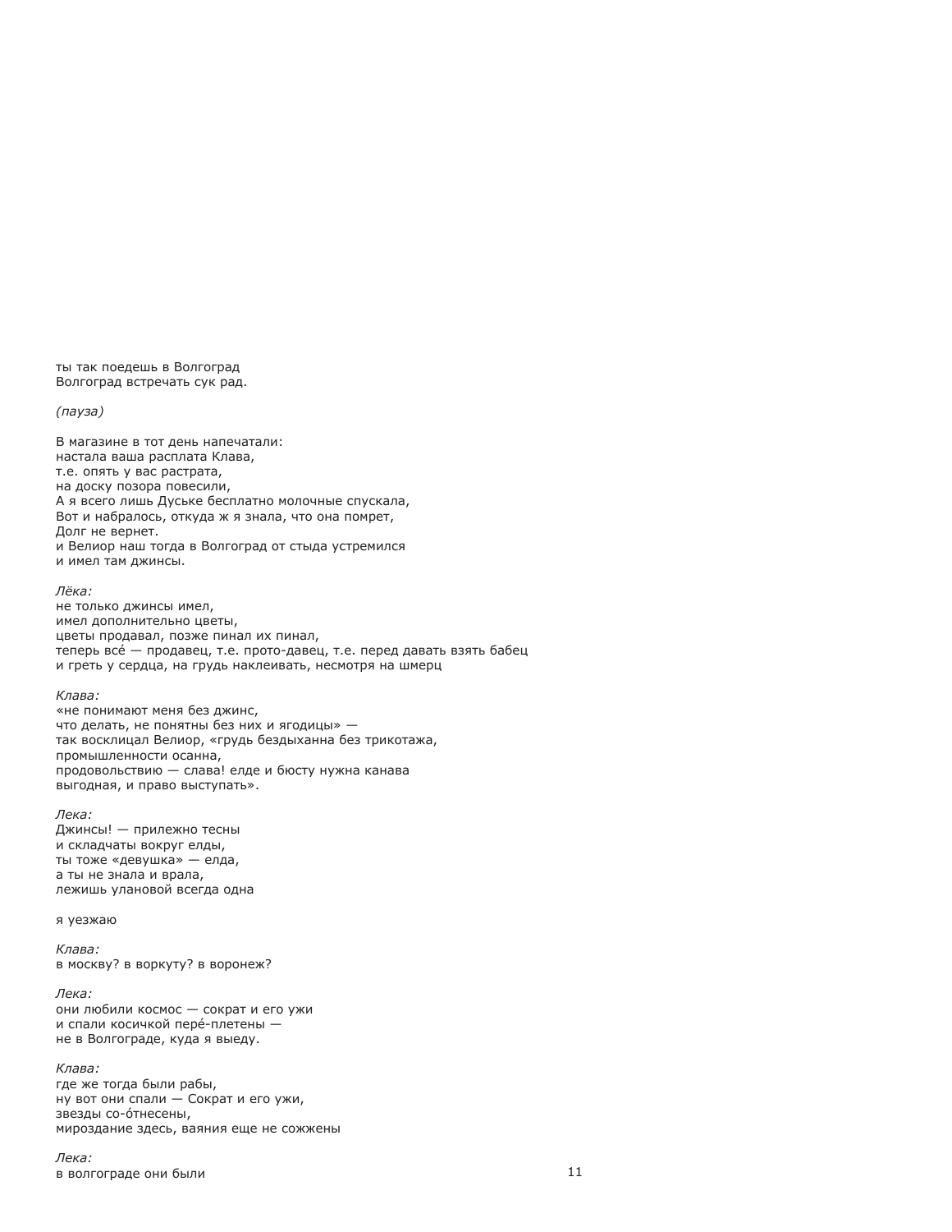ты так поедешь в Волгоград
Волгоград встречать сук рад.

*(пауза)*

В магазине в тот день напечатали:
настала ваша расплата Клава,
т.е. опять у вас растрата,
на доску позора повесили,
А я всего лишь Дуське бесплатно молочные спускала,
Вот и набралось, откуда ж я знала, что она помрет,
Долг не вернет.
и Велиор наш тогда в Волгоград от стыда устремился
и имел там джинсы.

*Лёка:*
не только джинсы имел,
имел дополнительно цветы,
цветы продавал, позже пинал их пинал,
теперь всé — продавец, т.е. прото-давец, т.е. перед давать взять бабец
и греть у сердца, на грудь наклеивать, несмотря на шмерц

*Клава:*
«не понимают меня без джинс,
что делать, не понятны без них и ягодицы» —
так восклицал Велиор, «грудь бездыханна без трикотажа,
промышленности осанна,
продовольствию — слава! елде и бюсту нужна канава
выгодная, и право выступать».

*Лека:*
Джинсы! — прилежно тесны
и складчаты вокруг елды,
ты тоже «девушка» — елда,
а ты не знала и врала,
лежишь улановой всегда одна

я уезжаю

*Клава:*
в москву? в воркуту? в воронеж?

*Лека:*
они любили космос — сократ и его ужи
и спали косичкой перé-плетены —
не в Волгограде, куда я выеду.

*Клава:*
где же тогда были рабы,
ну вот они спали — Сократ и его ужи,
звезды со-óтнесены,
мироздание здесь, ваяния еще не сожжены

*Лека:*
в волгограде они были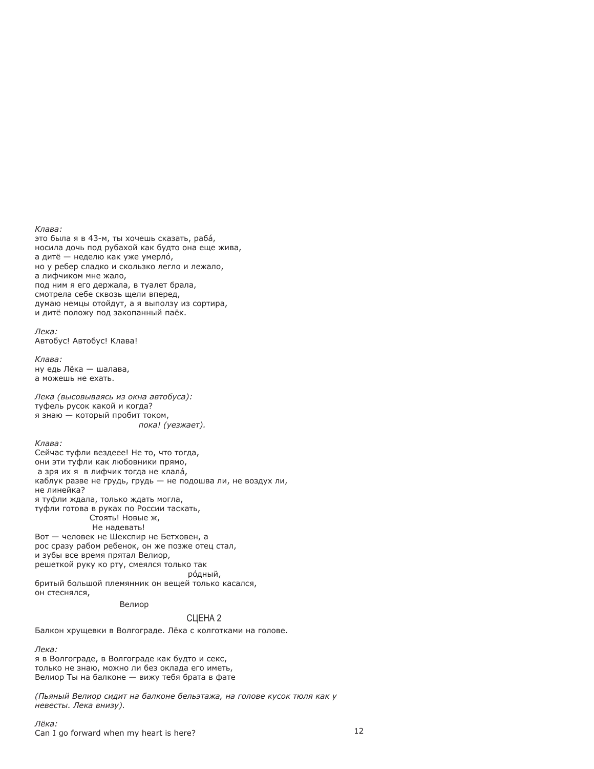*Клава:*
это была я в 43-м, ты хочешь сказать, раба́,
носила дочь под рубахой как будто она еще жива,
а дитё — неделю как уже умерло́,
но у ребер сладко и скользко легло и лежало,
а лифчиком мне жало,
под ним я его держала, в туалет брала,
смотрела себе сквозь щели вперед,
думаю немцы отойдут, а я выползу из сортира,
и дитё положу под закопанный паёк.

*Лека:*
Автобус! Автобус! Клава!

*Клава:*
ну едь Лёка — шалава,
а можешь не ехать.

*Лека (высовываясь из окна автобуса):*
туфель русок какой и когда?
я знаю — который пробит током,
                                    *пока! (уезжает).*

*Клава:*
Сейчас туфли вездеее! Не то, что тогда,
они эти туфли как любовники прямо,
 а зря их я  в лифчик тогда не клала́,
каблук разве не грудь, грудь — не подошва ли, не воздух ли,
не линейка?
я туфли ждала, только ждать могла,
туфли готова в руках по России таскать,
                    Стоять! Новые ж,
                     Не надевать!
Вот — человек не Шекспир не Бетховен, а
рос сразу рабом ребенок, он же позже отец стал,
и зубы все время прятал Велиор,
решеткой руку ко рту, смеялся только так
                                                        ро́дный,
бритый большой племянник он вещей только касался,
он стеснялся,
                              Велиор

## СЦЕНА 2

Балкон хрущевки в Волгограде. Лёка с колготками на голове.

*Лека:*
я в Волгограде, в Волгограде как будто и секс,
только не знаю, можно ли без оклада его иметь,
Велиор Ты на балконе — вижу тебя брата в фате

*(Пьяный Велиор сидит на балконе бельэтажа, на голове кусок тюля как у невесты. Лека внизу).*

*Лёка:*
Can I go forward when my heart is here?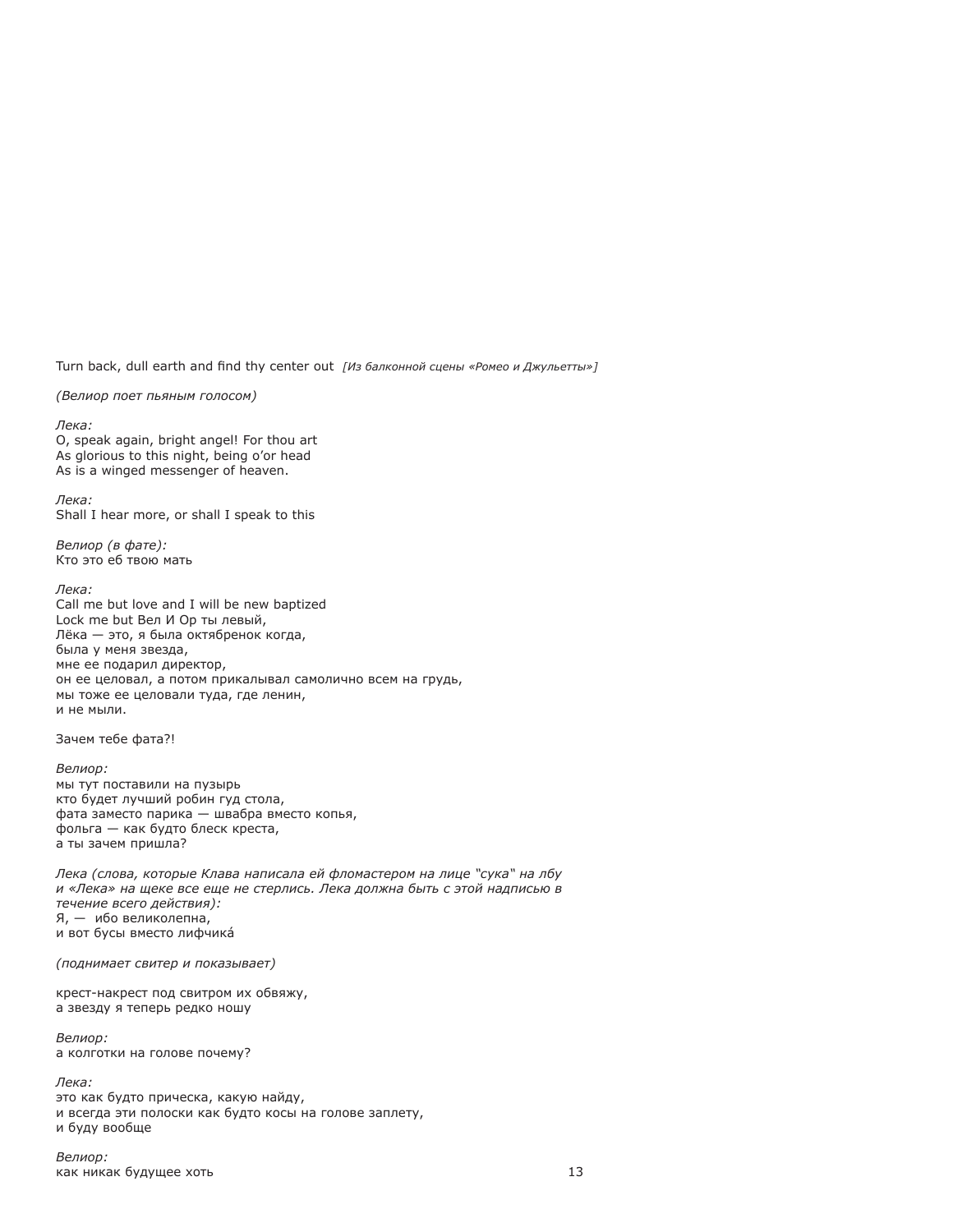Turn back, dull earth and find thy center out *[Из балконной сцены «Ромео и Джульетты»]*

*(Велиор поет пьяным голосом)*

*Лека:*
O, speak again, bright angel! For thou art
As glorious to this night, being o'or head
As is a winged messenger of heaven.

*Лека:*
Shall I hear more, or shall I speak to this

*Велиор (в фате):*
Кто это еб твою мать

*Лека:*
Call me but love and I will be new baptized
Lock me but Вел И Ор ты левый,
Лёка — это, я была октябренок когда,
была у меня звезда,
мне ее подарил директор,
он ее целовал, а потом прикалывал самолично всем на грудь,
мы тоже ее целовали туда, где ленин,
и не мыли.

Зачем тебе фата?!

*Велиор:*
мы тут поставили на пузырь
кто будет лучший робин гуд стола,
фата заместо парика — швабра вместо копья,
фольга — как будто блеск креста,
а ты зачем пришла?

*Лека (слова, которые Клава написала ей фломастером на лице "сука" на лбу и «Лека» на щеке все еще не стерлись. Лека должна быть с этой надписью в течение всего действия):*
Я, — ибо великолепна,
и вот бусы вместо лифчика́

*(поднимает свитер и показывает)*

крест-накрест под свитром их обвяжу,
а звезду я теперь редко ношу

*Велиор:*
а колготки на голове почему?

*Лека:*
это как будто прическа, какую найду,
и всегда эти полоски как будто косы на голове заплету,
и буду вообще

*Велиор:*
как никак будущее хоть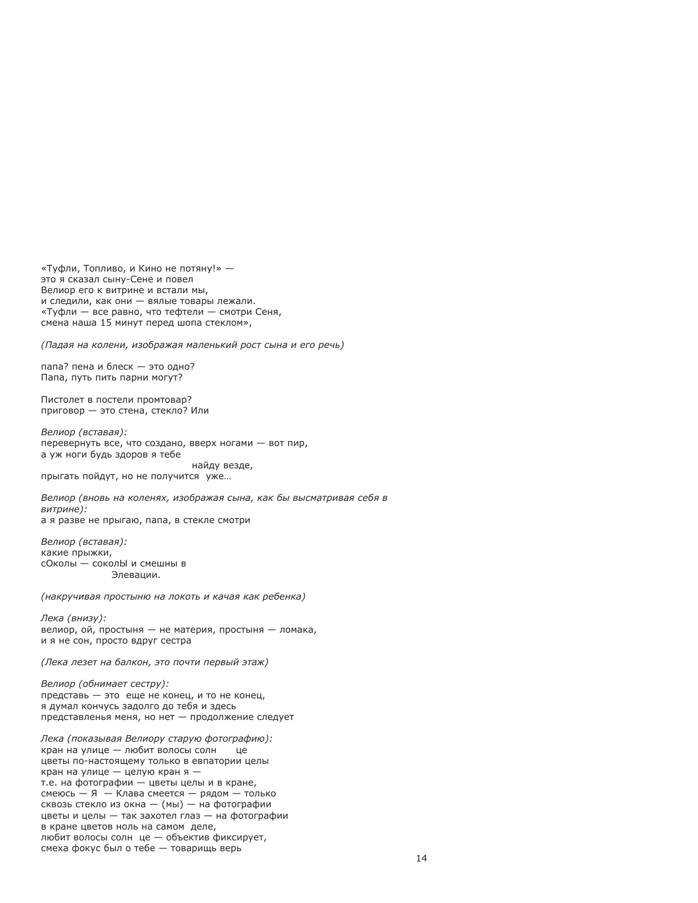«Туфли, Топливо, и Кино не потяну!» —
это я сказал сыну-Сене и повел
Велиор его к витрине и встали мы,
и следили, как они — вялые товары лежали.
«Туфли — все равно, что тефтели — смотри Сеня,
смена наша 15 минут перед шопа стеклом»,

*(Падая на колени, изображая маленький рост сына и его речь)*

папа? пена и блеск — это одно?
Папа, путь пить парни могут?

Пистолет в постели промтовар?
приговор — это стена, стекло? Или

*Велиор (вставая):*
перевернуть все, что создано, вверх ногами — вот пир,
а уж ноги будь здоров я тебе
                                        найду везде,
прыгать пойдут, но не получится  уже…

*Велиор (вновь на коленях, изображая сына, как бы высматривая себя в витрине):*
а я разве не прыгаю, папа, в стекле смотри

*Велиор (вставая):*
какие прыжки,
сОколы — соколЫ и смешны в
                    Элевации.

*(накручивая простыню на локоть и качая как ребенка)*

*Лека (внизу):*
велиор, ой, простыня — не материя, простыня — ломака,
и я не сон, просто вдруг сестра

*(Лека лезет на балкон, это почти первый этаж)*

*Велиор (обнимает сестру):*
представь — это  еще не конец, и то не конец,
я думал кончусь задолго до тебя и здесь
представленья меня, но нет — продолжение следует

*Лека (показывая Велиору старую фотографию):*
кран на улице — любит волосы солн      це
цветы по-настоящему только в евпатории целы
кран на улице — целую кран я —
т.е. на фотографии — цветы целы и в кране,
смеюсь — Я  — Клава смеется — рядом — только
сквозь стекло из окна — (мы) — на фотографии
цветы и целы — так захотел глаз — на фотографии
в кране цветов ноль на самом  деле,
любит волосы солн  це — объектив фиксирует,
смеха фокус был о тебе — товарищь верь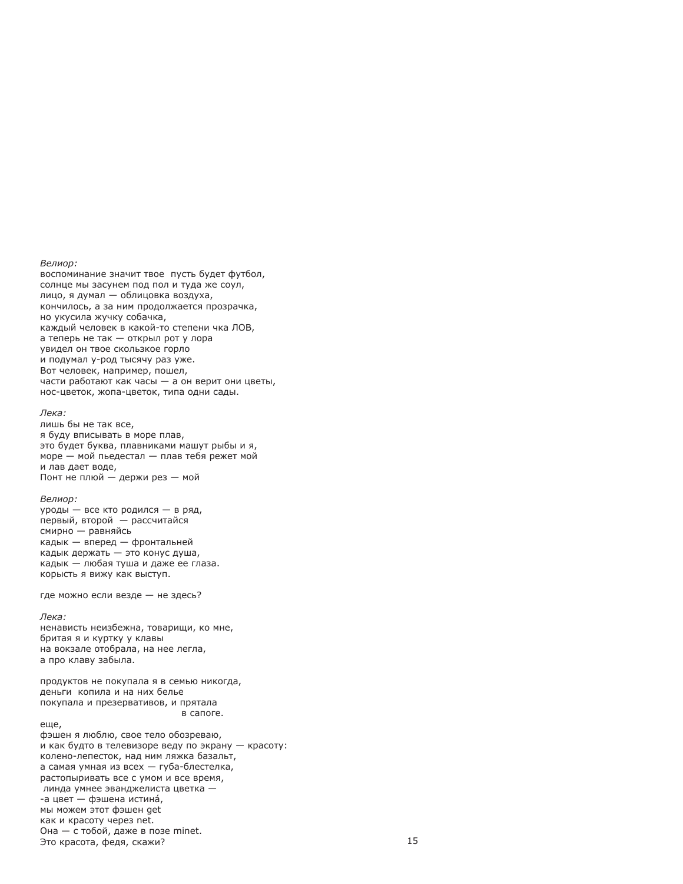*Велиор:*  
воспоминание значит твое  пусть будет футбол,  
солнце мы засунем под пол и туда же соул,  
лицо, я думал — облицовка воздуха,  
кончилось, а за ним продолжается прозрачка,  
но укусила жучку собачка,  
каждый человек в какой-то степени чка ЛОВ,  
а теперь не так — открыл рот у лора  
увидел он твое скользкое горло  
и подумал у-род тысячу раз уже.  
Вот человек, например, пошел,  
части работают как часы — а он верит они цветы,  
нос-цветок, жопа-цветок, типа одни сады.

*Лека:*  
лишь бы не так все,  
я буду вписывать в море плав,  
это будет буква, плавниками машут рыбы и я,  
море — мой пьедестал — плав тебя режет мой  
и лав дает воде,  
Понт не плюй — держи рез — мой

*Велиор:*  
уроды — все кто родился — в ряд,  
первый, второй  — рассчитайся  
смирно — равняйсь  
кадык — вперед — фронтальней  
кадык держать — это конус душа,  
кадык — любая туша и даже ее глаза.  
корысть я вижу как выступ.

где можно если везде — не здесь?

*Лека:*  
ненависть неизбежна, товарищи, ко мне,  
бритая я и куртку у клавы  
на вокзале отобрала, на нее легла,  
а про клаву забыла.

продуктов не покупала я в семью никогда,  
деньги  копила и на них белье  
покупала и презервативов, и прятала  
                                        в сапоге.  
еще,  
фэшен я люблю, свое тело обозреваю,  
и как будто в телевизоре веду по экрану — красоту:  
колено-лепесток, над ним ляжка базальт,  
а самая умная из всех — губа-блестелка,  
растопыривать все с умом и все время,  
 линда умнее эванджелиста цветка —  
-а цвет — фэшена истинá,  
мы можем этот фэшен get  
как и красоту через net.  
Она — с тобой, даже в позе minet.  
Это красота, федя, скажи?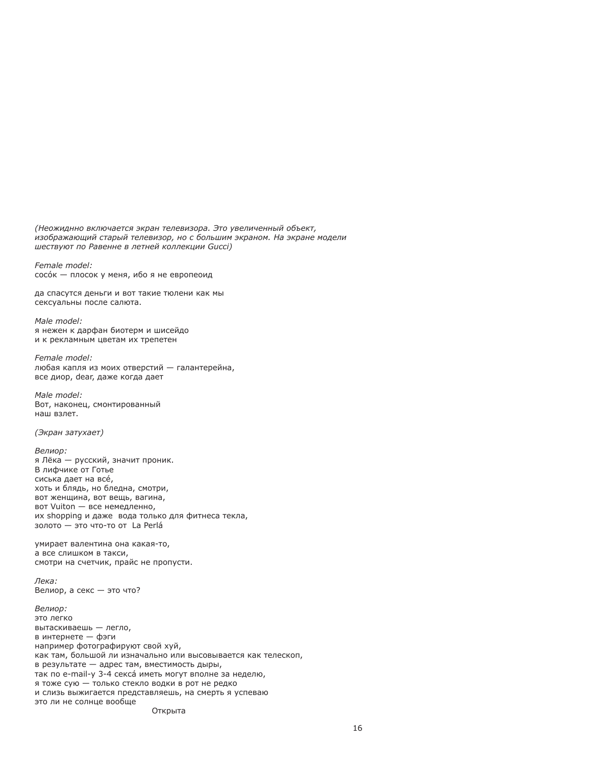*(Неожиднно включается экран телевизора. Это увеличенный объект, изображающий старый телевизор, но с большим экраном. На экране модели шествуют по Равенне в летней коллекции Gucci)*

*Female model:*
cосóк — плоско у меня, ибо я не европеоид

да спасутся деньги и вот такие тюлени как мы
сексуальны после салюта.

*Male model:*
я нежен к дарфан биотерм и шисейдо
и к рекламным цветам их трепетен

*Female model:*
любая капля из моих отверстий — галантерейна,
все диор, dear, даже когда дает

*Male model:*
Вот, наконец, смонтированный
наш взлет.

*(Экран затухает)*

*Велиор:*
я Лёка — русский, значит проник.
В лифчике от Готье
сиська дает на всé,
хоть и блядь, но бледна, смотри,
вот женщина, вот вещь, вагина,
вот Vuiton — все немедленно,
их shopping и даже вода только для фитнеса текла,
золото — это что-то от La Perlá

умирает валентина она какая-то,
а все слишком в такси,
смотри на счетчик, прайс не пропусти.

*Лека:*
Велиор, а секс — это что?

*Велиор:*
это легко
вытаскиваешь — легло,
в интернете — фэги
например фотографируют свой хуй,
как там, большой ли изначально или высовывается как телескоп,
в результате — адрес там, вместимость дыры,
так по e-mail-у 3-4 сексá иметь могут вполне за неделю,
я тоже сую — только стекло водки в рот не редко
и слизь выжигается представляешь, на смерть я успеваю
это ли не солнце вообще

Открыта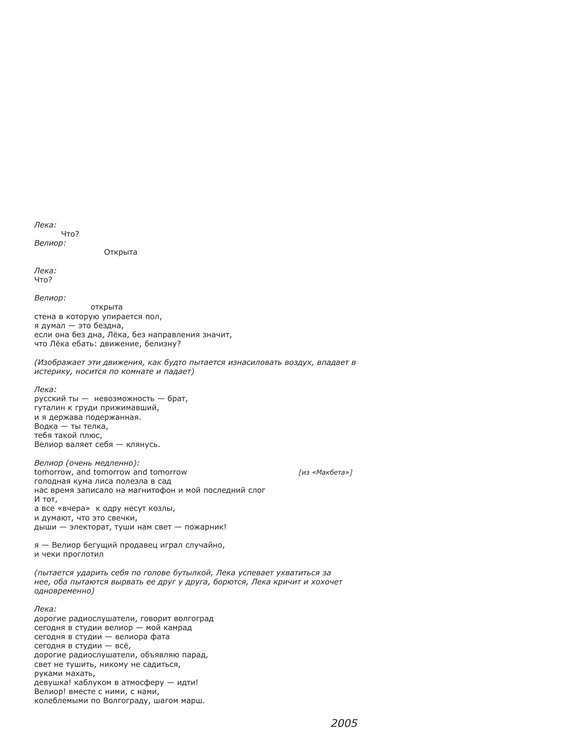*Лека:*
Что?
*Велиор:*
Открыта

*Лека:*
Что?

*Велиор:*
открыта
стена в которую упирается пол,
я думал — это бездна,
если она без дна, Лёка, без направления значит,
что Лёка ебать: движение, белизну?

*(Изображает эти движения, как будто пытается изнасиловать воздух, впадает в истерику, носится по комнате и падает)*

*Лека:*
русский ты — невозможность — брат,
гуталин к груди прижимавший,
и я держава подержанная.
Водка — ты телка,
тебя такой плюс,
Велиор валяет себя — клянусь.

*Велиор (очень медленно):*
tomorrow, and tomorrow and tomorrow *[из «Макбета»]*
голодная кума лиса полезла в сад
нас время записало на магнитофон и мой последний слог
И тот,
а все «вчера» к одру несут козлы,
и думают, что это свечки,
дыши — электорат, туши нам свет — пожарник!

я — Велиор бегущий продавец играл случайно,
и чеки проглотил

*(пытается ударить себя по голове бутылкой, Лека успевает ухватиться за нее, оба пытаются вырвать ее друг у друга, борются, Лека кричит и хохочет одновременно)*

*Лека:*
дорогие радиослушатели, говорит волгоград
сегодня в студии велиор — мой камрад
сегодня в студии — велиора фата
сегодня в студии — всё,
дорогие радиослушатели, объявляю парад,
свет не тушить, никому не садиться,
руками махать,
девушка! каблуком в атмосферу — идти!
Велиор! вместе с ними, с нами,
колеблемыми по Волгограду, шагом марш.

*2005*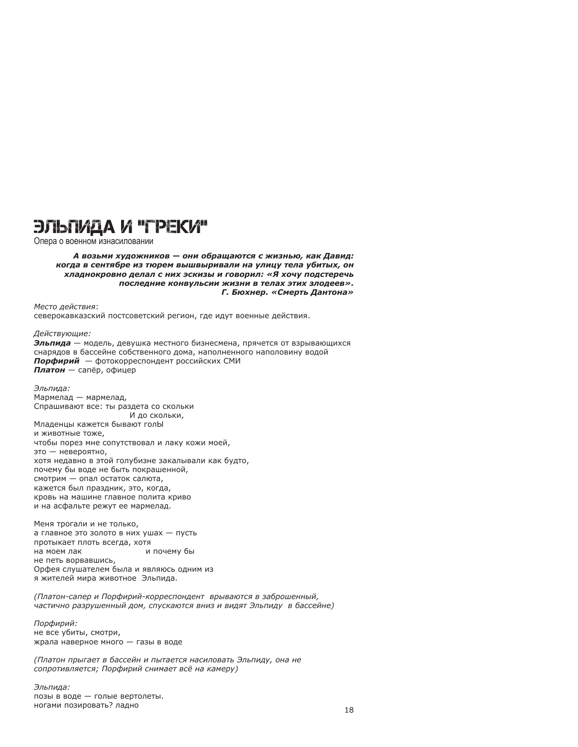# ЭЛЬПИДА И "ГРЕКИ"

Опера о военном изнасиловании

> ***А возьми художников — они обращаются с жизнью, как Давид: когда в сентябре из тюрем вышвыривали на улицу тела убитых, он хладнокровно делал с них эскизы и говорил: «Я хочу подстеречь последние конвульсии жизни в телах этих злодеев».***
> ***Г. Бюхнер. «Смерть Дантона»***

*Место действия*:
северокавказский постсоветский регион, где идут военные действия.

*Действующие:*
***Эльпида*** — модель, девушка местного бизнесмена, прячется от взрывающихся снарядов в бассейне собственного дома, наполненного наполовину водой
***Порфирий*** — фотокорреспондент российских СМИ
***Платон*** — сапёр, офицер

*Эльпида:*
Мармелад — мармелад,
Спрашивают все: ты раздета со скольки
                              И до скольки,
Младенцы кажется бывают голЫ
и животные тоже,
чтобы порез мне сопутствовал и лаку кожи моей,
это — невероятно,
хотя недавно в этой голубизне закалывали как будто,
почему бы воде не быть покрашенной,
смотрим — опал остаток салюта,
кажется был праздник, это, когда,
кровь на машине главное полита криво
и на асфальте режут ее мармелад.

Меня трогали и не только,
а главное это золото в них ушах — пусть
протыкает плоть всегда, хотя
на моем лак                    и почему бы
не петь ворвавшись,
Орфея слушателем была и являюсь одним из
я жителей мира животное Эльпида.

*(Платон-сапер и Порфирий-корреспондент врываются в заброшенный, частично разрушенный дом, спускаются вниз и видят Эльпиду в бассейне)*

*Порфирий:*
не все убиты, смотри,
жрала наверное много — газы в воде

*(Платон прыгает в бассейн и пытается насиловать Эльпиду, она не сопротивляется; Порфирий снимает всё на камеру)*

*Эльпида:*
позы в воде — голые вертолеты.
ногами позировать? ладно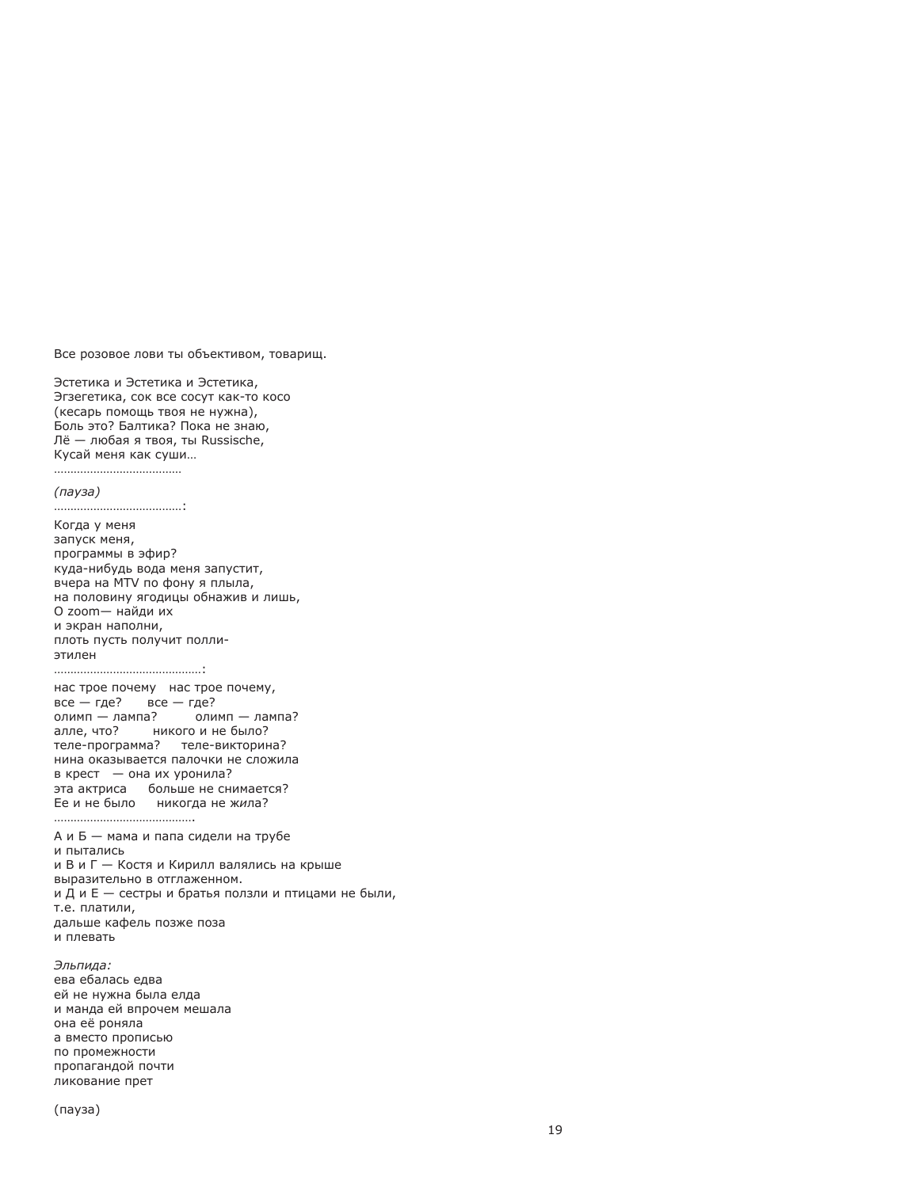Все розовое лови ты объективом, товарищ.

Эстетика и Эстетика и Эстетика,  
Эгзегетика, сок все сосут как-то косо  
(кесарь помощь твоя не нужна),  
Боль это? Балтика? Пока не знаю,  
Лё — любая я твоя, ты Russische,  
Кусай меня как суши…  
…………………………………

*(пауза)*  
…………………………………:

Когда у меня  
запуск меня,  
программы в эфир?  
куда-нибудь вода меня запустит,  
вчера на MTV по фону я плыла,  
на половину ягодицы обнажив и лишь,  
О zoom— найди их  
и экран наполни,  
плоть пусть получит полли-  
этилен  
………………………………………:

нас трое почему   нас трое почему,  
все — где?   все — где?  
олимп — лампа?   олимп — лампа?  
алле, что?   никого и не было?  
теле-программа?   теле-викторина?  
нина оказывается палочки не сложила  
в крест  — она их уронила?  
эта актриса   больше не снимается?  
Ее и не было   никогда не жила?  
…………………………………….

А и Б — мама и папа сидели на трубе  
и пытались  
и В и Г — Костя и Кирилл валялись на крыше  
выразительно в отглаженном.  
и Д и Е — сестры и братья ползли и птицами не были,  
т.е. платили,  
дальше кафель позже поза  
и плевать

*Эльпида:*  
ева ебалась едва  
ей не нужна была елда  
и манда ей впрочем мешала  
она её роняла  
а вместо прописью  
по промежности  
пропагандой почти  
ликование прет

(пауза)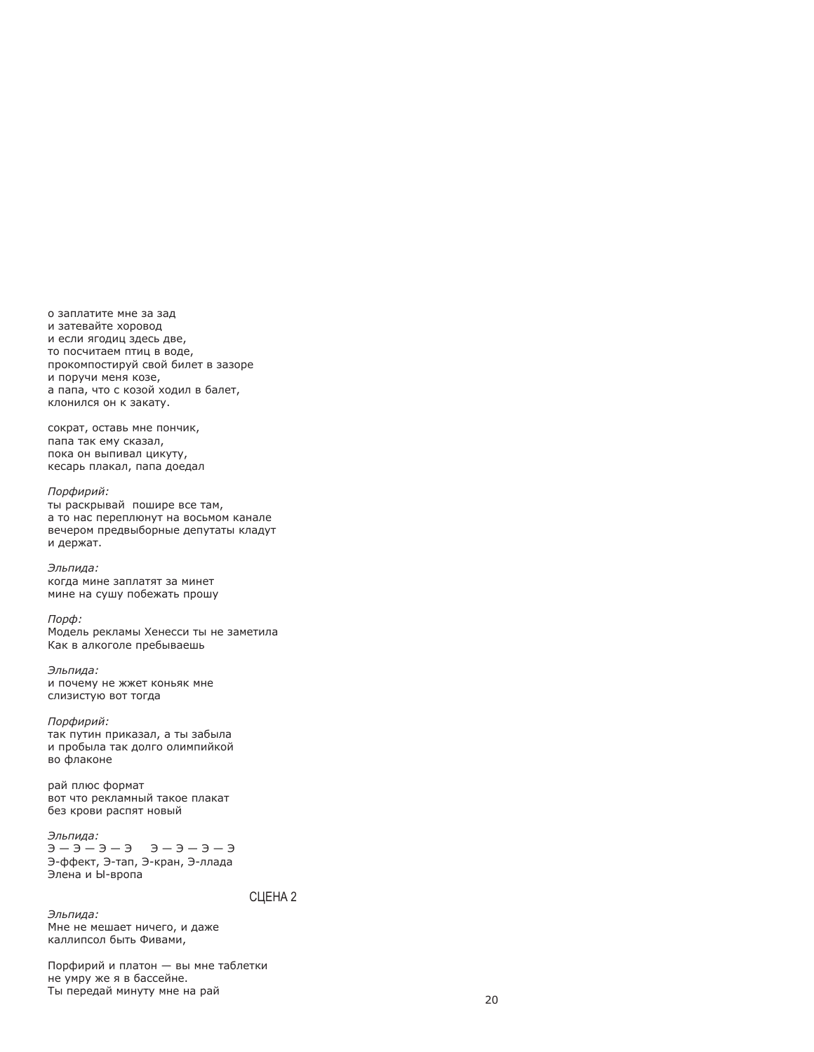о заплатите мне за зад
и затевайте хоровод
и если ягодиц здесь две,
то посчитаем птиц в воде,
прокомпостируй свой билет в зазоре
и поручи меня козе,
а папа, что с козой ходил в балет,
клонился он к закату.

сократ, оставь мне пончик,
папа так ему сказал,
пока он выпивал цикуту,
кесарь плакал, папа доедал

*Порфирий:*
ты раскрывай  пошире все там,
а то нас переплюнут на восьмом канале
вечером предвыборные депутаты кладут
и держат.

*Эльпида:*
когда мине заплатят за минет
мине на сушу побежать прошу

*Порф:*
Модель рекламы Хенесси ты не заметила
Как в алкоголе пребываешь

*Эльпида:*
и почему не жжет коньяк мне
слизистую вот тогда

*Порфирий:*
так путин приказал, а ты забыла
и пробыла так долго олимпийкой
во флаконе

рай плюс формат
вот что рекламный такое плакат
без крови распят новый

*Эльпида:*
Э — Э — Э — Э    Э — Э — Э — Э
Э-ффект, Э-тап, Э-кран, Э-ллада
Элена и Ы-вропа

## СЦЕНА 2

*Эльпида:*
Мне не мешает ничего, и даже
каллипсол быть Фивами,

Порфирий и платон — вы мне таблетки
не умру же я в бассейне.
Ты передай минуту мне на рай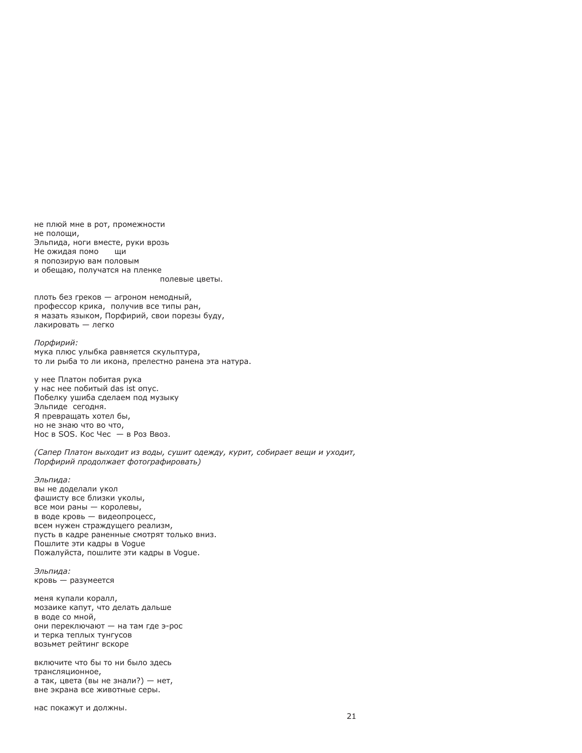не плюй мне в рот, промежности
не полощи,
Эльпида, ноги вместе, руки врозь
Не ожидая помо      щи
я попозирую вам половым
и обещаю, получатся на пленке
                                                    полевые цветы.

плоть без греков — агроном немодный,
профессор крика,  получив все типы ран,
я мазать языком, Порфирий, свои порезы буду,
лакировать — легко

*Порфирий:*
мука плюс улыбка равняется скульптура,
то ли рыба то ли икона, прелестно ранена эта натура.

у нее Платон побитая рука
у нас нее побитый das ist опус.
Побелку ушиба сделаем под музыку
Эльпиде  сегодня.
Я превращать хотел бы,
но не знаю что во что,
Нос в SOS. Кос Чес  — в Роз Ввоз.

*(Сапер Платон выходит из воды, сушит одежду, курит, собирает вещи и уходит, Порфирий продолжает фотографировать)*

*Эльпида:*
вы не доделали укол
фашисту все близки уколы,
все мои раны — королевы,
в воде кровь — видеопроцесс,
всем нужен страждущего реализм,
пусть в кадре раненные смотрят только вниз.
Пошлите эти кадры в Vogue
Пожалуйста, пошлите эти кадры в Vogue.

*Эльпида:*
кровь — разумеется

меня купали коралл,
мозаике капут, что делать дальше
в воде со мной,
они переключают — на там где э-рос
и терка теплых тунгусов
возьмет рейтинг вскоре

включите что бы то ни было здесь
трансляционное,
а так, цвета (вы не знали?) — нет,
вне экрана все животные серы.

нас покажут и должны.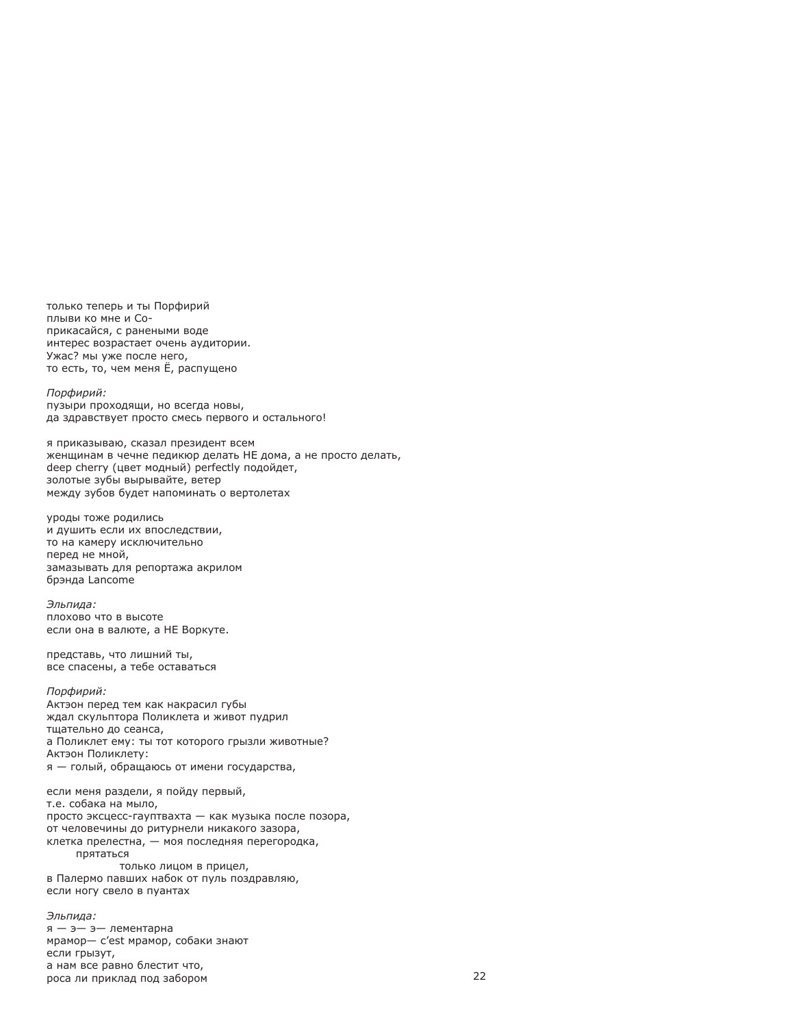только теперь и ты Порфирий  
плыви ко мне и Со-  
прикасайся, с ранеными воде  
интерес возрастает очень аудитории.  
Ужас? мы уже после него,  
то есть, то, чем меня Ё, распущено

*Порфирий:*  
пузыри проходящи, но всегда новы,  
да здравствует просто смесь первого и остального!

я приказываю, сказал президент всем  
женщинам в чечне педикюр делать НЕ дома, а не просто делать,  
deep cherry (цвет модный) perfectly подойдет,  
золотые зубы вырывайте, ветер  
между зубов будет напоминать о вертолетах

уроды тоже родились  
и душить если их впоследствии,  
то на камеру исключительно  
перед не мной,  
замазывать для репортажа акрилом  
брэнда Lancome

*Эльпида:*  
плохово что в высоте  
если она в валюте, а НЕ Воркуте.

представь, что лишний ты,  
все спасены, а тебе оставаться

*Порфирий:*  
Актэон перед тем как накрасил губы  
ждал скульптора Поликлета и живот пудрил  
тщательно до сеанса,  
а Поликлет ему: ты тот которого грызли животные?  
Актэон Поликлету:  
я — голый, обращаюсь от имени государства,

если меня раздели, я пойду первый,  
т.е. собака на мыло,  
просто эксцесс-гауптвахта — как музыка после позора,  
от человечины до ритурнели никакого зазора,  
клетка прелестна, — моя последняя перегородка,  
        прятаться  
                только лицом в прицел,  
в Палермо павших набок от пуль поздравляю,  
если ногу свело в пуантах

*Эльпида:*  
я — э— э— лементарна  
мрамор— c'est мрамор, собаки знают  
если грызут,  
а нам все равно блестит что,  
роса ли приклад под забором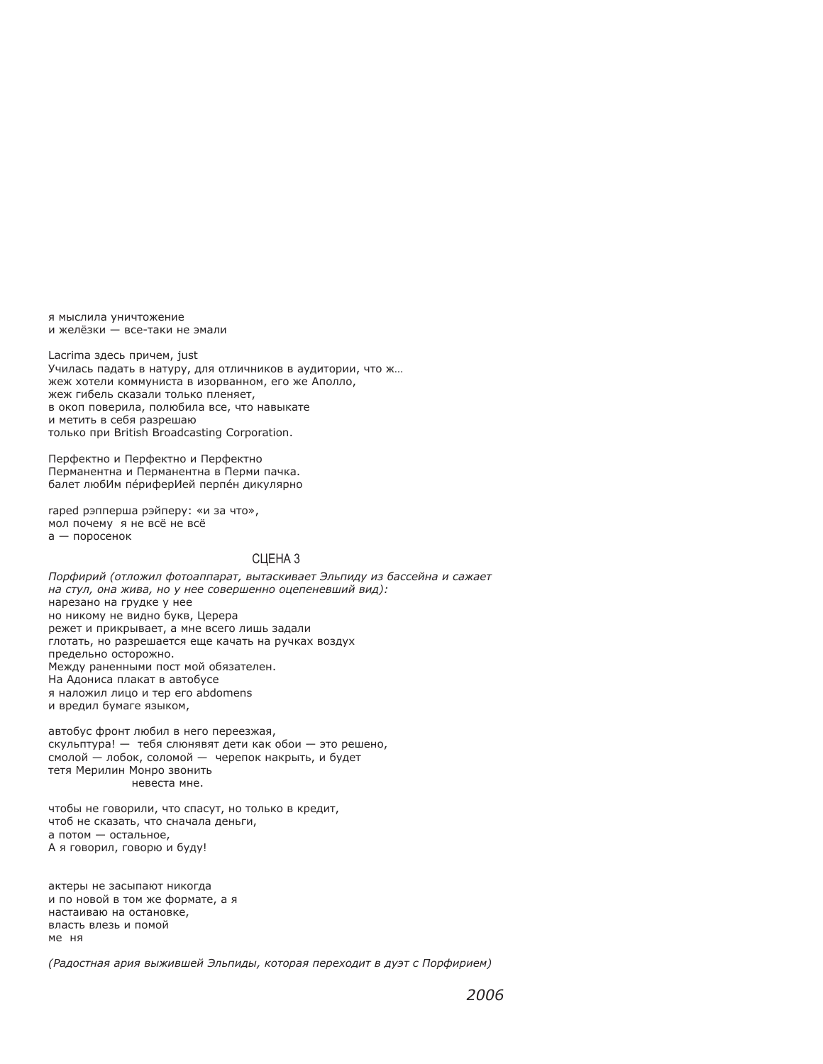я мыслила уничтожение
и желёзки — все-таки не эмали

Lacrima здесь причем, just
Училась падать в натуру, для отличников в аудитории, что ж…
жеж хотели коммуниста в изорванном, его же Аполло,
жеж гибель сказали только пленяет,
в окоп поверила, полюбила все, что навыкате
и метить в себя разрешаю
только при British Broadcasting Corporation.

Перфектно и Перфектно и Перфектно
Перманентна и Перманентна в Перми пачка.
балет любИм пéриферИей перпéн дикулярно

raped рэпперша рэйперу: «и за что»,
мол почему  я не всё не всё
а — поросенок

### СЦЕНА 3

*Порфирий (отложил фотоаппарат, вытаскивает Эльпиду из бассейна и сажает на стул, она жива, но у нее совершенно оцепеневший вид):*
нарезано на грудке у нее
но никому не видно букв, Церера
режет и прикрывает, а мне всего лишь задали
глотать, но разрешается еще качать на ручках воздух
предельно осторожно.
Между раненными пост мой обязателен.
На Адониса плакат в автобусе
я наложил лицо и тер его abdomens
и вредил бумаге языком,

автобус фронт любил в него переезжая,
скульптура! —  тебя слюнявят дети как обои — это решено,
смолой — лобок, соломой —  черепок накрыть, и будет
тетя Мерилин Монро звонить
                    невеста мне.

чтобы не говорили, что спасут, но только в кредит,
чтоб не сказать, что сначала деньги,
а потом — остальное,
А я говорил, говорю и буду!

актеры не засыпают никогда
и по новой в том же формате, а я
настаиваю на остановке,
власть влезь и помой
ме  ня

*(Радостная ария выжившей Эльпиды, которая переходит в дуэт с Порфирием)*

*2006*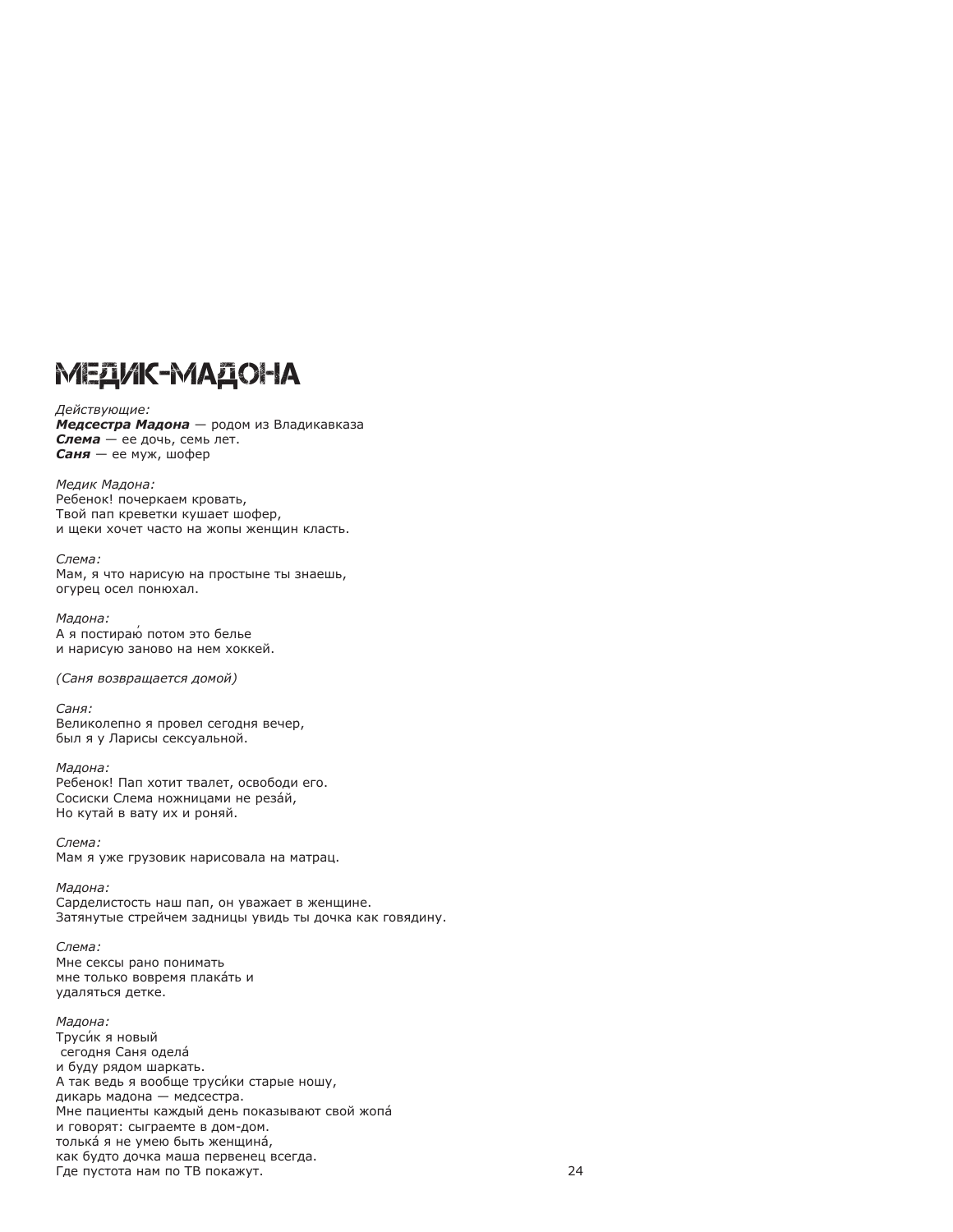# МЕДИК-МАДОНА

*Действующие:*
***Медсестра Мадона*** — родом из Владикавказа
***Слема*** — ее дочь, семь лет.
***Саня*** — ее муж, шофер

*Медик Мадона:*
Ребенок! почеркаем кровать,
Твой пап креветки кушает шофер,
и щеки хочет часто на жопы женщин класть.

*Слема:*
Мам, я что нарисую на простыне ты знаешь,
огурец осел понюхал.

*Мадона:*
А я постираю́ потом это белье
и нарисую заново на нем хоккей.

*(Саня возвращается домой)*

*Саня:*
Великолепно я провел сегодня вечер,
был я у Ларисы сексуальной.

*Мадона:*
Ребенок! Пап хочет твалет, освободи его.
Сосиски Слема ножницами не реза́й,
Но кутай в вату их и роняй.

*Слема:*
Мам я уже грузовик нарисовала на матрац.

*Мадона:*
Сарделистость наш пап, он уважает в женщине.
Затянутые стрейчем задницы увидь ты дочка как говядину.

*Слема:*
Мне сексы рано понимать
мне только вовремя плака́ть и
удаляться детке.

*Мадона:*
Труси́к я новый
 сегодня Саня одела́
и буду рядом шаркать.
А так ведь я вообще труси́ки старые ношу,
дикарь мадона — медсестра.
Мне пациенты каждый день показывают свой жопа́
и говорят: сыграемте в дом-дом.
тольќа я не умею быть женщина́,
как будто дочка маша первенец всегда.
Где пустота нам по ТВ покажут.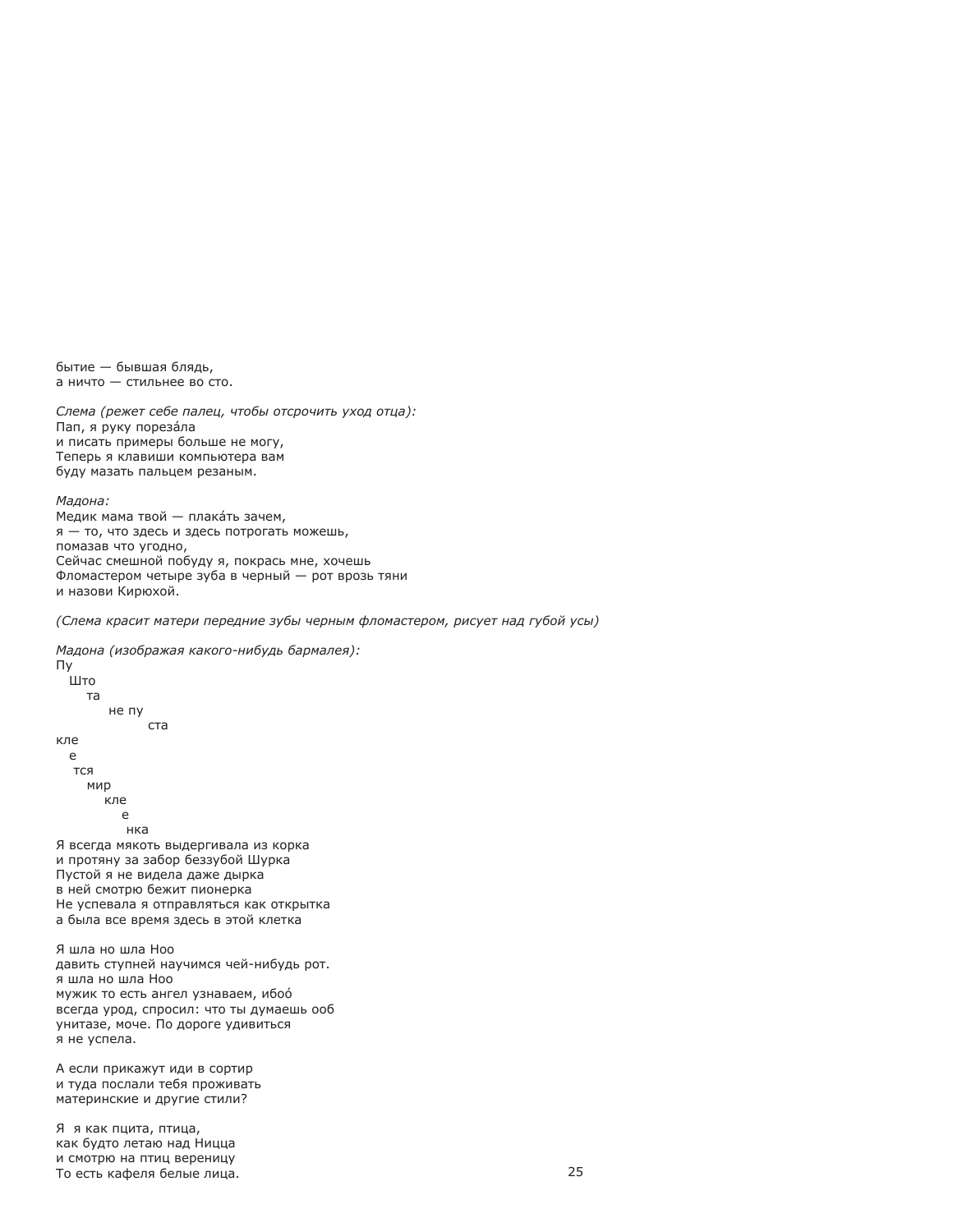бытие — бывшая блядь,  
а ничто — стильнее во сто.

*Слема (режет себе палец, чтобы отсрочить уход отца):*  
Пап, я руку порезáла  
и писать примеры больше не могу,  
Теперь я клавиши компьютера вам  
буду мазать пальцем резаным.

*Мадона:*  
Медик мама твой — плакáть зачем,  
я — то, что здесь и здесь потрогать можешь,  
помазав что угодно,  
Сейчас смешной побуду я, покрась мне, хочешь  
Фломастером четыре зуба в черный — рот врозь тяни  
и назови Кирюхой.

*(Слема красит матери передние зубы черным фломастером, рисует над губой усы)*

*Мадона (изображая какого-нибудь бармалея):*

```
Пу
   Што
      та
          не пу
                 ста
кле
   е
    тся
      мир
          кле
              е
               нка
```

Я всегда мякоть выдергивала из корка  
и протяну за забор беззубой Шурка  
Пустой я не видела даже дырка  
в ней смотрю бежит пионерка  
Не успевала я отправляться как открытка  
а была все время здесь в этой клетка

Я шла но шла Ноо  
давить ступней научимся чей-нибудь рот.  
я шла но шла Ноо  
мужик то есть ангел узнаваем, ибоó  
всегда урод, спросил: что ты думаешь ооб  
унитазе, моче. По дороге удивиться  
я не успела.

А если прикажут иди в сортир  
и туда послали тебя проживать  
материнские и другие стили?

Я я как пцита, птица,  
как будто летаю над Ницца  
и смотрю на птиц вереницу  
То есть кафеля белые лица.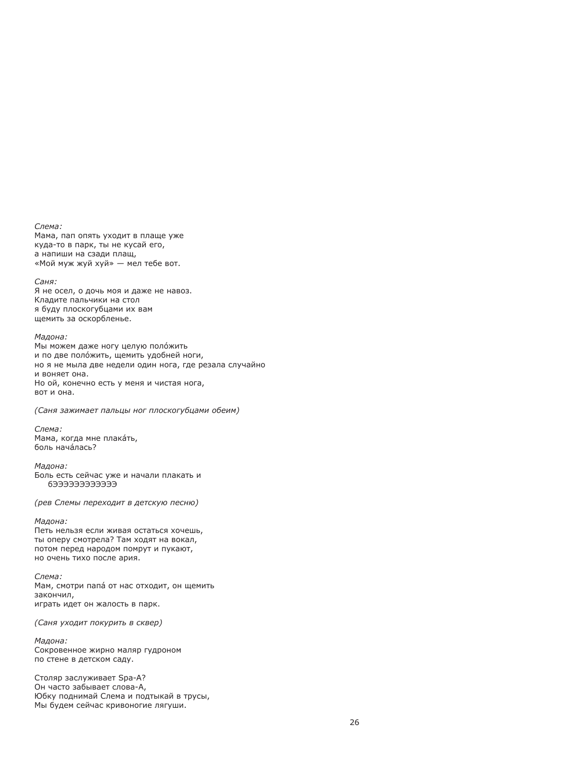*Слема:*
Мама, пап опять уходит в плаще уже
куда-то в парк, ты не кусай его,
а напиши на сзади плащ,
«Мой муж жуй хуй» — мел тебе вот.

*Саня:*
Я не осел, о дочь моя и даже не навоз.
Кладите пальчики на стол
я буду плоскогубцами их вам
щемить за оскорбленье.

*Мадона:*
Мы можем даже ногу целую поло́жить
и по две поло́жить, щемить удобней ноги,
но я не мыла две недели один нога, где резала случайно
и воняет она.
Но ой, конечно есть у меня и чистая нога,
вот и она.

*(Саня зажимает пальцы ног плоскогубцами обеим)*

*Слема:*
Мама, когда мне плака́ть,
боль нача́лась?

*Мадона:*
Боль есть сейчас уже и начали плакать и
бЭЭЭЭЭЭЭЭЭЭЭЭ

*(рев Слемы переходит в детскую песню)*

*Мадона:*
Петь нельзя если живая остаться хочешь,
ты оперу смотрела? Там ходят на вокал,
потом перед народом помрут и пукают,
но очень тихо после ария.

*Слема:*
Мам, смотри папа́ от нас отходит, он щемить
закончил,
играть идет он жалость в парк.

*(Саня уходит покурить в сквер)*

*Мадона:*
Сокровенное жирно маляр гудроном
по стене в детском саду.

Столяр заслуживает Spa-A?
Он часто забывает слова-A,
Юбку поднимай Слема и подтыкай в трусы,
Мы будем сейчас кривоногие лягуши.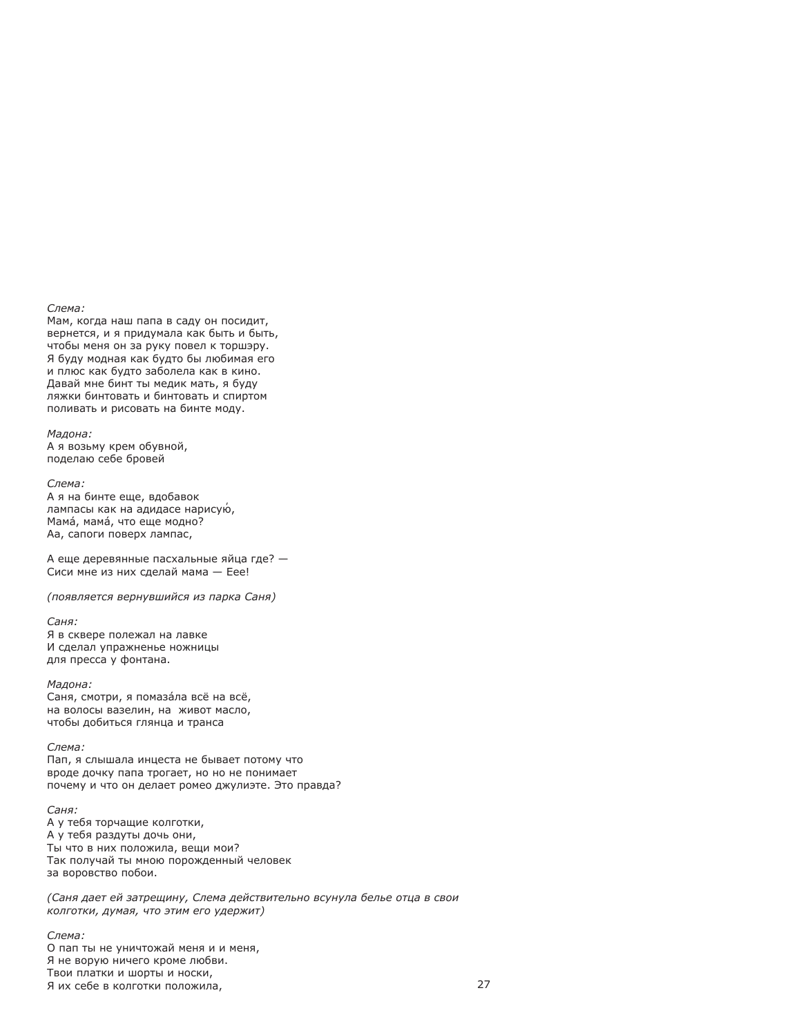*Слема:*
Мам, когда наш папа в саду он посидит,
вернется, и я придумала как быть и быть,
чтобы меня он за руку повел к торшэру.
Я буду модная как будто бы любимая его
и плюс как будто заболела как в кино.
Давай мне бинт ты медик мать, я буду
ляжки бинтовать и бинтовать и спиртом
поливать и рисовать на бинте моду.

*Мадона:*
А я возьму крем обувной,
поделаю себе бровей

*Слема:*
А я на бинте еще, вдобавок
лампасы как на адидасе нарисую́,
Мамá, мамá, что еще модно?
Аа, сапоги поверх лампас,

А еще деревянные пасхальные яйца где? —
Сиси мне из них сделай мама — Еее!

*(появляется вернувшийся из парка Саня)*

*Саня:*
Я в сквере полежал на лавке
И сделал упражненье ножницы
для пресса у фонтана.

*Мадона:*
Саня, смотри, я помазáла всё на всё,
на волосы вазелин, на живот масло,
чтобы добиться глянца и транса

*Слема:*
Пап, я слышала инцеста не бывает потому что
вроде дочку папа трогает, но но не понимает
почему и что он делает ромео джулиэте. Это правда?

*Саня:*
А у тебя торчащие колготки,
А у тебя раздуты дочь они,
Ты что в них положила, вещи мои?
Так получай ты мною порожденный человек
за воровство побои.

*(Саня дает ей затрещину, Слема действительно всунула белье отца в свои колготки, думая, что этим его удержит)*

*Слема:*
О пап ты не уничтожай меня и и меня,
Я не ворую ничего кроме любви.
Твои платки и шорты и носки,
Я их себе в колготки положила,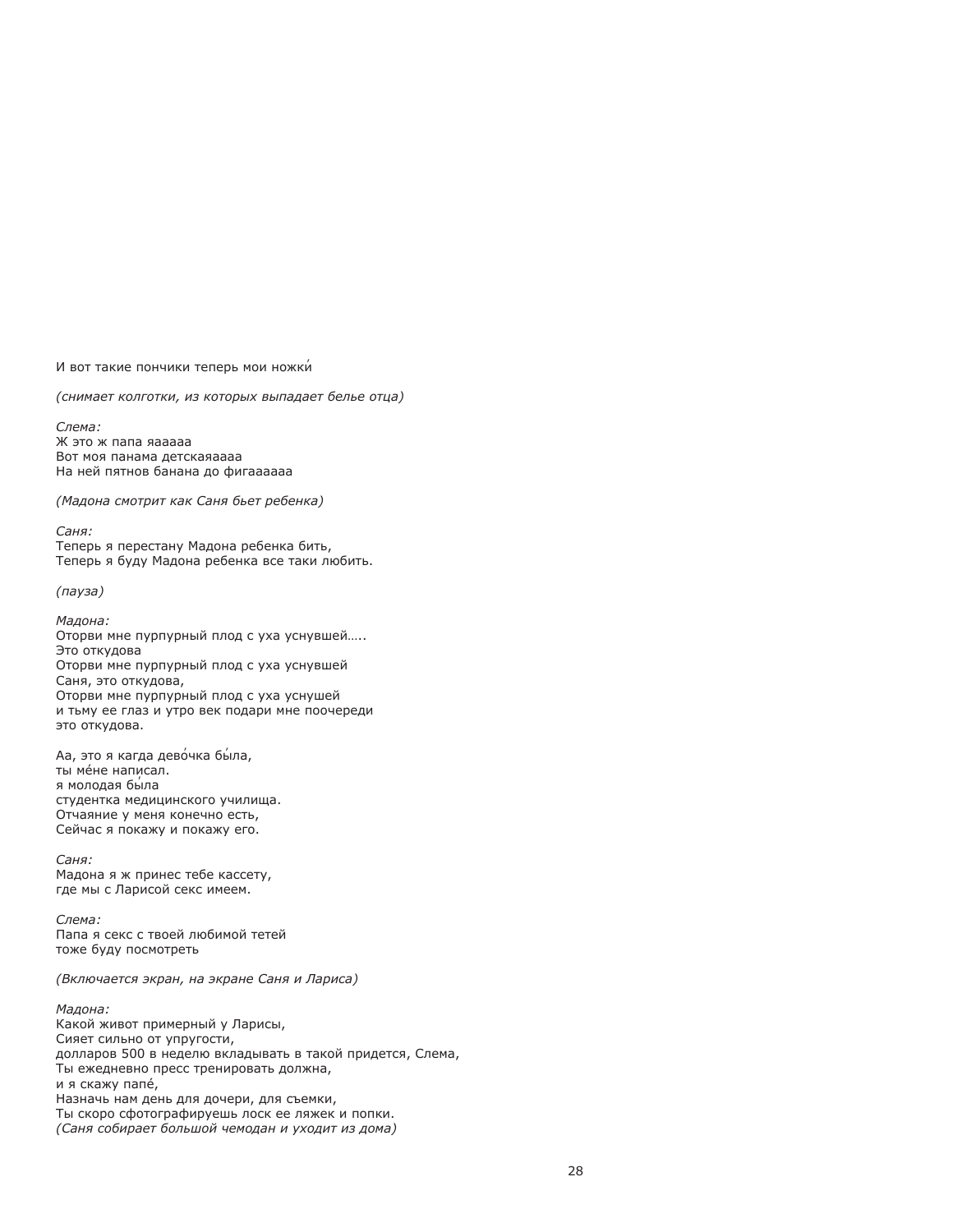И вот такие пончики теперь мои ножки́

*(снимает колготки, из которых выпадает белье отца)*

*Слема:*
Ж это ж папа яааааа
Вот моя панама детскаяаааа
На ней пятнов банана до фигаааааа

*(Мадона смотрит как Саня бьет ребенка)*

*Саня:*
Теперь я перестану Мадона ребенка бить,
Теперь я буду Мадона ребенка все таки любить.

*(пауза)*

*Мадона:*
Оторви мне пурпурный плод с уха уснувшей…..
Это откудова
Оторви мне пурпурный плод с уха уснувшей
Саня, это откудова,
Оторви мне пурпурный плод с уха уснушей
и тьму ее глаз и утро век подари мне поочереди
это откудова.

Аа, это я кагда дево́чка бы́ла,
ты ме́не напи́сал.
я молодая бы́ла
студентка медицинского училища.
Отчаяние у меня конечно есть,
Сейчас я покажу и покажу его.

*Саня:*
Мадона я ж принес тебе кассету,
где мы с Ларисой секс имеем.

*Слема:*
Папа я секс с твоей любимой тетей
тоже буду посмотреть

*(Включается экран, на экране Саня и Лариса)*

*Мадона:*
Какой живот примерный у Ларисы,
Сияет сильно от упругости,
долларов 500 в неделю вкладывать в такой придется, Слема,
Ты ежедневно пресс тренировать должна,
и я скажу папе́,
Назначь нам день для дочери, для съемки,
Ты скоро сфотографируешь лоск ее ляжек и попки.
*(Саня собирает большой чемодан и уходит из дома)*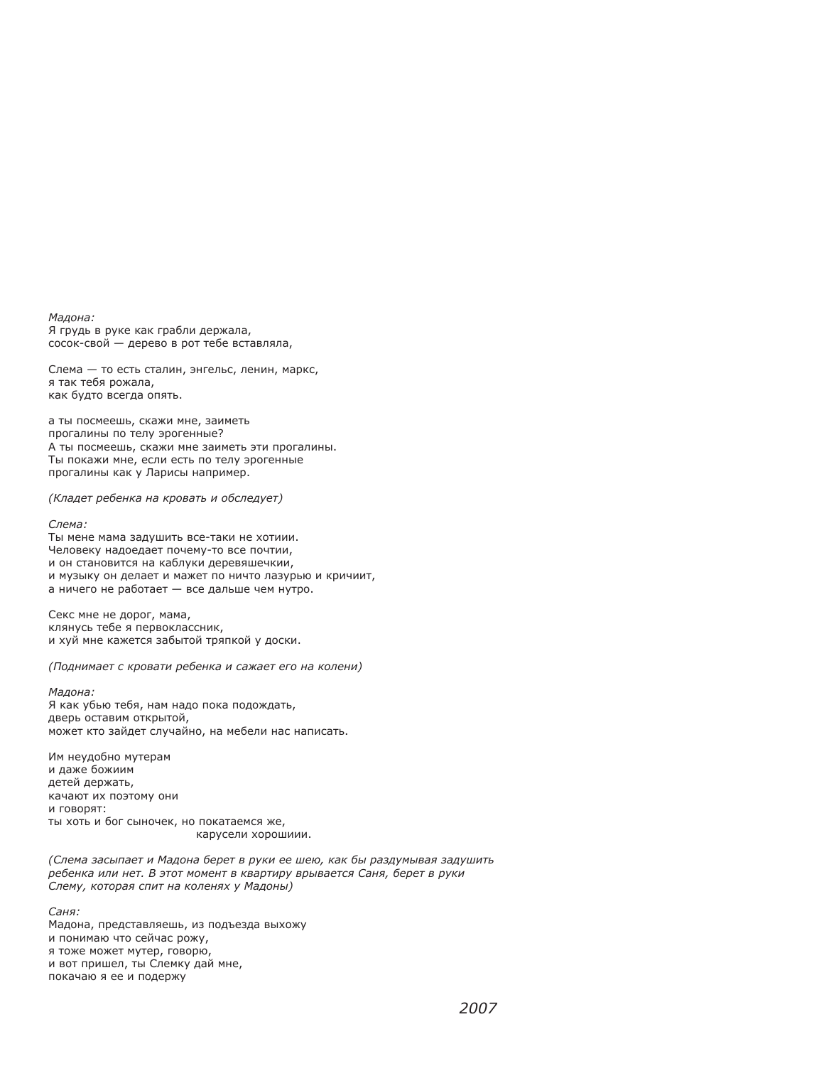*Мадона:*
Я грудь в руке как грабли держала,
сосок-свой — дерево в рот тебе вставляла,

Слема — то есть сталин, энгельс, ленин, маркс,
я так тебя рожала,
как будто всегда опять.

а ты посмеешь, скажи мне, заиметь
прогалины по телу эрогенные?
А ты посмеешь, скажи мне заиметь эти прогалины.
Ты покажи мне, если есть по телу эрогенные
прогалины как у Ларисы например.

*(Кладет ребенка на кровать и обследует)*

*Слема:*
Ты мене мама задушить все-таки не хотиии.
Человеку надоедает почему-то все почтии,
и он становится на каблуки деревяшечкии,
и музыку он делает и мажет по ничто лазурью и кричиит,
а ничего не работает — все дальше чем нутро.

Секс мне не дорог, мама,
клянусь тебе я первоклассник,
и хуй мне кажется забытой тряпкой у доски.

*(Поднимает с кровати ребенка и сажает его на колени)*

*Мадона:*
Я как убью тебя, нам надо пока подождать,
дверь оставим открытой,
может кто зайдет случайно, на мебели нас написать.

Им неудобно мутерам
и даже божиим
детей держать,
качают их поэтому они
и говорят:
ты хоть и бог сыночек, но покатаемся же,
карусели хорошиии.

*(Слема засыпает и Мадона берет в руки ее шею, как бы раздумывая задушить ребенка или нет. В этот момент в квартиру врывается Саня, берет в руки Слему, которая спит на коленях у Мадоны)*

*Саня:*
Мадона, представляешь, из подъезда выхожу
и понимаю что сейчас рожу,
я тоже может мутер, говорю,
и вот пришел, ты Слемку дай мне,
покачаю я ее и подержу

*2007*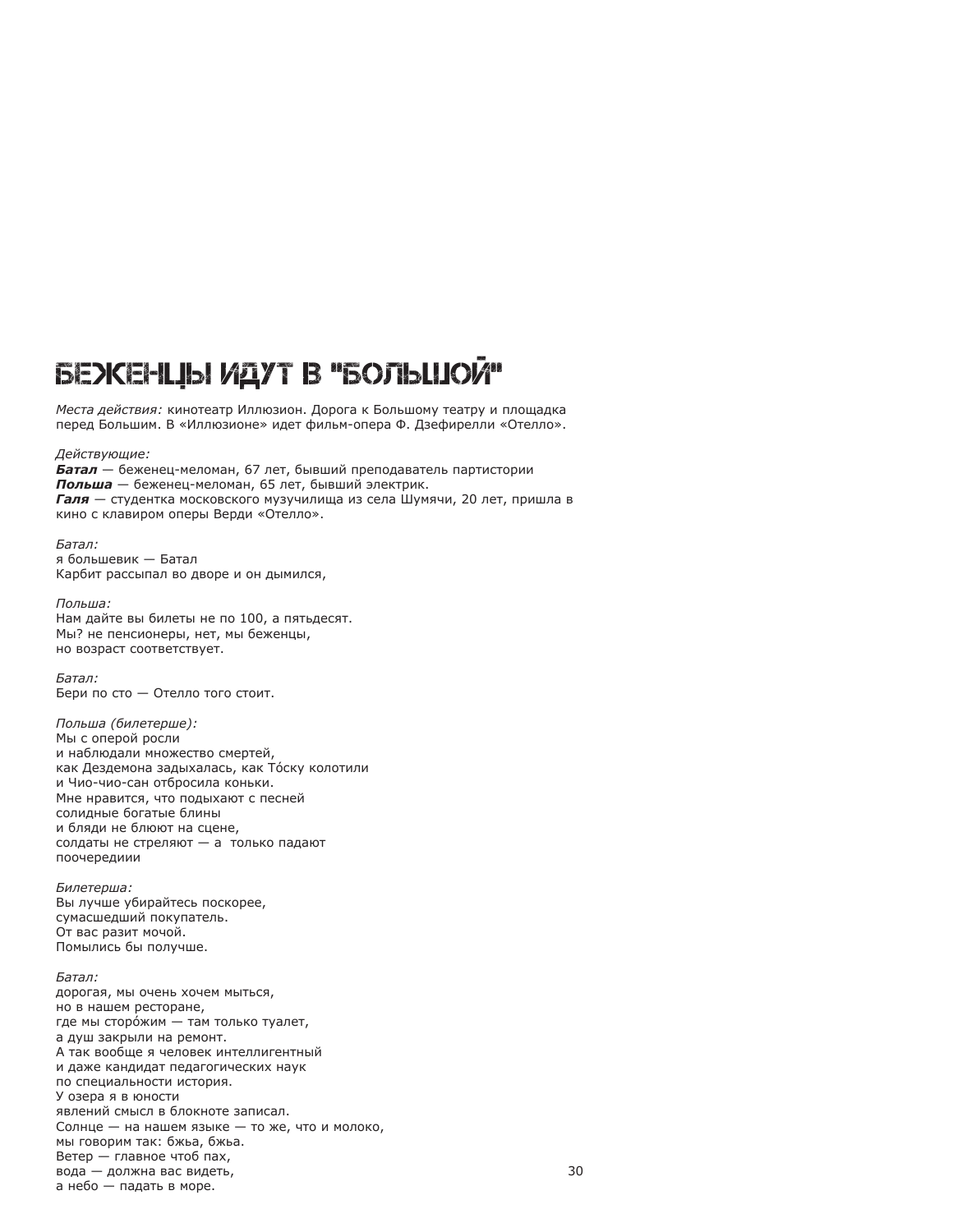# БЕЖЕНЦЫ ИДУТ В "БОЛЬШОЙ"

*Места действия:* кинотеатр Иллюзион. Дорога к Большому театру и площадка перед Большим. В «Иллюзионе» идет фильм-опера Ф. Дзефирелли «Отелло».

*Действующие:*
***Батал*** — беженец-меломан, 67 лет, бывший преподаватель партистории
***Польша*** — беженец-меломан, 65 лет, бывший электрик.
***Галя*** — студентка московского музучилища из села Шумячи, 20 лет, пришла в кино с клавиром оперы Верди «Отелло».

*Батал:*
я большевик — Батал
Карбит рассыпал во дворе и он дымился,

*Польша:*
Нам дайте вы билеты не по 100, а пятьдесят.
Мы? не пенсионеры, нет, мы беженцы,
но возраст соответствует.

*Батал:*
Бери по сто — Отелло того стоит.

*Польша (билетерше):*
Мы с оперой росли
и наблюдали множество смертей,
как Дездемона задыхалась, как То́ску колотили
и Чио-чио-сан отбросила коньки.
Мне нравится, что подыхают с песней
солидные богатые блины
и бляди не блюют на сцене,
солдаты не стреляют — а только падают
поочередиии

*Билетерша:*
Вы лучше убирайтесь поскорее,
сумасшедший покупатель.
От вас разит мочой.
Помылись бы получше.

*Батал:*
дорогая, мы очень хочем мыться,
но в нашем ресторане,
где мы сторо́жим — там только туалет,
а душ закрыли на ремонт.
А так вообще я человек интеллигентный
и даже кандидат педагогических наук
по специальности история.
У озера я в юности
явлений смысл в блокноте записал.
Солнце — на нашем языке — то же, что и молоко,
мы говорим так: бжьа, бжьа.
Ветер — главное чтоб пах,
вода — должна вас видеть,
а небо — падать в море.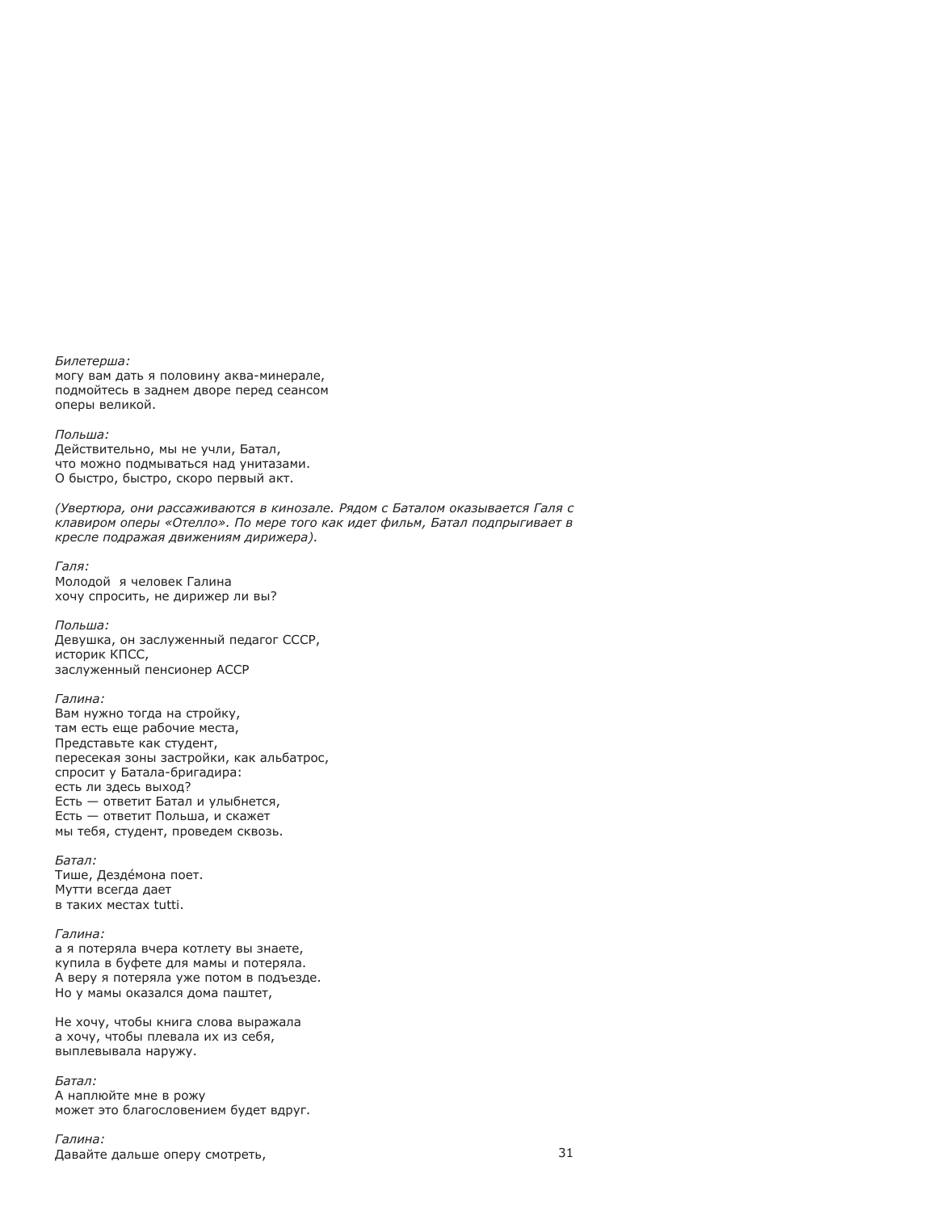*Билетерша:*
могу вам дать я половину аква-минерале,
подмойтесь в заднем дворе перед сеансом
оперы великой.

*Польша:*
Действительно, мы не учли, Батал,
что можно подмываться над унитазами.
О быстро, быстро, скоро первый акт.

*(Увертюра, они рассаживаются в кинозале. Рядом с Баталом оказывается Галя с клавиром оперы «Отелло». По мере того как идет фильм, Батал подпрыгивает в кресле подражая движениям дирижера).*

*Галя:*
Молодой  я человек Галина
хочу спросить, не дирижер ли вы?

*Польша:*
Девушка, он заслуженный педагог СССР,
историк КПСС,
заслуженный пенсионер АССР

*Галина:*
Вам нужно тогда на стройку,
там есть еще рабочие места,
Представьте как студент,
пересекая зоны застройки, как альбатрос,
спросит у Батала-бригадира:
есть ли здесь выход?
Есть — ответит Батал и улыбнется,
Есть — ответит Польша, и скажет
мы тебя, студент, проведем сквозь.

*Батал:*
Тише, Дездéмона поет.
Мутти всегда дает
в таких местах tutti.

*Галина:*
а я потеряла вчера котлету вы знаете,
купила в буфете для мамы и потеряла.
А веру я потеряла уже потом в подъезде.
Но у мамы оказался дома паштет,

Не хочу, чтобы книга слова выражала
а хочу, чтобы плевала их из себя,
выплевывала наружу.

*Батал:*
А наплюйте мне в рожу
может это благословением будет вдруг.

*Галина:*
Давайте дальше оперу смотреть,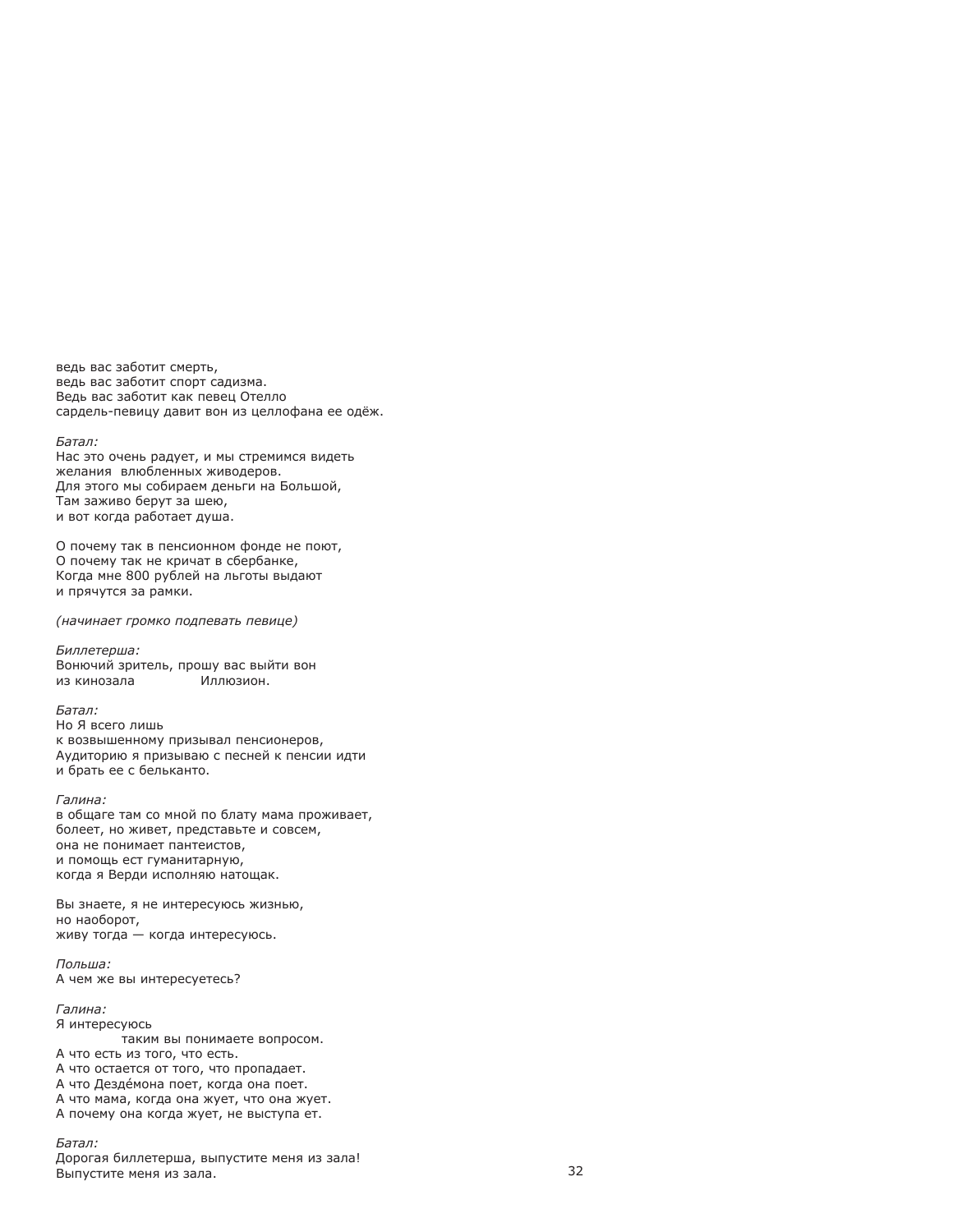ведь вас заботит смерть,
ведь вас заботит спорт садизма.
Ведь вас заботит как певец Отелло
сардель-певицу давит вон из целлофана ее одёж.

*Батал:*
Нас это очень радует, и мы стремимся видеть
желания  влюбленных живодеров.
Для этого мы собираем деньги на Большой,
Там заживо берут за шею,
и вот когда работает душа.

О почему так в пенсионном фонде не поют,
О почему так не кричат в сбербанке,
Когда мне 800 рублей на льготы выдают
и прячутся за рамки.

*(начинает громко подпевать певице)*

*Биллетерша:*
Вонючий зритель, прошу вас выйти вон
из кинозала              Иллюзион.

*Батал:*
Но Я всего лишь
к возвышенному призывал пенсионеров,
Аудиторию я призываю с песней к пенсии идти
и брать ее с бельканто.

*Галина:*
в общаге там со мной по блату мама проживает,
болеет, но живет, представьте и совсем,
она не понимает пантеистов,
и помощь ест гуманитарную,
когда я Верди исполняю натощак.

Вы знаете, я не интересуюсь жизнью,
но наоборот,
живу тогда — когда интересуюсь.

*Польша:*
А чем же вы интересуетесь?

*Галина:*
Я интересуюсь
              таким вы понимаете вопросом.
А что есть из того, что есть.
А что остается от того, что пропадает.
А что Дездéмона поет, когда она поет.
А что мама, когда она жует, что она жует.
А почему она когда жует, не выступа ет.

*Батал:*
Дорогая биллетерша, выпустите меня из зала!
Выпустите меня из зала.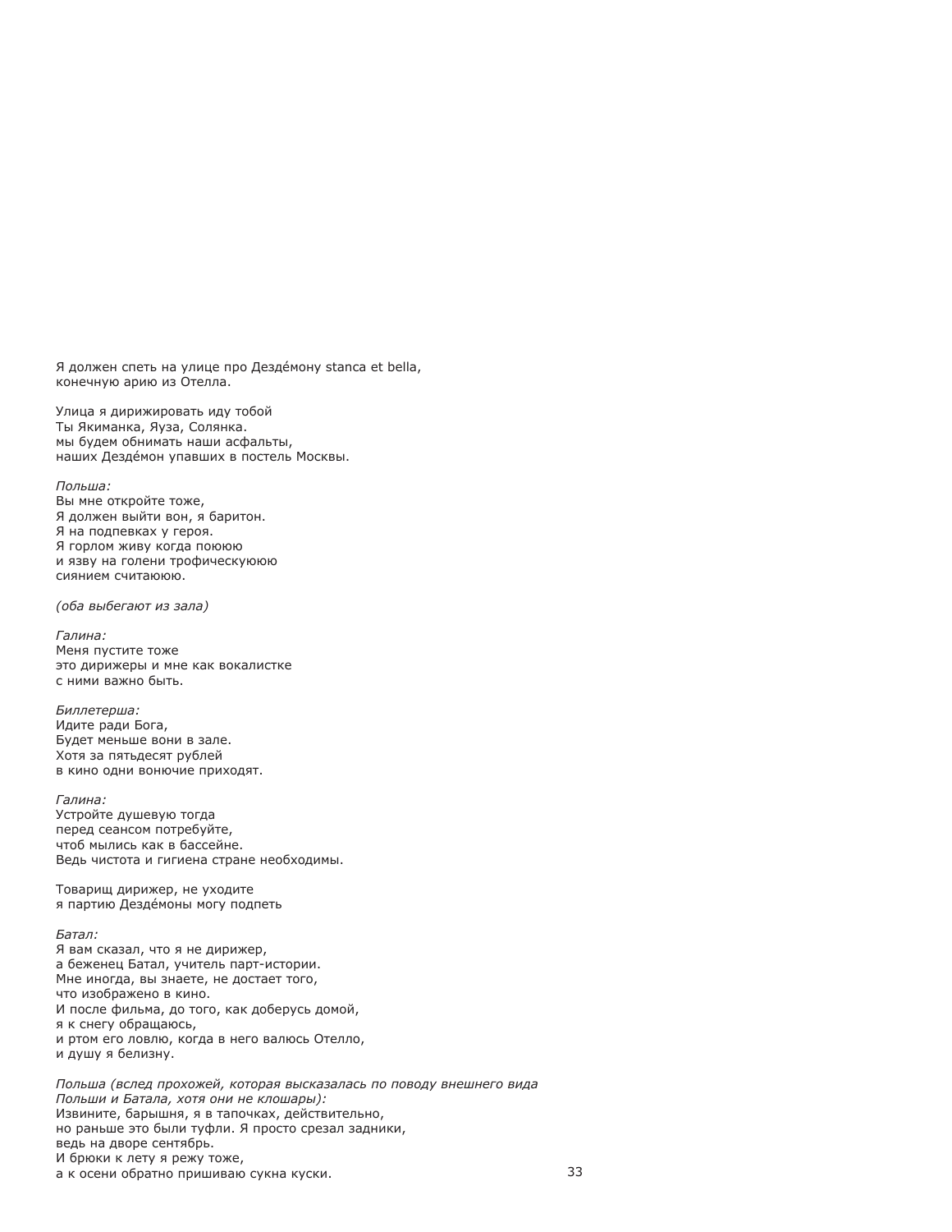Я должен спеть на улице про Дездéмону stanca et bella,  
конечную арию из Отелла.

Улица я дирижировать иду тобой  
Ты Якиманка, Яуза, Солянка.  
мы будем обнимать наши асфальты,  
наших Дездéмон упавших в постель Москвы.

*Польша:*  
Вы мне откройте тоже,  
Я должен выйти вон, я баритон.  
Я на подпевках у героя.  
Я горлом живу когда поюююю  
и язву на голени трофическуюююю  
сиянием считаюююю.

*(оба выбегают из зала)*

*Галина:*  
Меня пустите тоже  
это дирижеры и мне как вокалистке  
с ними важно быть.

*Биллетерша:*  
Идите ради Бога,  
Будет меньше вони в зале.  
Хотя за пятьдесят рублей  
в кино одни вонючие приходят.

*Галина:*  
Устройте душевую тогда  
перед сеансом потребуйте,  
чтоб мылись как в бассейне.  
Ведь чистота и гигиена стране необходимы.

Товарищ дирижер, не уходите  
я партию Дездéмоны могу подпеть

*Батал:*  
Я вам сказал, что я не дирижер,  
а беженец Батал, учитель парт-истории.  
Мне иногда, вы знаете, не достает того,  
что изображено в кино.  
И после фильма, до того, как доберусь домой,  
я к снегу обращаюсь,  
и ртом его ловлю, когда в него валюсь Отелло,  
и душу я белизну.

*Польша (вслед прохожей, которая высказалась по поводу внешнего вида Польши и Батала, хотя они не клошары):*  
Извините, барышня, я в тапочках, действительно,  
но раньше это были туфли. Я просто срезал задники,  
ведь на дворе сентябрь.  
И брюки к лету я режу тоже,  
а к осени обратно пришиваю сукна куски.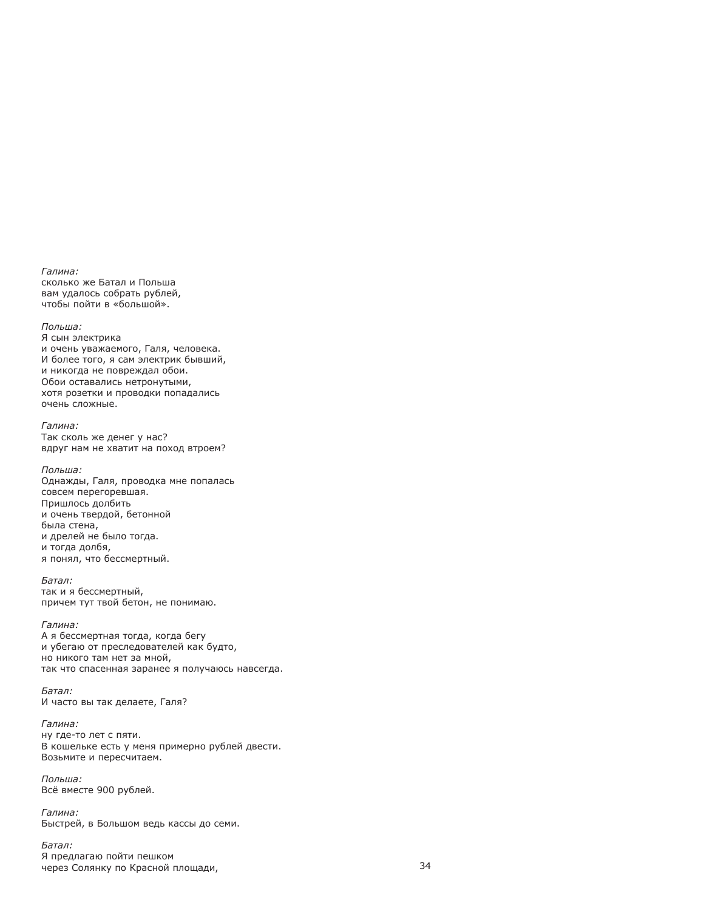*Галина:*
сколько же Батал и Польша
вам удалось собрать рублей,
чтобы пойти в «большой».

*Польша:*
Я сын электрика
и очень уважаемого, Галя, человека.
И более того, я сам электрик бывший,
и никогда не повреждал обои.
Обои оставались нетронутыми,
хотя розетки и проводки попадались
очень сложные.

*Галина:*
Так сколь же денег у нас?
вдруг нам не хватит на поход втроем?

*Польша:*
Однажды, Галя, проводка мне попалась
совсем перегоревшая.
Пришлось долбить
и очень твердой, бетонной
была стена,
и дрелей не было тогда.
и тогда долбя,
я понял, что бессмертный.

*Батал:*
так и я бессмертный,
причем тут твой бетон, не понимаю.

*Галина:*
А я бессмертная тогда, когда бегу
и убегаю от преследователей как будто,
но никого там нет за мной,
так что спасенная заранее я получаюсь навсегда.

*Батал:*
И часто вы так делаете, Галя?

*Галина:*
ну где-то лет с пяти.
В кошельке есть у меня примерно рублей двести.
Возьмите и пересчитаем.

*Польша:*
Всё вместе 900 рублей.

*Галина:*
Быстрей, в Большом ведь кассы до семи.

*Батал:*
Я предлагаю пойти пешком
через Солянку по Красной площади,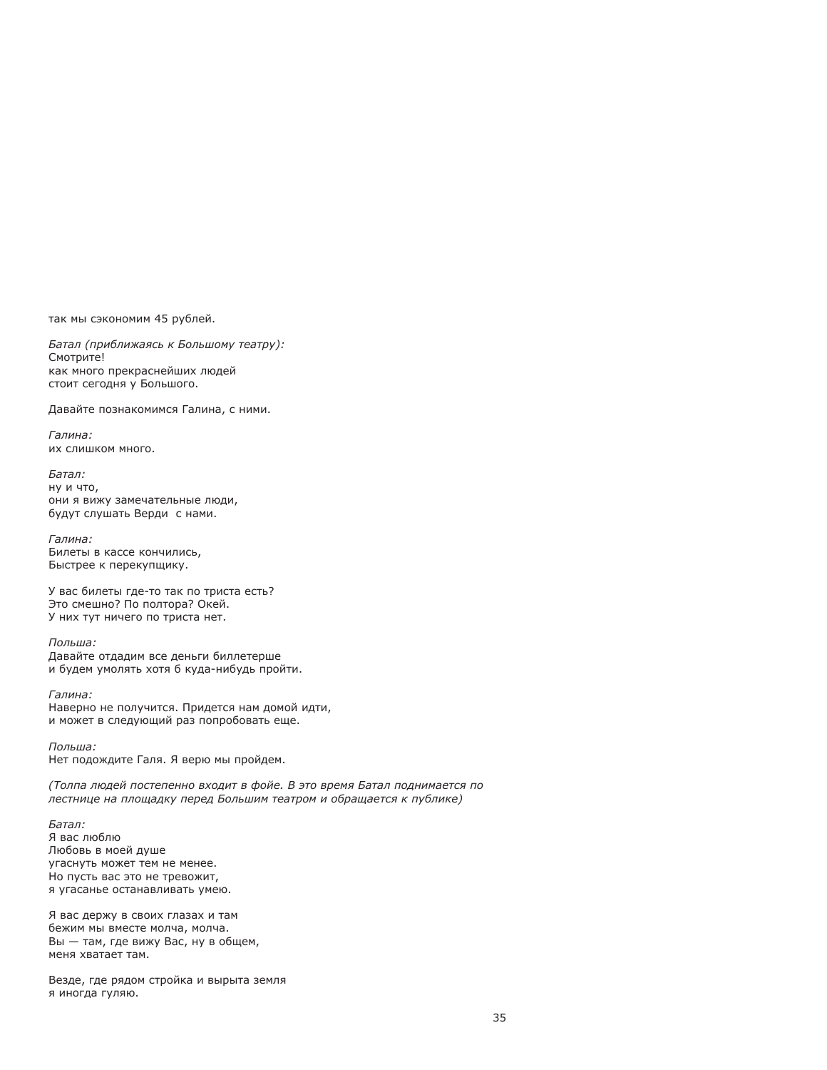так мы сэкономим 45 рублей.

*Батал (приближаясь к Большому театру):*
Смотрите!
как много прекраснейших людей
стоит сегодня у Большого.

Давайте познакомимся Галина, с ними.

*Галина:*
их слишком много.

*Батал:*
ну и что,
они я вижу замечательные люди,
будут слушать Верди  с нами.

*Галина:*
Билеты в кассе кончились,
Быстрее к перекупщику.

У вас билеты где-то так по триста есть?
Это смешно? По полтора? Окей.
У них тут ничего по триста нет.

*Польша:*
Давайте отдадим все деньги биллетерше
и будем умолять хотя б куда-нибудь пройти.

*Галина:*
Наверно не получится. Придется нам домой идти,
и может в следующий раз попробовать еще.

*Польша:*
Нет подождите Галя. Я верю мы пройдем.

*(Толпа людей постепенно входит в фойе. В это время Батал поднимается по лестнице на площадку перед Большим театром и обращается к публике)*

*Батал:*
Я вас люблю
Любовь в моей душе
угаснуть может тем не менее.
Но пусть вас это не тревожит,
я угасанье останавливать умею.

Я вас держу в своих глазах и там
бежим мы вместе молча, молча.
Вы — там, где вижу Вас, ну в общем,
меня хватает там.

Везде, где рядом стройка и вырыта земля
я иногда гуляю.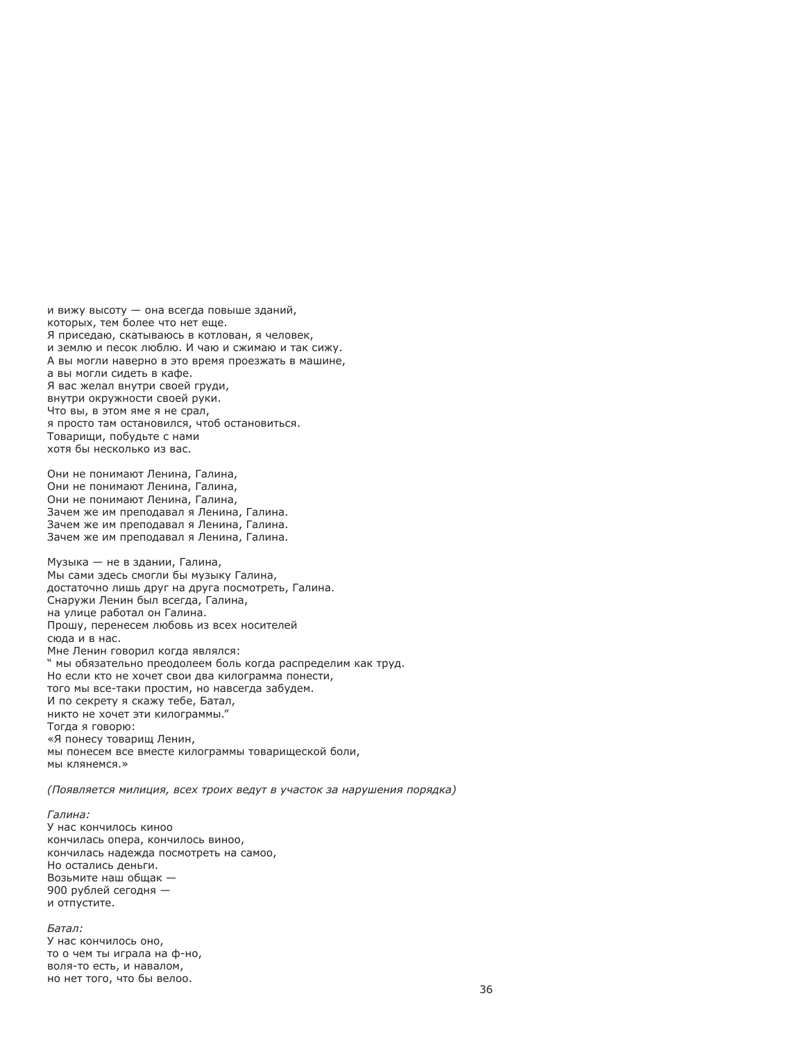и вижу высоту — она всегда повыше зданий,  
которых, тем более что нет еще.  
Я приседаю, скатываюсь в котлован, я человек,  
и землю и песок люблю. И чаю и сжимаю и так сижу.  
А вы могли наверно в это время проезжать в машине,  
а вы могли сидеть в кафе.  
Я вас желал внутри своей груди,  
внутри окружности своей руки.  
Что вы, в этом яме я не срал,  
я просто там остановился, чтоб остановиться.  
Товарищи, побудьте с нами  
хотя бы несколько из вас.

Они не понимают Ленина, Галина,  
Они не понимают Ленина, Галина,  
Они не понимают Ленина, Галина,  
Зачем же им преподавал я Ленина, Галина.  
Зачем же им преподавал я Ленина, Галина.  
Зачем же им преподавал я Ленина, Галина.

Музыка — не в здании, Галина,  
Мы сами здесь смогли бы музыку Галина,  
достаточно лишь друг на друга посмотреть, Галина.  
Снаружи Ленин был всегда, Галина,  
на улице работал он Галина.  
Прошу, перенесем любовь из всех носителей  
сюда и в нас.  
Мне Ленин говорил когда являлся:  
" мы обязательно преодолеем боль когда распределим как труд.  
Но если кто не хочет свои два килограмма понести,  
того мы все-таки простим, но навсегда забудем.  
И по секрету я скажу тебе, Батал,  
никто не хочет эти килограммы."  
Тогда я говорю:  
«Я понесу товарищ Ленин,  
мы понесем все вместе килограммы товарищеской боли,  
мы клянемся.»

*(Появляется милиция, всех троих ведут в участок за нарушения порядка)*

*Галина:*  
У нас кончилось киноо  
кончилась опера, кончилось виноо,  
кончилась надежда посмотреть на самоо,  
Но остались деньги.  
Возьмите наш общак —  
900 рублей сегодня —  
и отпустите.

*Батал:*  
У нас кончилось оно,  
то о чем ты играла на ф-но,  
воля-то есть, и навалом,  
но нет того, что бы велоо.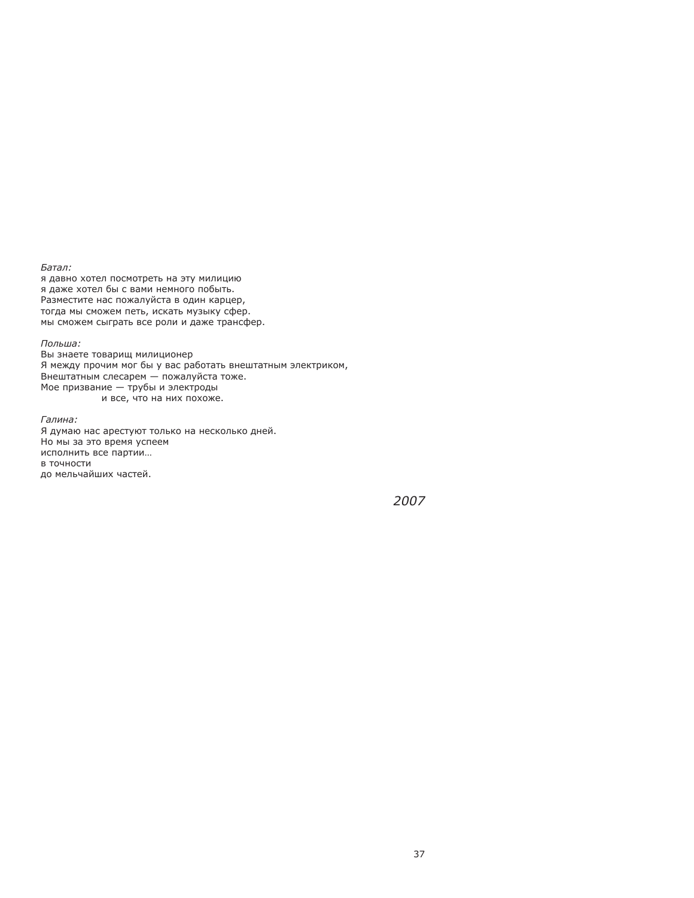*Батал:*
я давно хотел посмотреть на эту милицию
я даже хотел бы с вами немного побыть.
Разместите нас пожалуйста в один карцер,
тогда мы сможем петь, искать музыку сфер.
мы сможем сыграть все роли и даже трансфер.

*Польша:*
Вы знаете товарищ милиционер
Я между прочим мог бы у вас работать внештатным электриком,
Внештатным слесарем — пожалуйста тоже.
Мое призвание — трубы и электроды
                  и все, что на них похоже.

*Галина:*
Я думаю нас арестуют только на несколько дней.
Но мы за это время успеем
исполнить все партии…
в точности
до мельчайших частей.

*2007*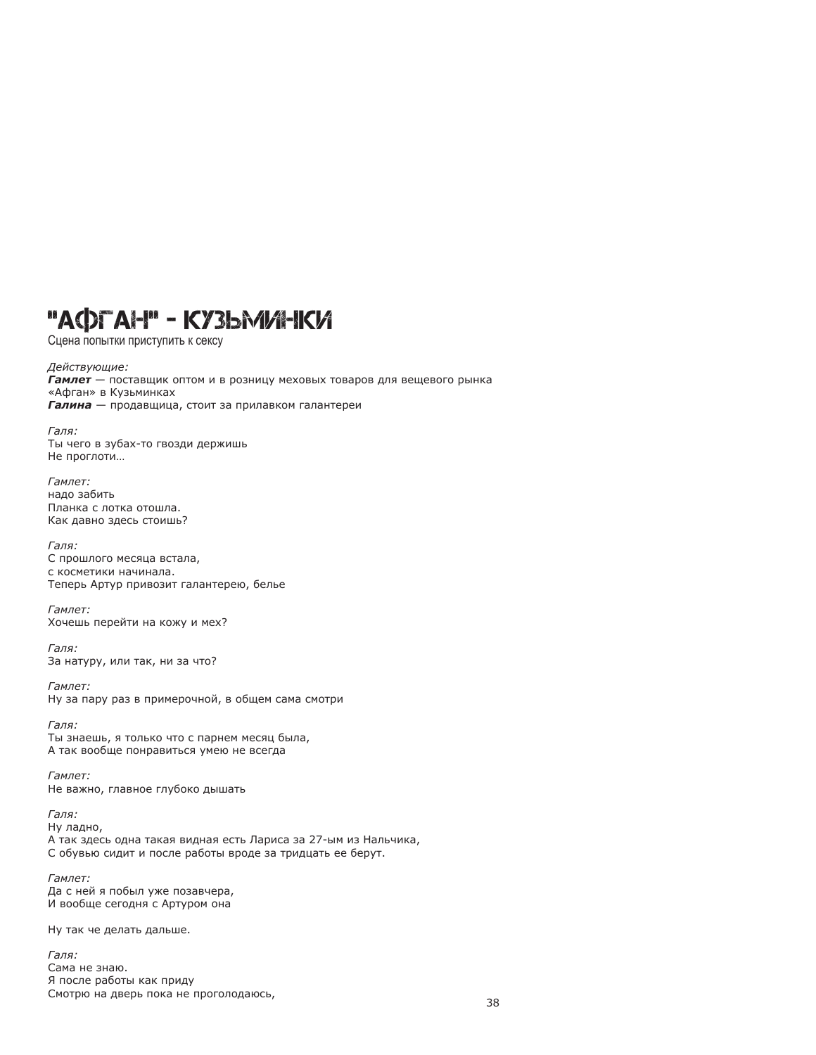# "АФГАН" - КУЗЬМИНКИ

Сцена попытки приступить к сексу

*Действующие:*
***Гамлет*** — поставщик оптом и в розницу меховых товаров для вещевого рынка «Афган» в Кузьминках
***Галина*** — продавщица, стоит за прилавком галантереи

*Галя:*
Ты чего в зубах-то гвозди держишь
Не проглоти…

*Гамлет:*
надо забить
Планка с лотка отошла.
Как давно здесь стоишь?

*Галя:*
С прошлого месяца встала,
с косметики начинала.
Теперь Артур привозит галантерею, белье

*Гамлет:*
Хочешь перейти на кожу и мех?

*Галя:*
За натуру, или так, ни за что?

*Гамлет:*
Ну за пару раз в примерочной, в общем сама смотри

*Галя:*
Ты знаешь, я только что с парнем месяц была,
А так вообще понравиться умею не всегда

*Гамлет:*
Не важно, главное глубоко дышать

*Галя:*
Ну ладно,
А так здесь одна такая видная есть Лариса за 27-ым из Нальчика,
С обувью сидит и после работы вроде за тридцать ее берут.

*Гамлет:*
Да с ней я побыл уже позавчера,
И вообще сегодня с Артуром она

Ну так че делать дальше.

*Галя:*
Сама не знаю.
Я после работы как приду
Смотрю на дверь пока не проголодаюсь,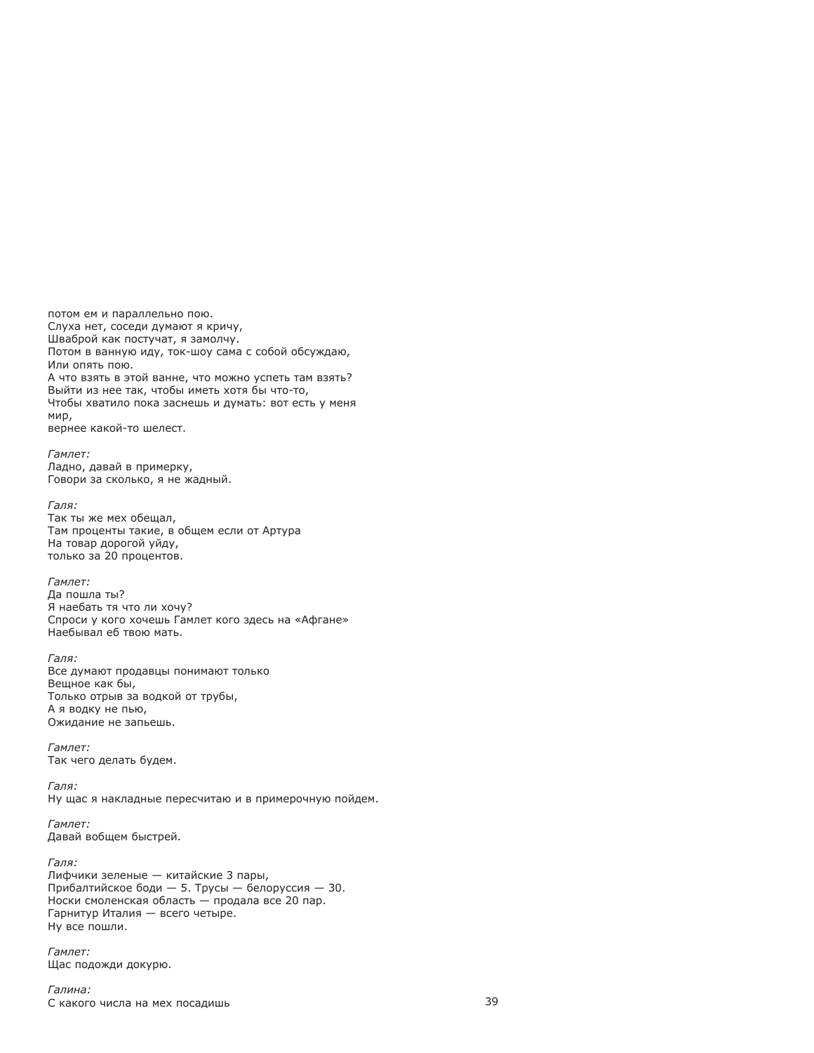потом ем и параллельно пою.
Слуха нет, соседи думают я кричу,
Шваброй как постучат, я замолчу.
Потом в ванную иду, ток-шоу сама с собой обсуждаю,
Или опять пою.
А что взять в этой ванне, что можно успеть там взять?
Выйти из нее так, чтобы иметь хотя бы что-то,
Чтобы хватило пока заснешь и думать: вот есть у меня мир,
вернее какой-то шелест.

*Гамлет:*
Ладно, давай в примерку,
Говори за сколько, я не жадный.

*Галя:*
Так ты же мех обещал,
Там проценты такие, в общем если от Артура
На товар дорогой уйду,
только за 20 процентов.

*Гамлет:*
Да пошла ты?
Я наебать тя что ли хочу?
Спроси у кого хочешь Гамлет кого здесь на «Афгане»
Наебывал еб твою мать.

*Галя:*
Все думают продавцы понимают только
Вещное как бы,
Только отрыв за водкой от трубы,
А я водку не пью,
Ожидание не запьешь.

*Гамлет:*
Так чего делать будем.

*Галя:*
Ну щас я накладные пересчитаю и в примерочную пойдем.

*Гамлет:*
Давай вобщем быстрей.

*Галя:*
Лифчики зеленые — китайские 3 пары,
Прибалтийское боди — 5. Трусы — белоруссия — 30.
Носки смоленская область — продала все 20 пар.
Гарнитур Италия — всего четыре.
Ну все пошли.

*Гамлет:*
Щас подожди докурю.

*Галина:*
С какого числа на мех посадишь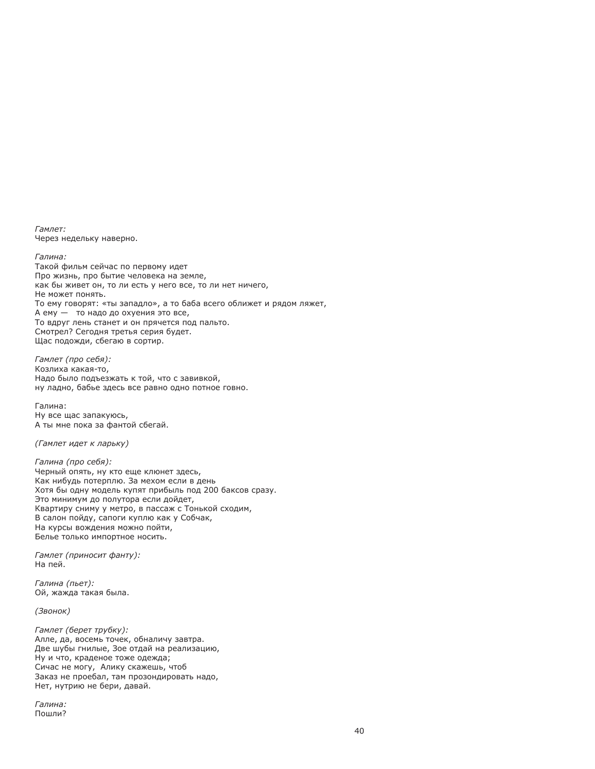*Гамлет:*
Через недельку наверно.

*Галина:*
Такой фильм сейчас по первому идет
Про жизнь, про бытие человека на земле,
как бы живет он, то ли есть у него все, то ли нет ничего,
Не может понять.
То ему говорят: «ты западло», а то баба всего оближет и рядом ляжет,
А ему — то надо до охуения это все,
То вдруг лень станет и он прячется под пальто.
Смотрел? Сегодня третья серия будет.
Щас подожди, сбегаю в сортир.

*Гамлет (про себя):*
Козлиха какая-то,
Надо было подъезжать к той, что с завивкой,
ну ладно, бабье здесь все равно одно потное говно.

Галина:
Ну все щас запакуюсь,
А ты мне пока за фантой сбегай.

*(Гамлет идет к ларьку)*

*Галина (про себя):*
Черный опять, ну кто еще клюнет здесь,
Как нибудь потерплю. За мехом если в день
Хотя бы одну модель купят прибыль под 200 баксов сразу.
Это минимум до полутора если дойдет,
Квартиру сниму у метро, в пассаж с Тонькой сходим,
В салон пойду, сапоги куплю как у Собчак,
На курсы вождения можно пойти,
Белье только импортное носить.

*Гамлет (приносит фанту):*
На пей.

*Галина (пьет):*
Ой, жажда такая была.

*(Звонок)*

*Гамлет (берет трубку):*
Алле, да, восемь точек, обналичу завтра.
Две шубы гнилые, Зое отдай на реализацию,
Ну и что, краденое тоже одежда;
Сичас не могу, Алику скажешь, чтоб
Заказ не проебал, там прозондировать надо,
Нет, нутрию не бери, давай.

*Галина:*
Пошли?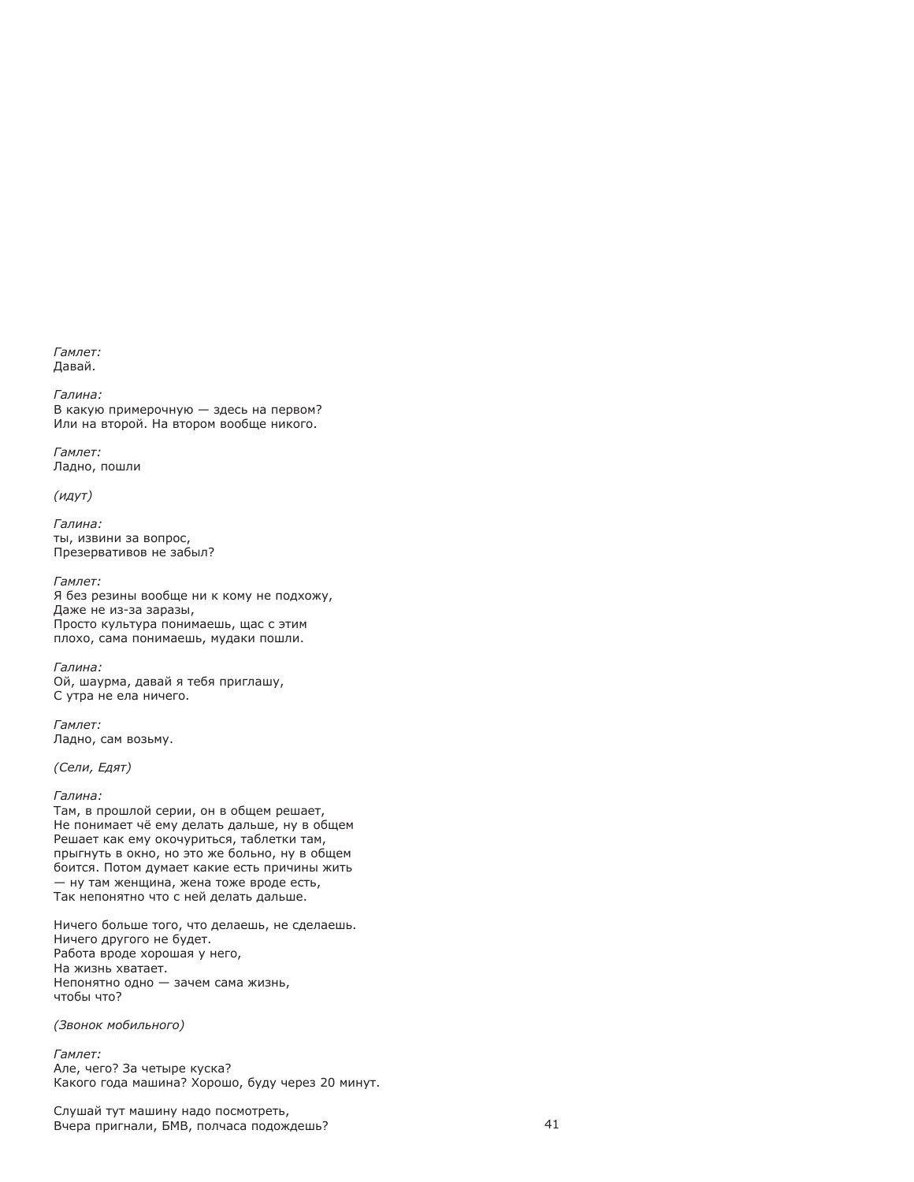*Гамлет:*
Давай.

*Галина:*
В какую примерочную — здесь на первом?
Или на второй. На втором вообще никого.

*Гамлет:*
Ладно, пошли

*(идут)*

*Галина:*
ты, извини за вопрос,
Презервативов не забыл?

*Гамлет:*
Я без резины вообще ни к кому не подхожу,
Даже не из-за заразы,
Просто культура понимаешь, щас с этим
плохо, сама понимаешь, мудаки пошли.

*Галина:*
Ой, шаурма, давай я тебя приглашу,
С утра не ела ничего.

*Гамлет:*
Ладно, сам возьму.

*(Сели, Едят)*

*Галина:*
Там, в прошлой серии, он в общем решает,
Не понимает чё ему делать дальше, ну в общем
Решает как ему окочуриться, таблетки там,
прыгнуть в окно, но это же больно, ну в общем
боится. Потом думает какие есть причины жить
— ну там женщина, жена тоже вроде есть,
Так непонятно что с ней делать дальше.

Ничего больше того, что делаешь, не сделаешь.
Ничего другого не будет.
Работа вроде хорошая у него,
На жизнь хватает.
Непонятно одно — зачем сама жизнь,
чтобы что?

*(Звонок мобильного)*

*Гамлет:*
Але, чего? За четыре куска?
Какого года машина? Хорошо, буду через 20 минут.

Слушай тут машину надо посмотреть,
Вчера пригнали, БМВ, полчаса подождешь?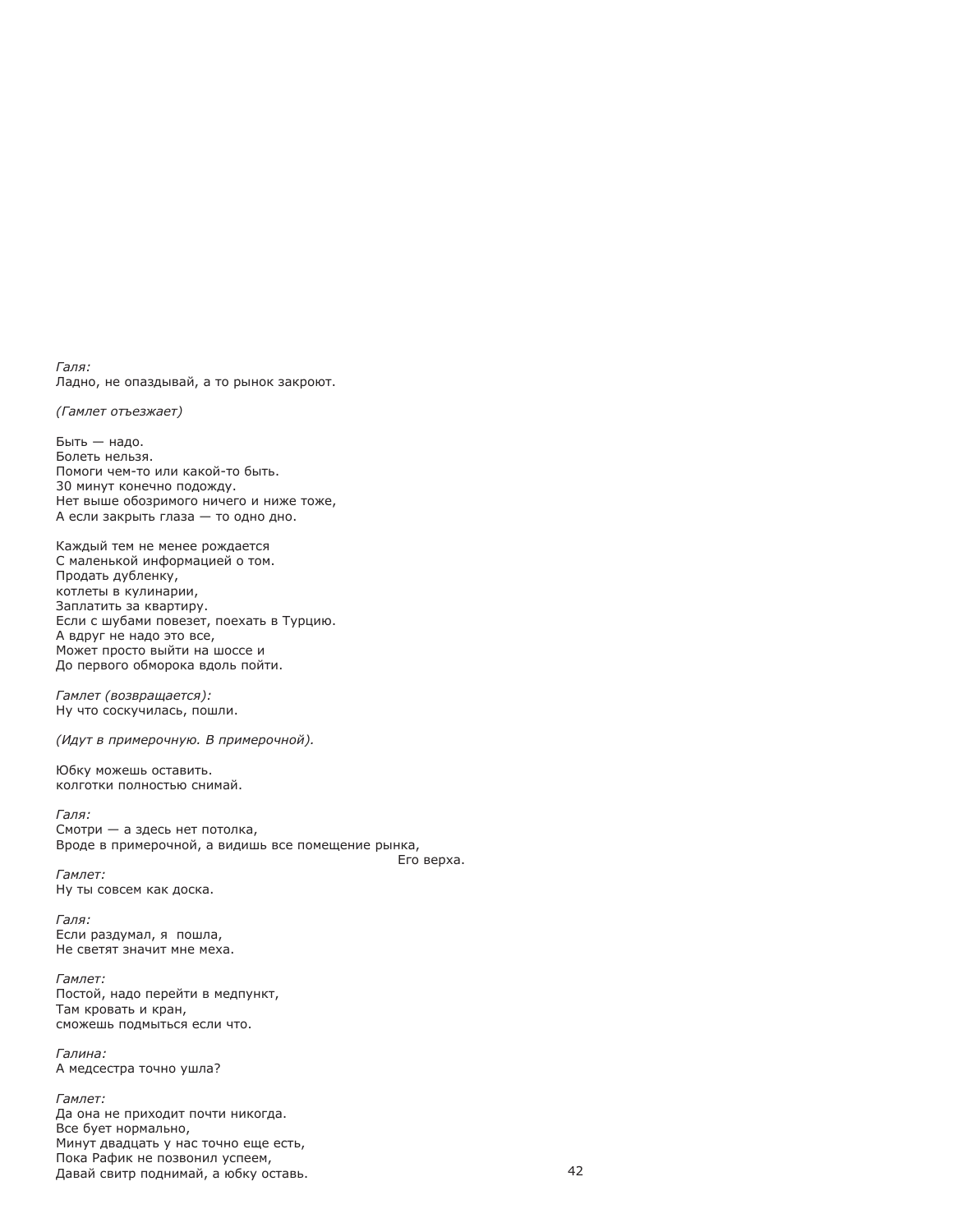*Галя:*
Ладно, не опаздывай, а то рынок закроют.

*(Гамлет отъезжает)*

Быть — надо.
Болеть нельзя.
Помоги чем-то или какой-то быть.
30 минут конечно подожду.
Нет выше обозримого ничего и ниже тоже,
А если закрыть глаза — то одно дно.

Каждый тем не менее рождается
С маленькой информацией о том.
Продать дубленку,
котлеты в кулинарии,
Заплатить за квартиру.
Если с шубами повезет, поехать в Турцию.
А вдруг не надо это все,
Может просто выйти на шоссе и
До первого обморока вдоль пойти.

*Гамлет (возвращается):*
Ну что соскучилась, пошли.

*(Идут в примерочную. В примерочной).*

Юбку можешь оставить.
колготки полностью снимай.

*Галя:*
Смотри — а здесь нет потолка,
Вроде в примерочной, а видишь все помещение рынка,
Его верха.

*Гамлет:*
Ну ты совсем как доска.

*Галя:*
Если раздумал, я  пошла,
Не светят значит мне меха.

*Гамлет:*
Постой, надо перейти в медпункт,
Там кровать и кран,
сможешь подмыться если что.

*Галина:*
А медсестра точно ушла?

*Гамлет:*
Да она не приходит почти никогда.
Все бует нормально,
Минут двадцать у нас точно еще есть,
Пока Рафик не позвонил успеем,
Давай свитр поднимай, а юбку оставь.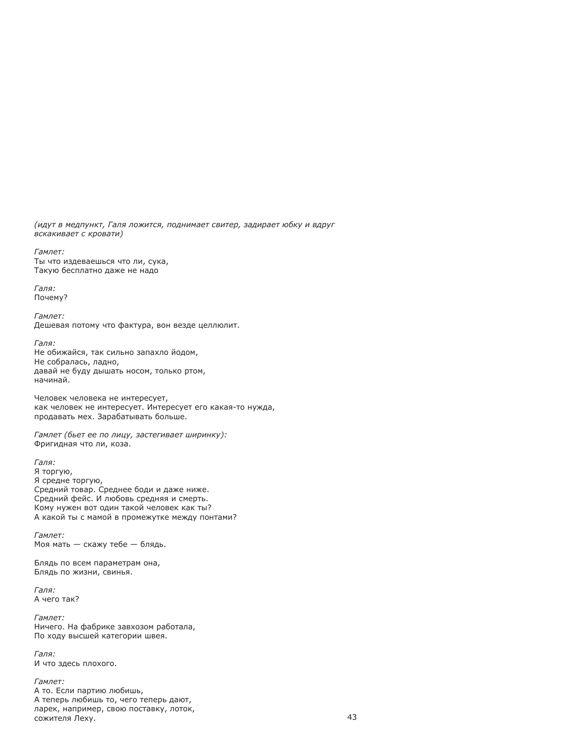*(идут в медпункт, Галя ложится, поднимает свитер, задирает юбку и вдруг вскакивает с кровати)*

*Гамлет:*
Ты что издеваешься что ли, сука,
Такую бесплатно даже не надо

*Галя:*
Почему?

*Гамлет:*
Дешевая потому что фактура, вон везде целлюлит.

*Галя:*
Не обижайся, так сильно запахло йодом,
Не собралась, ладно,
давай не буду дышать носом, только ртом,
начинай.

Человек человека не интересует,
как человек не интересует. Интересует его какая-то нужда,
продавать мех. Зарабатывать больше.

*Гамлет (бьет ее по лицу, застегивает ширинку):*
Фригидная что ли, коза.

*Галя:*
Я торгую,
Я средне торгую,
Средний товар. Среднее боди и даже ниже.
Средний фейс. И любовь средняя и смерть.
Кому нужен вот один такой человек как ты?
А какой ты с мамой в промежутке между понтами?

*Гамлет:*
Моя мать — скажу тебе — блядь.

Блядь по всем параметрам она,
Блядь по жизни, свинья.

*Галя:*
А чего так?

*Гамлет:*
Ничего. На фабрике завхозом работала,
По ходу высшей категории швея.

*Галя:*
И что здесь плохого.

*Гамлет:*
А то. Если партию любишь,
А теперь любишь то, чего теперь дают,
ларек, например, свою поставку, лоток,
сожителя Леху.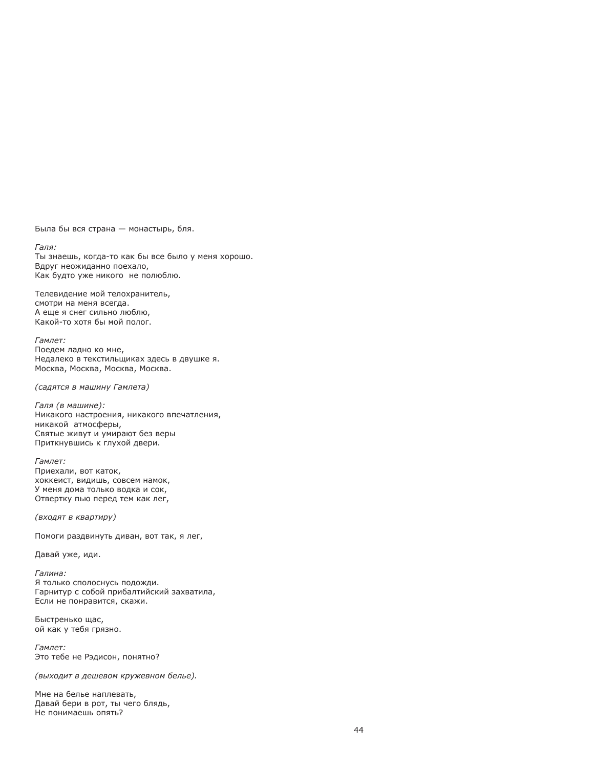Была бы вся страна — монастырь, бля.

*Галя:*
Ты знаешь, когда-то как бы все было у меня хорошо.
Вдруг неожиданно поехало,
Как будто уже никого  не полюблю.

Телевидение мой телохранитель,
смотри на меня всегда.
А еще я снег сильно люблю,
Какой-то хотя бы мой полог.

*Гамлет:*
Поедем ладно ко мне,
Недалеко в текстильщиках здесь в двушке я.
Москва, Москва, Москва, Москва.

*(садятся в машину Гамлета)*

*Галя (в машине):*
Никакого настроения, никакого впечатления,
никакой  атмосферы,
Святые живут и умирают без веры
Приткнувшись к глухой двери.

*Гамлет:*
Приехали, вот каток,
хоккеист, видишь, совсем намок,
У меня дома только водка и сок,
Отвертку пью перед тем как лег,

*(входят в квартиру)*

Помоги раздвинуть диван, вот так, я лег,

Давай уже, иди.

*Галина:*
Я только сполоснусь подожди.
Гарнитур с собой прибалтийский захватила,
Если не понравится, скажи.

Быстренько щас,
ой как у тебя грязно.

*Гамлет:*
Это тебе не Рэдисон, понятно?

*(выходит в дешевом кружевном белье).*

Мне на белье наплевать,
Давай бери в рот, ты чего блядь,
Не понимаешь опять?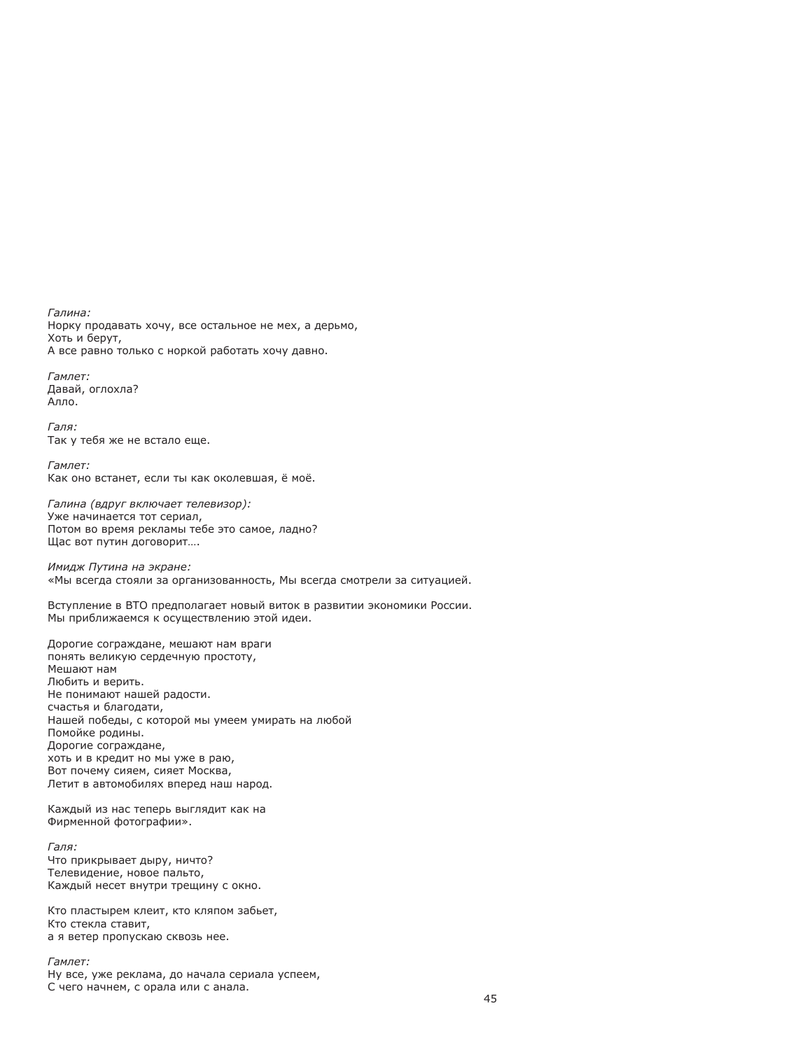*Галина:*
Норку продавать хочу, все остальное не мех, а дерьмо,
Хоть и берут,
А все равно только с норкой работать хочу давно.

*Гамлет:*
Давай, оглохла?
Алло.

*Галя:*
Так у тебя же не встало еще.

*Гамлет:*
Как оно встанет, если ты как околевшая, ё моё.

*Галина (вдруг включает телевизор):*
Уже начинается тот сериал,
Потом во время рекламы тебе это самое, ладно?
Щас вот путин договорит….

*Имидж Путина на экране:*
«Мы всегда стояли за организованность, Мы всегда смотрели за ситуацией.

Вступление в ВТО предполагает новый виток в развитии экономики России.
Мы приближаемся к осуществлению этой идеи.

Дорогие сограждане, мешают нам враги
понять великую сердечную простоту,
Мешают нам
Любить и верить.
Не понимают нашей радости.
счастья и благодати,
Нашей победы, с которой мы умеем умирать на любой
Помойке родины.
Дорогие сограждане,
хоть и в кредит но мы уже в раю,
Вот почему сияем, сияет Москва,
Летит в автомобилях вперед наш народ.

Каждый из нас теперь выглядит как на
Фирменной фотографии».

*Галя:*
Что прикрывает дыру, ничто?
Телевидение, новое пальто,
Каждый несет внутри трещину с окно.

Кто пластырем клеит, кто кляпом забьет,
Кто стекла ставит,
а я ветер пропускаю сквозь нее.

*Гамлет:*
Ну все, уже реклама, до начала сериала успеем,
С чего начнем, с орала или с анала.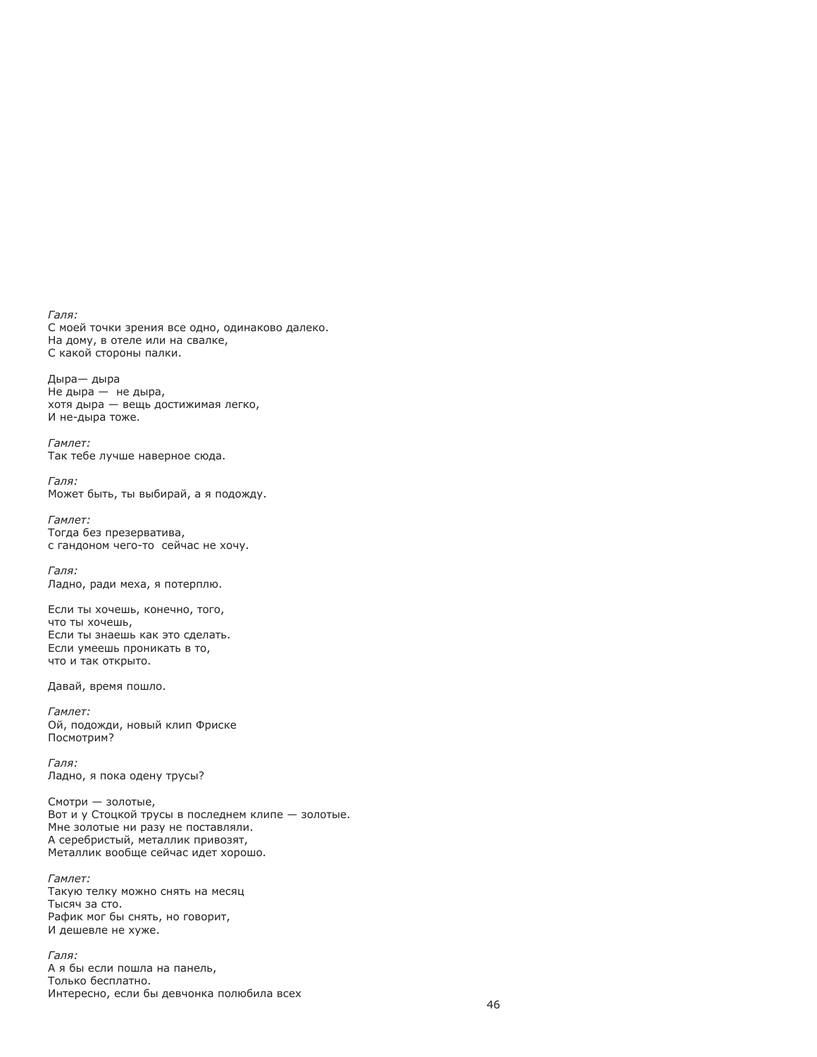*Галя:*
С моей точки зрения все одно, одинаково далеко.
На дому, в отеле или на свалке,
С какой стороны палки.

Дыра— дыра
Не дыра — не дыра,
хотя дыра — вещь достижимая легко,
И не-дыра тоже.

*Гамлет:*
Так тебе лучше наверное сюда.

*Галя:*
Может быть, ты выбирай, а я подожду.

*Гамлет:*
Тогда без презерватива,
с гандоном чего-то сейчас не хочу.

*Галя:*
Ладно, ради меха, я потерплю.

Если ты хочешь, конечно, того,
что ты хочешь,
Если ты знаешь как это сделать.
Если умеешь проникать в то,
что и так открыто.

Давай, время пошло.

*Гамлет:*
Ой, подожди, новый клип Фриске
Посмотрим?

*Галя:*
Ладно, я пока одену трусы?

Смотри — золотые,
Вот и у Стоцкой трусы в последнем клипе — золотые.
Мне золотые ни разу не поставляли.
А серебристый, металлик привозят,
Металлик вообще сейчас идет хорошо.

*Гамлет:*
Такую телку можно снять на месяц
Тысяч за сто.
Рафик мог бы снять, но говорит,
И дешевле не хуже.

*Галя:*
А я бы если пошла на панель,
Только бесплатно.
Интересно, если бы девчонка полюбила всех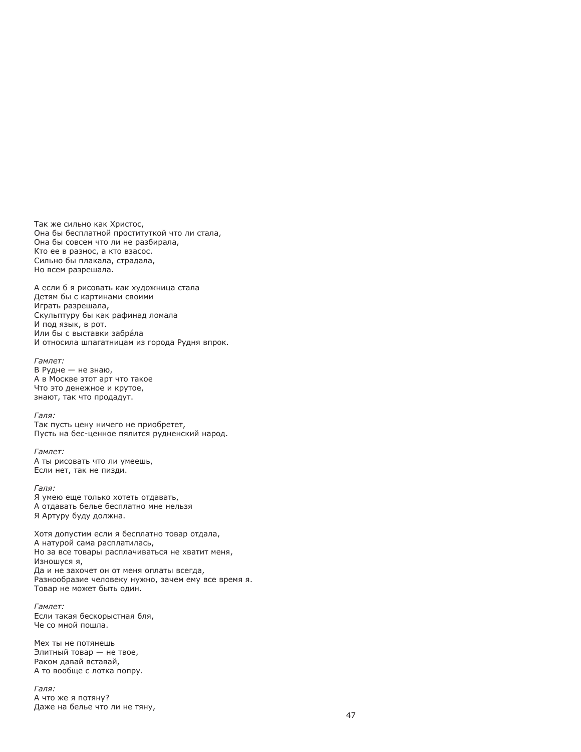Так же сильно как Христос,
Она бы бесплатной проституткой что ли стала,
Она бы совсем что ли не разбирала,
Кто ее в разнос, а кто взасос.
Сильно бы плакала, страдала,
Но всем разрешала.

А если б я рисовать как художница стала
Детям бы с картинами своими
Играть разрешала,
Скульптуру бы как рафинад ломала
И под язык, в рот.
Или бы с выставки забрáла
И относила шпагатницам из города Рудня впрок.

*Гамлет:*
В Рудне — не знаю,
А в Москве этот арт что такое
Что это денежное и крутое,
знают, так что продадут.

*Галя:*
Так пусть цену ничего не приобретет,
Пусть на бес-ценное пялится рудненский народ.

*Гамлет:*
А ты рисовать что ли умеешь,
Если нет, так не пизди.

*Галя:*
Я умею еще только хотеть отдавать,
А отдавать белье бесплатно мне нельзя
Я Артуру буду должна.

Хотя допустим если я бесплатно товар отдала,
А натурой сама расплатилась,
Но за все товары расплачиваться не хватит меня,
Изношуся я,
Да и не захочет он от меня оплаты всегда,
Разнообразие человеку нужно, зачем ему все время я.
Товар не может быть один.

*Гамлет:*
Если такая бескорыстная бля,
Че со мной пошла.

Мех ты не потянешь
Элитный товар — не твое,
Раком давай вставай,
А то вообще с лотка попру.

*Галя:*
А что же я потяну?
Даже на белье что ли не тяну,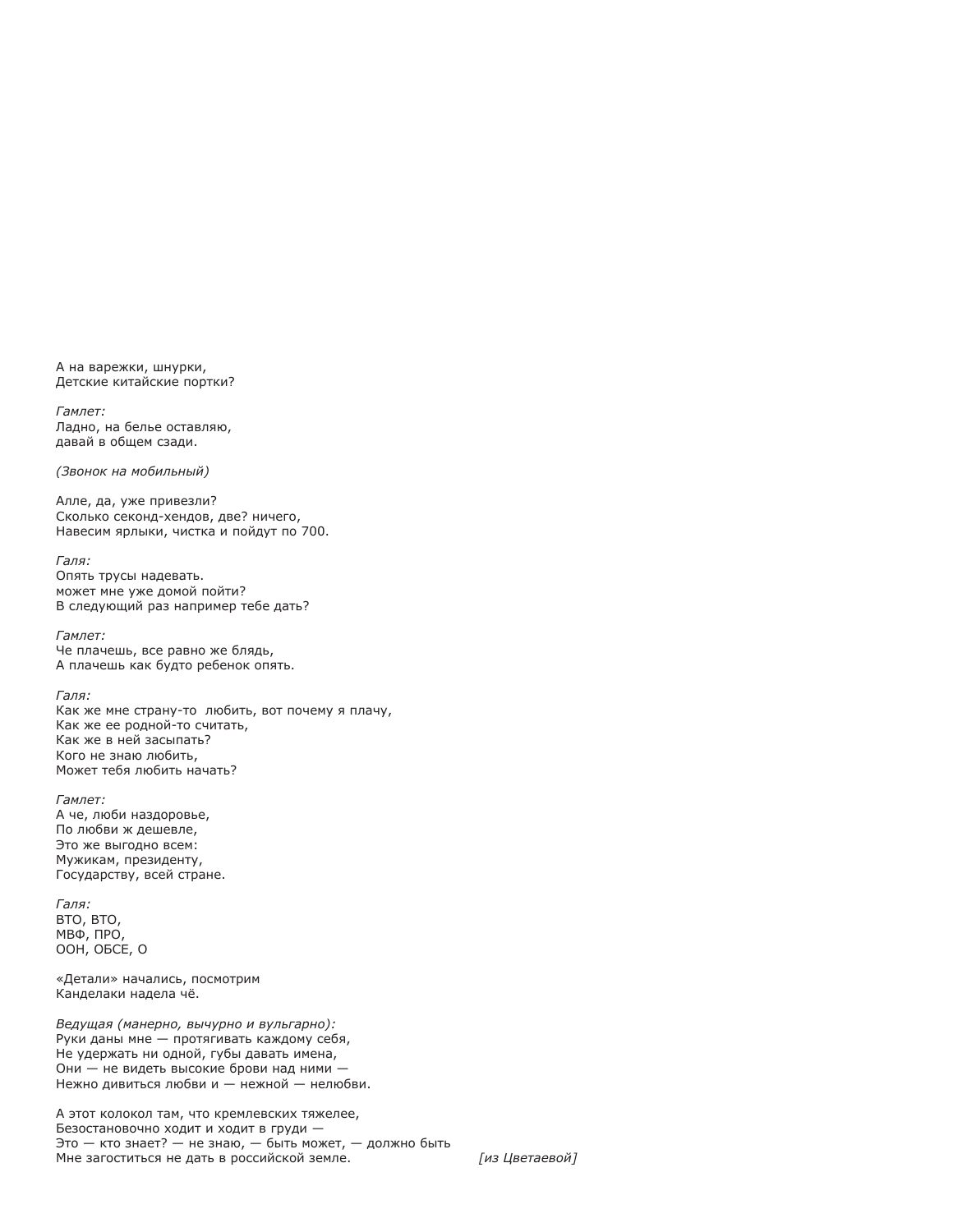А на варежки, шнурки,
Детские китайские портки?

*Гамлет:*
Ладно, на белье оставляю,
давай в общем сзади.

*(Звонок на мобильный)*

Алле, да, уже привезли?
Сколько секонд-хендов, две? ничего,
Навесим ярлыки, чистка и пойдут по 700.

*Галя:*
Опять трусы надевать.
может мне уже домой пойти?
В следующий раз например тебе дать?

*Гамлет:*
Че плачешь, все равно же блядь,
А плачешь как будто ребенок опять.

*Галя:*
Как же мне страну-то  любить, вот почему я плачу,
Как же ее родной-то считать,
Как же в ней засыпать?
Кого не знаю любить,
Может тебя любить начать?

*Гамлет:*
А че, люби наздоровье,
По любви ж дешевле,
Это же выгодно всем:
Мужикам, президенту,
Государству, всей стране.

*Галя:*
ВТО, ВТО,
МВФ, ПРО,
ООН, ОБСЕ, О

«Детали» начались, посмотрим
Канделаки надела чё.

*Ведущая (манерно, вычурно и вульгарно):*
Руки даны мне — протягивать каждому себя,
Не удержать ни одной, губы давать имена,
Они — не видеть высокие брови над ними —
Нежно дивиться любви и — нежной — нелюбви.

А этот колокол там, что кремлевских тяжелее,
Безостановочно ходит и ходит в груди —
Это — кто знает? — не знаю, — быть может, — должно быть
Мне загоститься не дать в российской земле. *[из Цветаевой]*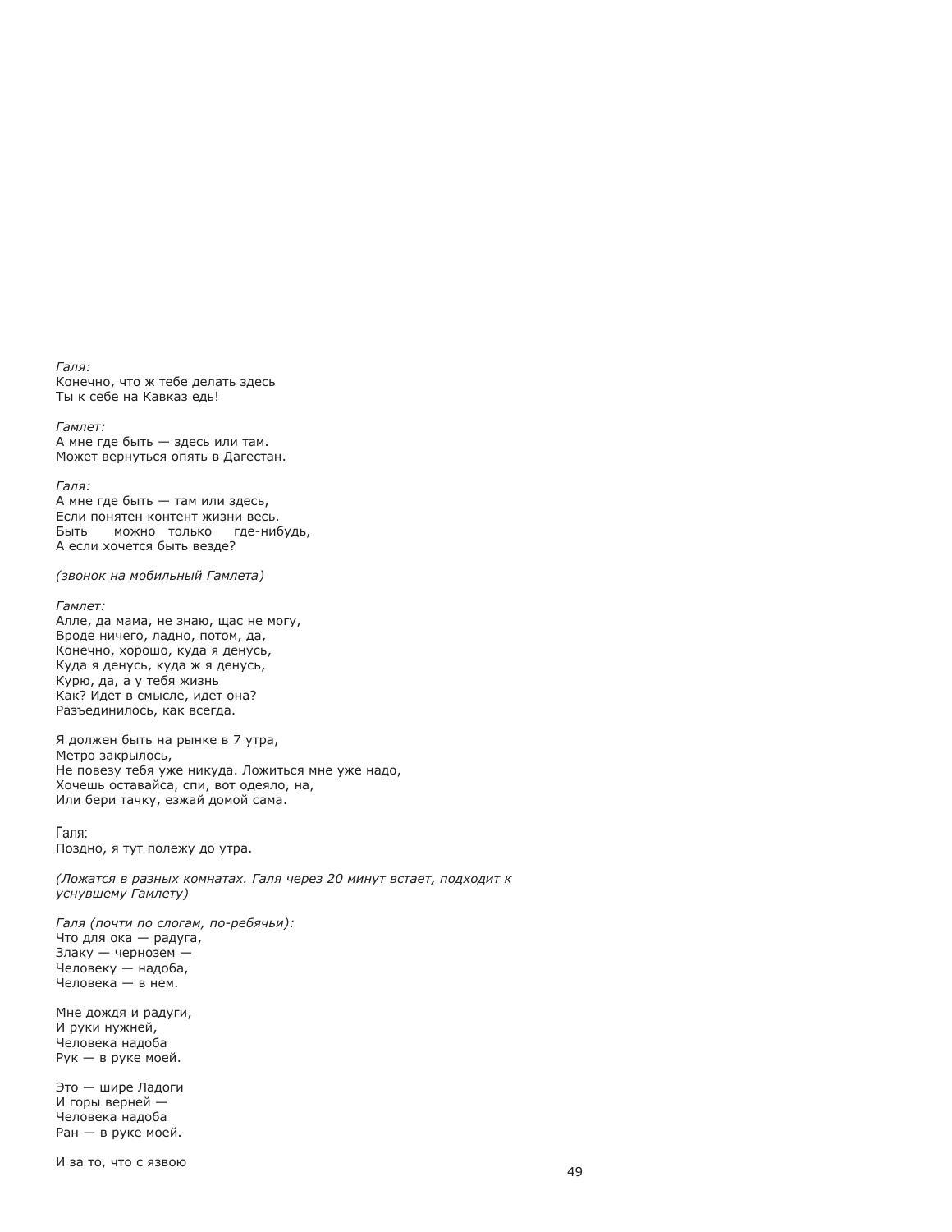*Галя:*
Конечно, что ж тебе делать здесь
Ты к себе на Кавказ едь!

*Гамлет:*
А мне где быть — здесь или там.
Может вернуться опять в Дагестан.

*Галя:*
А мне где быть — там или здесь,
Если понятен контент жизни весь.
Быть можно только где-нибудь,
А если хочется быть везде?

*(звонок на мобильный Гамлета)*

*Гамлет:*
Алле, да мама, не знаю, щас не могу,
Вроде ничего, ладно, потом, да,
Конечно, хорошо, куда я денусь,
Куда я денусь, куда ж я денусь,
Курю, да, а у тебя жизнь
Как? Идет в смысле, идет она?
Разъединилось, как всегда.

Я должен быть на рынке в 7 утра,
Метро закрылось,
Не повезу тебя уже никуда. Ложиться мне уже надо,
Хочешь оставайса, спи, вот одеяло, на,
Или бери тачку, езжай домой сама.

Галя:
Поздно, я тут полежу до утра.

*(Ложатся в разных комнатах. Галя через 20 минут встает, подходит к уснувшему Гамлету)*

*Галя (почти по слогам, по-ребячьи):*
Что для ока — радуга,
Злаку — чернозем —
Человеку — надоба,
Человека — в нем.

Мне дождя и радуги,
И руки нужней,
Человека надоба
Рук — в руке моей.

Это — шире Ладоги
И горы верней —
Человека надоба
Ран — в руке моей.

И за то, что с язвою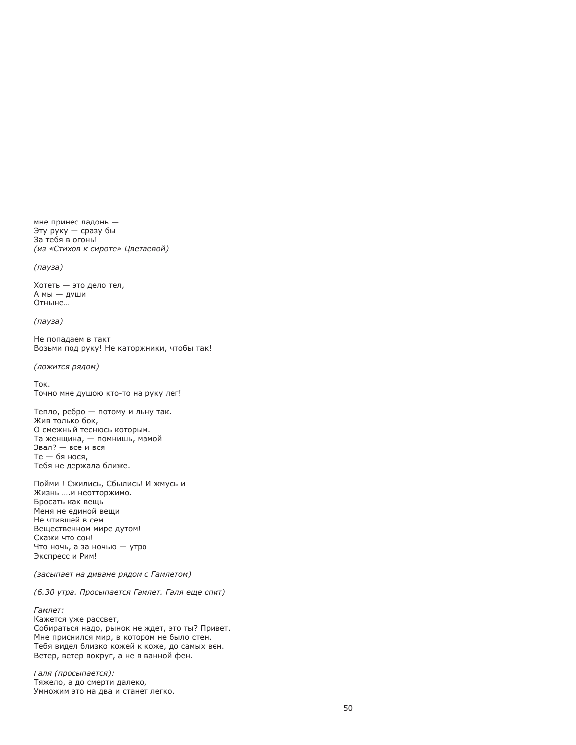мне принес ладонь —
Эту руку — сразу бы
За тебя в огонь!
*(из «Стихов к сироте» Цветаевой)*

*(пауза)*

Хотеть — это дело тел,
А мы — души
Отныне…

*(пауза)*

Не попадаем в такт
Возьми под руку! Не каторжники, чтобы так!

*(ложится рядом)*

Ток.
Точно мне душою кто-то на руку лег!

Тепло, ребро — потому и льну так.
Жив только бок,
О смежный теснюсь которым.
Та женщина, — помнишь, мамой
Звал? — все и вся
Те — бя нося,
Тебя не держала ближе.

Пойми ! Сжились, Сбылись! И жмусь и
Жизнь ….и неотторжимо.
Бросать как вещь
Меня не единой вещи
Не чтившей в сем
Вещественном мире дутом!
Скажи что сон!
Что ночь, а за ночью — утро
Экспресс и Рим!

*(засыпает на диване рядом с Гамлетом)*

*(6.30 утра. Просыпается Гамлет. Галя еще спит)*

*Гамлет:*
Кажется уже рассвет,
Собираться надо, рынок не ждет, это ты? Привет.
Мне приснился мир, в котором не было стен.
Тебя видел близко кожей к коже, до самых вен.
Ветер, ветер вокруг, а не в ванной фен.

*Галя (просыпается):*
Тяжело, а до смерти далеко,
Умножим это на два и станет легко.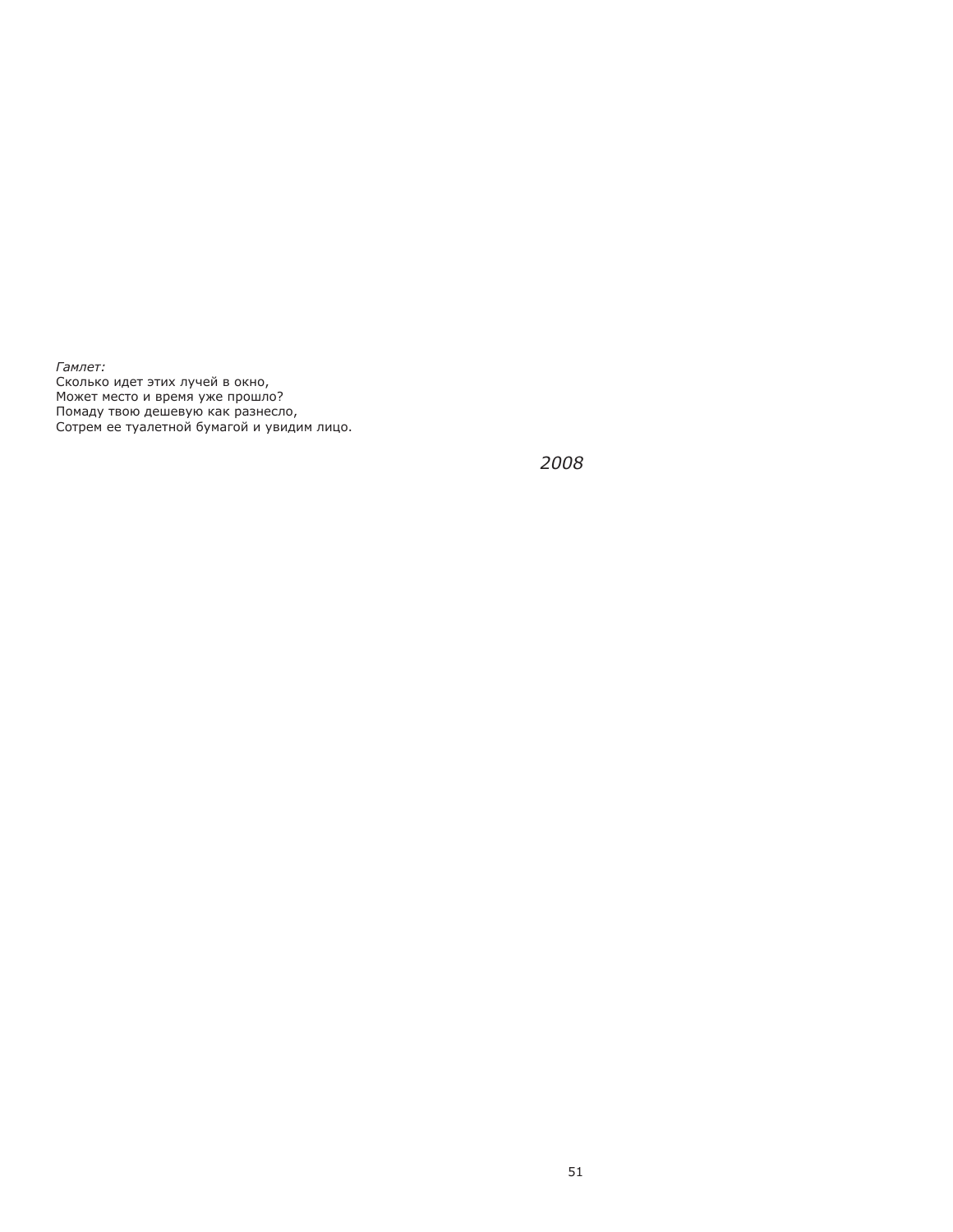*Гамлет:*
Сколько идет этих лучей в окно,
Может место и время уже прошло?
Помаду твою дешевую как разнесло,
Сотрем ее туалетной бумагой и увидим лицо.

*2008*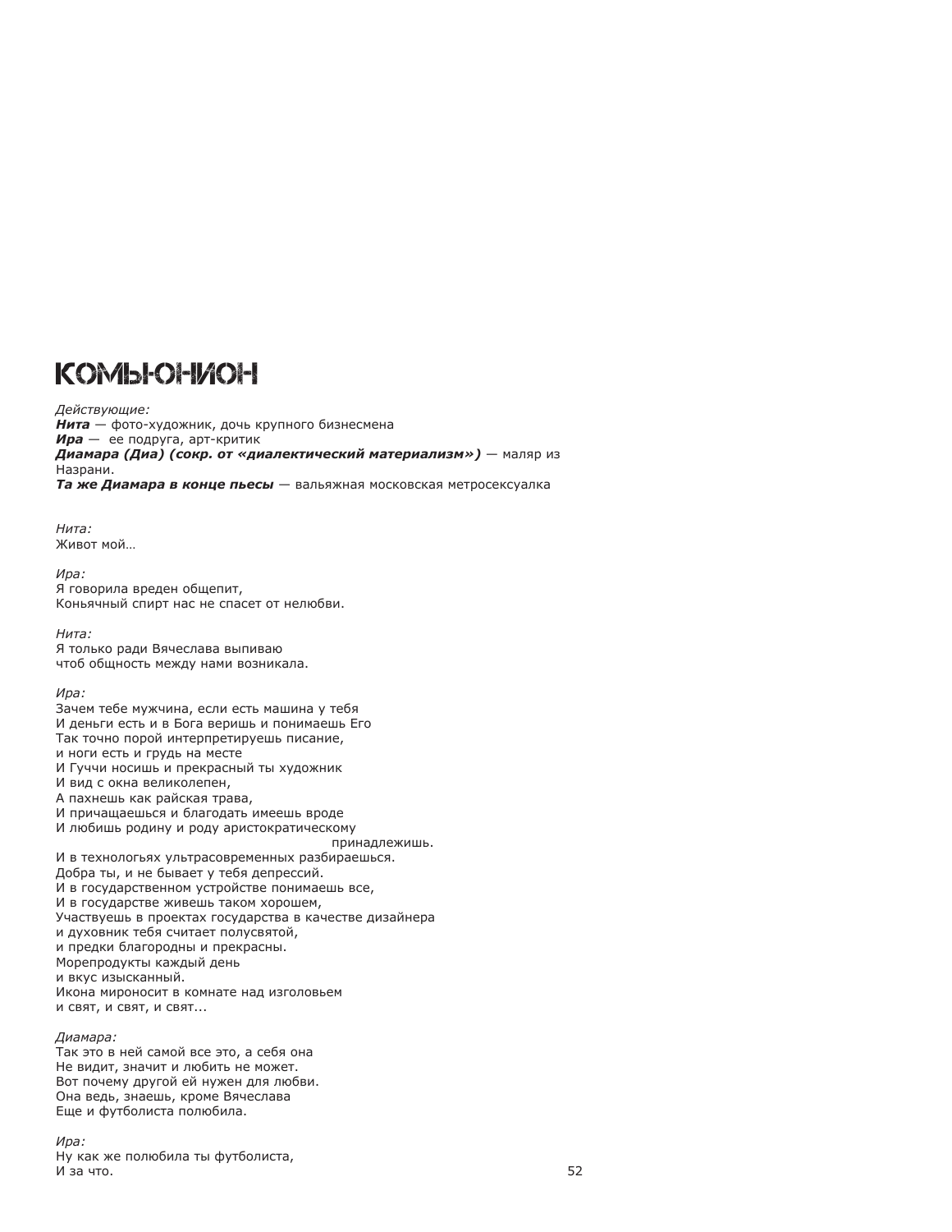# КОМЬЮНИОН

*Действующие:*  
***Нита*** — фото-художник, дочь крупного бизнесмена  
***Ира*** — ее подруга, арт-критик  
***Диамара (Диа) (сокр. от «диалектический материализм»)*** — маляр из Назрани.  
***Та же Диамара в конце пьесы*** — вальяжная московская метросексуалка

*Нита:*  
Живот мой…

*Ира:*  
Я говорила вреден общепит,  
Коньячный спирт нас не спасет от нелюбви.

*Нита:*  
Я только ради Вячеслава выпиваю  
чтоб общность между нами возникала.

*Ира:*  
Зачем тебе мужчина, если есть машина у тебя  
И деньги есть и в Бога веришь и понимаешь Его  
Так точно порой интерпретируешь писание,  
и ноги есть и грудь на месте  
И Гуччи носишь и прекрасный ты художник  
И вид с окна великолепен,  
А пахнешь как райская трава,  
И причащаешься и благодать имеешь вроде  
И любишь родину и роду аристократическому  
принадлежишь.  
И в технологьях ультрасовременных разбираешься.  
Добра ты, и не бывает у тебя депрессий.  
И в государственном устройстве понимаешь все,  
И в государстве живешь таком хорошем,  
Участвуешь в проектах государства в качестве дизайнера  
и духовник тебя считает полусвятой,  
и предки благородны и прекрасны.  
Морепродукты каждый день  
и вкус изысканный.  
Икона мироносит в комнате над изголовьем  
и свят, и свят, и свят...

*Диамара:*  
Так это в ней самой все это, а себя она  
Не видит, значит и любить не может.  
Вот почему другой ей нужен для любви.  
Она ведь, знаешь, кроме Вячеслава  
Еще и футболиста полюбила.

*Ира:*  
Ну как же полюбила ты футболиста,  
И за что.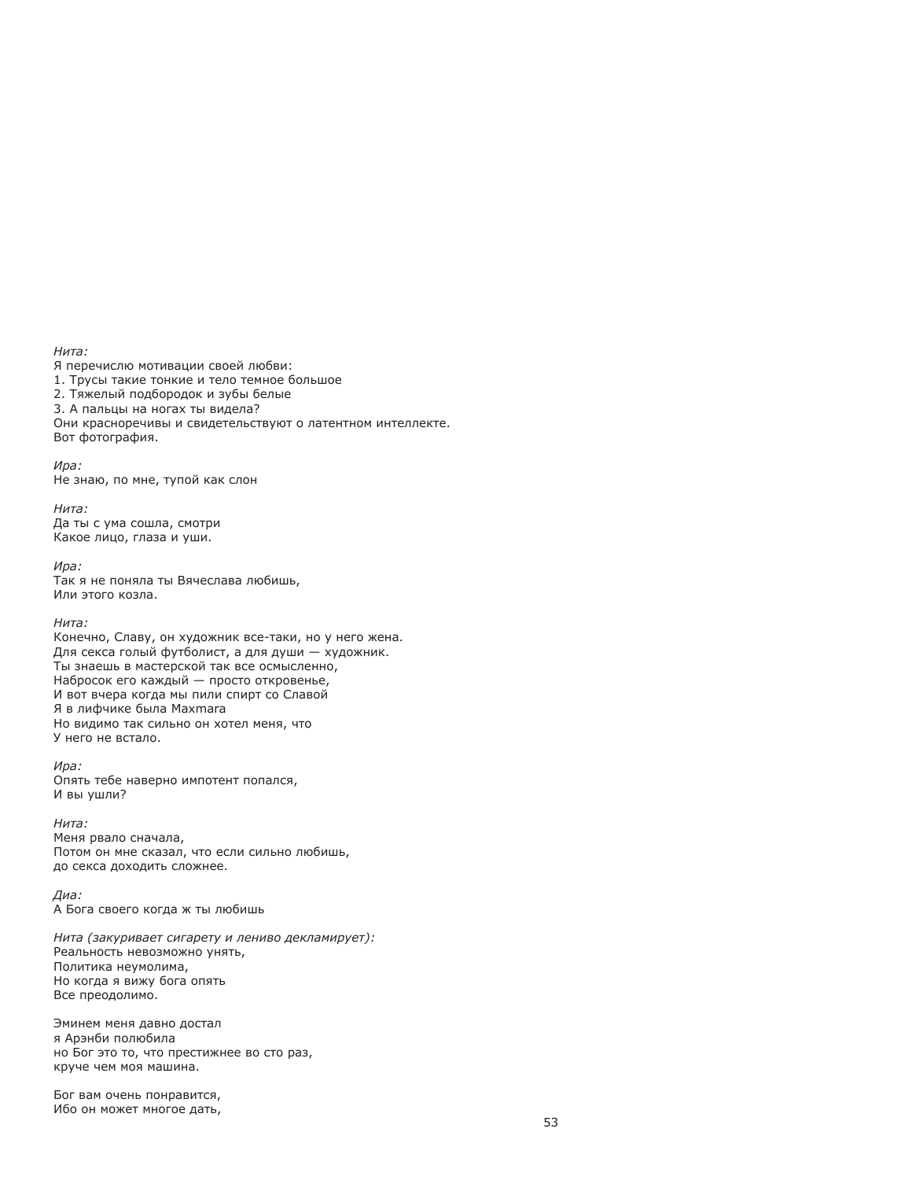*Нита:*
Я перечислю мотивации своей любви:
1. Трусы такие тонкие и тело темное большое
2. Тяжелый подбородок и зубы белые
3. А пальцы на ногах ты видела?
Они красноречивы и свидетельствуют о латентном интеллекте.
Вот фотография.

*Ира:*
Не знаю, по мне, тупой как слон

*Нита:*
Да ты с ума сошла, смотри
Какое лицо, глаза и уши.

*Ира:*
Так я не поняла ты Вячеслава любишь,
Или этого козла.

*Нита:*
Конечно, Славу, он художник все-таки, но у него жена.
Для секса голый футболист, а для души — художник.
Ты знаешь в мастерской так все осмысленно,
Набросок его каждый — просто откровенье,
И вот вчера когда мы пили спирт со Славой
Я в лифчике была Maxmara
Но видимо так сильно он хотел меня, что
У него не встало.

*Ира:*
Опять тебе наверно импотент попался,
И вы ушли?

*Нита:*
Меня рвало сначала,
Потом он мне сказал, что если сильно любишь,
до секса доходить сложнее.

*Диа:*
А Бога своего когда ж ты любишь

*Нита (закуривает сигарету и лениво декламирует):*
Реальность невозможно унять,
Политика неумолима,
Но когда я вижу бога опять
Все преодолимо.

Эминем меня давно достал
я Арэнби полюбила
но Бог это то, что престижнее во сто раз,
круче чем моя машина.

Бог вам очень понравится,
Ибо он может многое дать,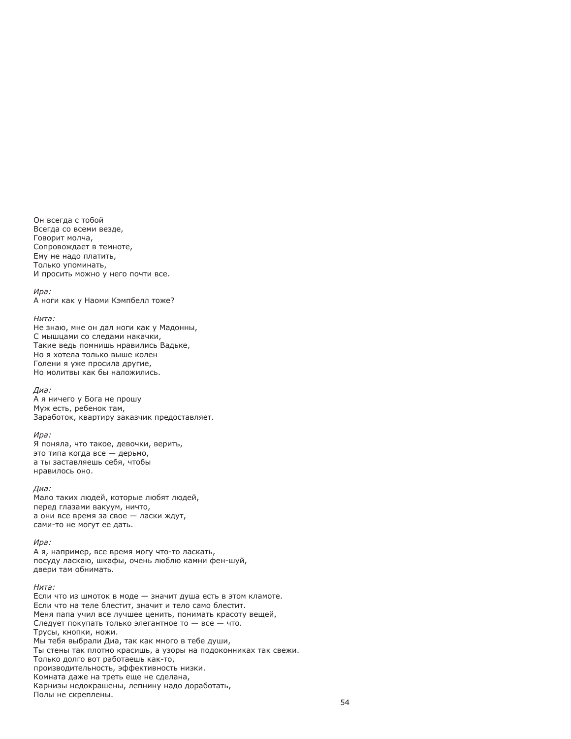Он всегда с тобой
Всегда со всеми везде,
Говорит молча,
Сопровождает в темноте,
Ему не надо платить,
Только упоминать,
И просить можно у него почти все.

*Ира:*
А ноги как у Наоми Кэмпбелл тоже?

*Нита:*
Не знаю, мне он дал ноги как у Мадонны,
С мышцами со следами накачки,
Такие ведь помнишь нравились Вадьке,
Но я хотела только выше колен
Голени я уже просила другие,
Но молитвы как бы наложились.

*Диа:*
А я ничего у Бога не прошу
Муж есть, ребенок там,
Заработок, квартиру заказчик предоставляет.

*Ира:*
Я поняла, что такое, девочки, верить,
это типа когда все — дерьмо,
а ты заставляешь себя, чтобы
нравилось оно.

*Диа:*
Мало таких людей, которые любят людей,
перед глазами вакуум, ничто,
а они все время за свое — ласки ждут,
сами-то не могут ее дать.

*Ира:*
А я, например, все время могу что-то ласкать,
посуду ласкаю, шкафы, очень люблю камни фен-шуй,
двери там обнимать.

*Нита:*
Если что из шмоток в моде — значит душа есть в этом кламоте.
Если что на теле блестит, значит и тело само блестит.
Меня папа учил все лучшее ценить, понимать красоту вещей,
Следует покупать только элегантное то — все — что.
Трусы, кнопки, ножи.
Мы тебя выбрали Диа, так как много в тебе души,
Ты стены так плотно красишь, а узоры на подоконниках так свежи.
Только долго вот работаешь как-то,
производительность, эффективность низки.
Комната даже на треть еще не сделана,
Карнизы недокрашены, лепнину надо доработать,
Полы не скреплены.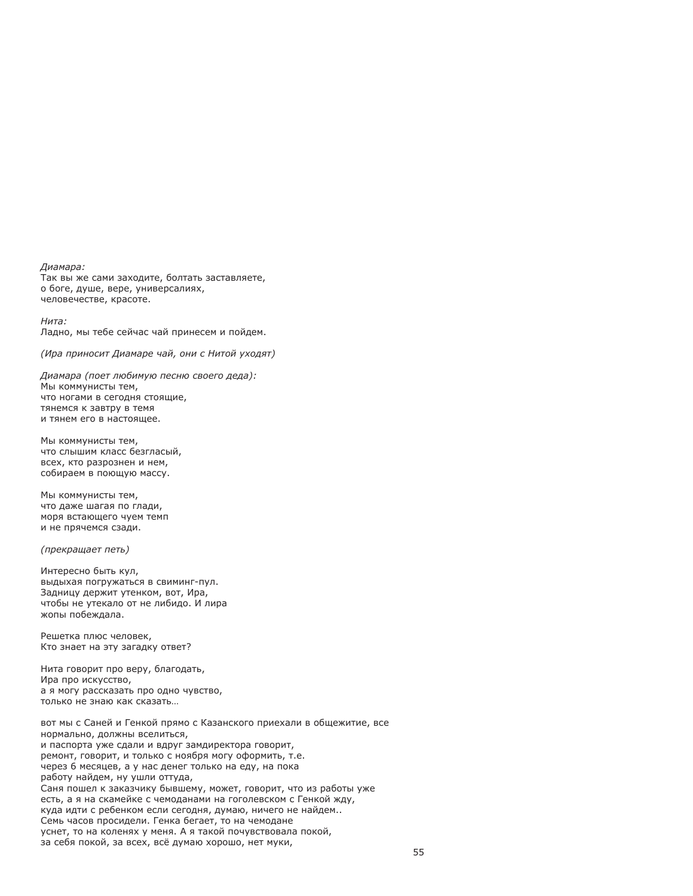*Диамара:*
Так вы же сами заходите, болтать заставляете,
о боге, душе, вере, универсалиях,
человечестве, красоте.

*Нита:*
Ладно, мы тебе сейчас чай принесем и пойдем.

*(Ира приносит Диамаре чай, они с Нитой уходят)*

*Диамара (поет любимую песню своего деда):*
Мы коммунисты тем,
что ногами в сегодня стоящие,
тянемся к завтру в темя
и тянем его в настоящее.

Мы коммунисты тем,
что слышим класс безгласый,
всех, кто разрознен и нем,
собираем в поющую массу.

Мы коммунисты тем,
что даже шагая по глади,
моря встающего чуем темп
и не прячемся сзади.

*(прекращает петь)*

Интересно быть кул,
выдыхая погружаться в свиминг-пул.
Задницу держит утенком, вот, Ира,
чтобы не утекало от не либидо. И лира
жопы побеждала.

Решетка плюс человек,
Кто знает на эту загадку ответ?

Нита говорит про веру, благодать,
Ира про искусство,
а я могу рассказать про одно чувство,
только не знаю как сказать…

вот мы с Саней и Генкой прямо с Казанского приехали в общежитие, все
нормально, должны вселиться,
и паспорта уже сдали и вдруг замдиректора говорит,
ремонт, говорит, и только с ноября могу оформить, т.е.
через 6 месяцев, а у нас денег только на еду, на пока
работу найдем, ну ушли оттуда,
Саня пошел к заказчику бывшему, может, говорит, что из работы уже
есть, а я на скамейке с чемоданами на гоголевском с Генкой жду,
куда идти с ребенком если сегодня, думаю, ничего не найдем..
Семь часов просидели. Генка бегает, то на чемодане
уснет, то на коленях у меня. А я такой почувствовала покой,
за себя покой, за всех, всё думаю хорошо, нет муки,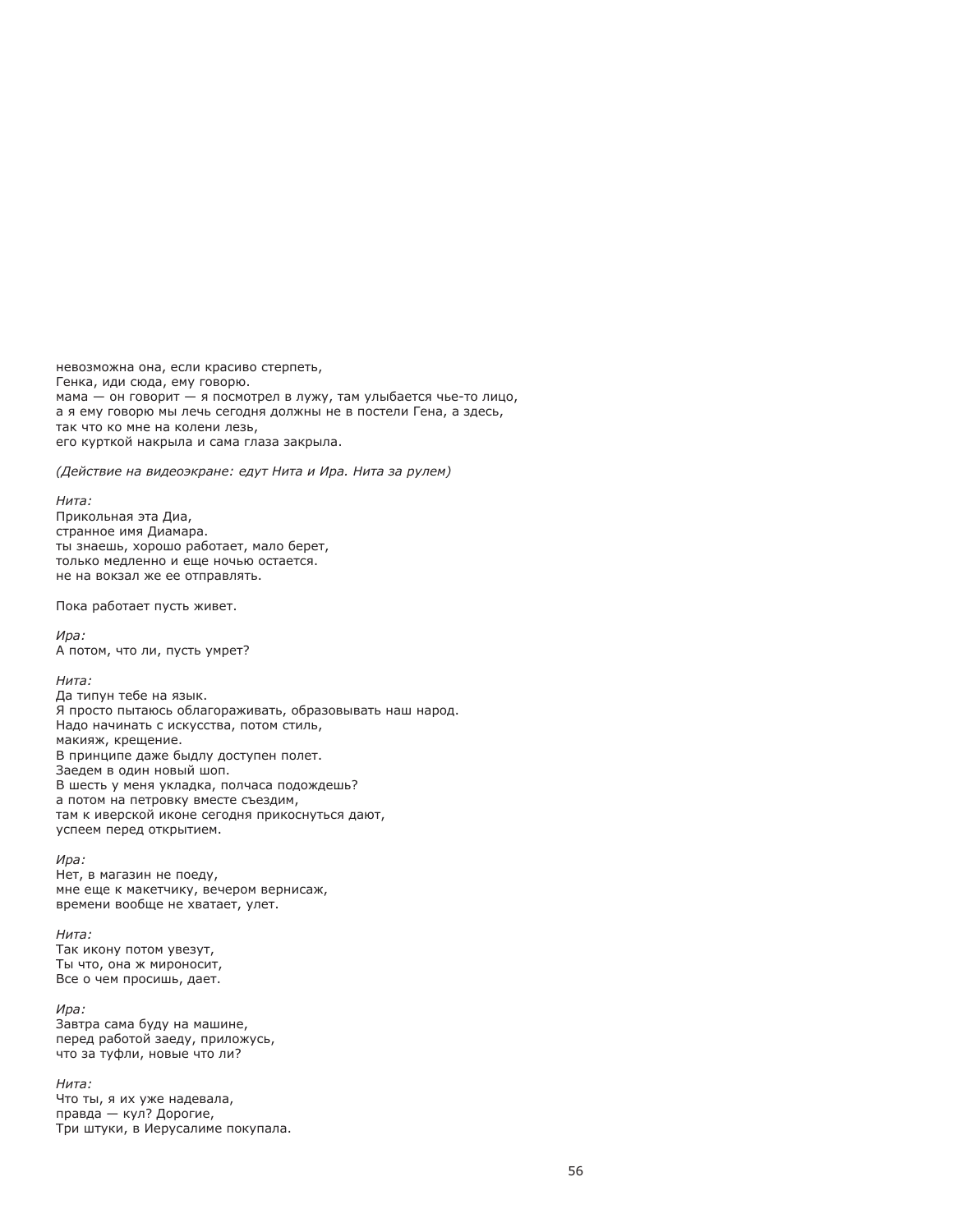невозможна она, если красиво стерпеть,  
Генка, иди сюда, ему говорю.  
мама — он говорит — я посмотрел в лужу, там улыбается чье-то лицо,  
а я ему говорю мы лечь сегодня должны не в постели Гена, а здесь,  
так что ко мне на колени лезь,  
его курткой накрыла и сама глаза закрыла.

*(Действие на видеоэкране: едут Нита и Ира. Нита за рулем)*

*Нита:*  
Прикольная эта Диа,  
странное имя Диамара.  
ты знаешь, хорошо работает, мало берет,  
только медленно и еще ночью остается.  
не на вокзал же ее отправлять.

Пока работает пусть живет.

*Ира:*  
А потом, что ли, пусть умрет?

*Нита:*  
Да типун тебе на язык.  
Я просто пытаюсь облагораживать, образовывать наш народ.  
Надо начинать с искусства, потом стиль,  
макияж, крещение.  
В принципе даже быдлу доступен полет.  
Заедем в один новый шоп.  
В шесть у меня укладка, полчаса подождешь?  
а потом на петровку вместе съездим,  
там к иверской иконе сегодня прикоснуться дают,  
успеем перед открытием.

*Ира:*  
Нет, в магазин не поеду,  
мне еще к макетчику, вечером вернисаж,  
времени вообще не хватает, улет.

*Нита:*  
Так икону потом увезут,  
Ты что, она ж мироносит,  
Все о чем просишь, дает.

*Ира:*  
Завтра сама буду на машине,  
перед работой заеду, приложусь,  
что за туфли, новые что ли?

*Нита:*  
Что ты, я их уже надевала,  
правда — кул? Дорогие,  
Три штуки, в Иерусалиме покупала.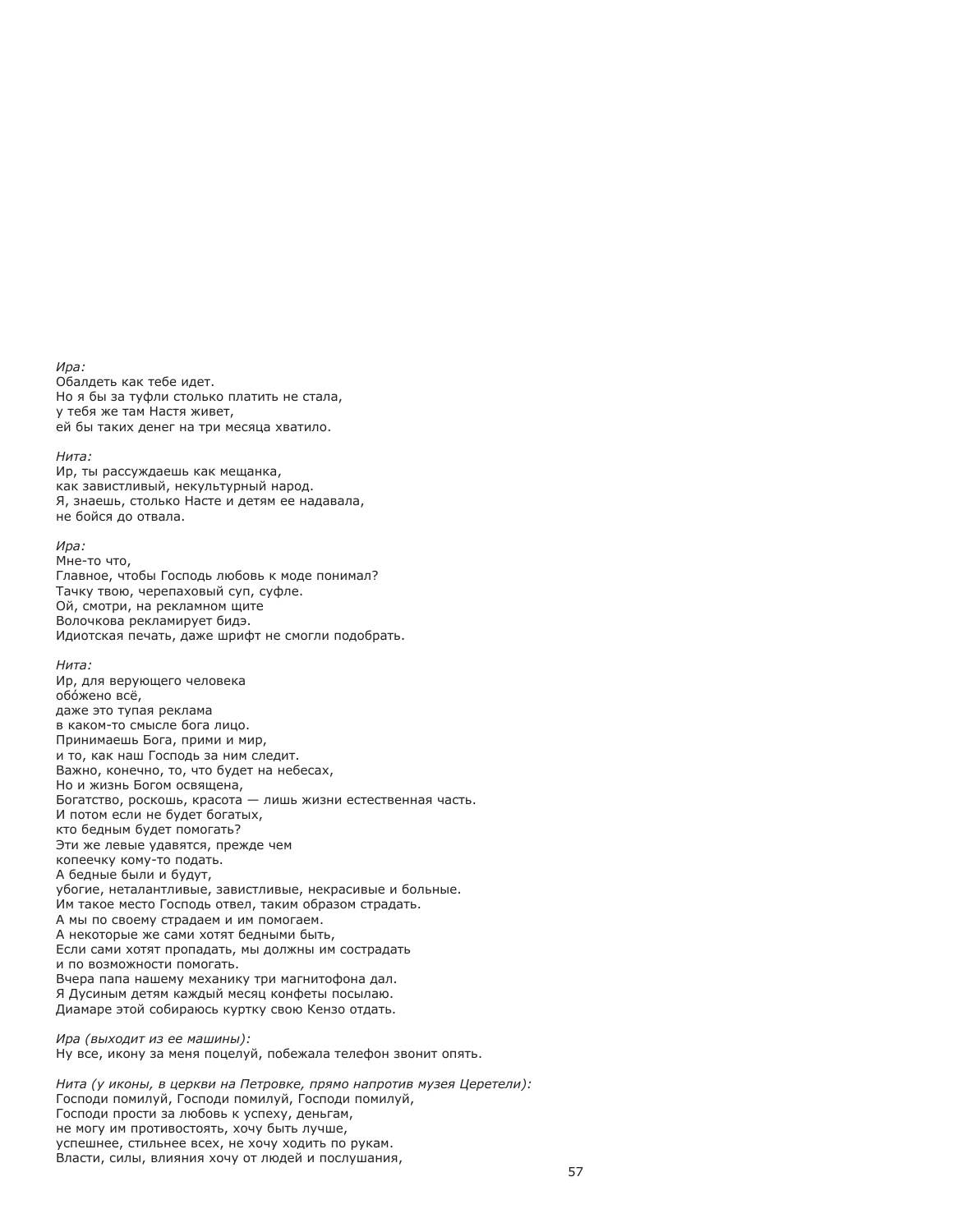*Ира:*
Обалдеть как тебе идет.
Но я бы за туфли столько платить не стала,
у тебя же там Настя живет,
ей бы таких денег на три месяца хватило.

*Нита:*
Ир, ты рассуждаешь как мещанка,
как завистливый, некультурный народ.
Я, знаешь, столько Насте и детям ее надавала,
не бойся до отвала.

*Ира:*
Мне-то что,
Главное, чтобы Господь любовь к моде понимал?
Тачку твою, черепаховый суп, суфле.
Ой, смотри, на рекламном щите
Волочкова рекламирует бидэ.
Идиотская печать, даже шрифт не смогли подобрать.

*Нита:*
Ир, для верующего человека
обо́жено всё,
даже это тупая реклама
в каком-то смысле бога лицо.
Принимаешь Бога, прими и мир,
и то, как наш Господь за ним следит.
Важно, конечно, то, что будет на небесах,
Но и жизнь Богом освящена,
Богатство, роскошь, красота — лишь жизни естественная часть.
И потом если не будет богатых,
кто бедным будет помогать?
Эти же левые удавятся, прежде чем
копеечку кому-то подать.
А бедные были и будут,
убогие, неталантливые, завистливые, некрасивые и больные.
Им такое место Господь отвел, таким образом страдать.
А мы по своему страдаем и им помогаем.
А некоторые же сами хотят бедными быть,
Если сами хотят пропадать, мы должны им сострадать
и по возможности помогать.
Вчера папа нашему механику три магнитофона дал.
Я Дусиным детям каждый месяц конфеты посылаю.
Диамаре этой собираюсь куртку свою Кензо отдать.

*Ира (выходит из ее машины):*
Ну все, икону за меня поцелуй, побежала телефон звонит опять.

*Нита (у иконы, в церкви на Петровке, прямо напротив музея Церетели):*
Господи помилуй, Господи помилуй, Господи помилуй,
Господи прости за любовь к успеху, деньгам,
не могу им противостоять, хочу быть лучше,
успешнее, стильнее всех, не хочу ходить по рукам.
Власти, силы, влияния хочу от людей и послушания,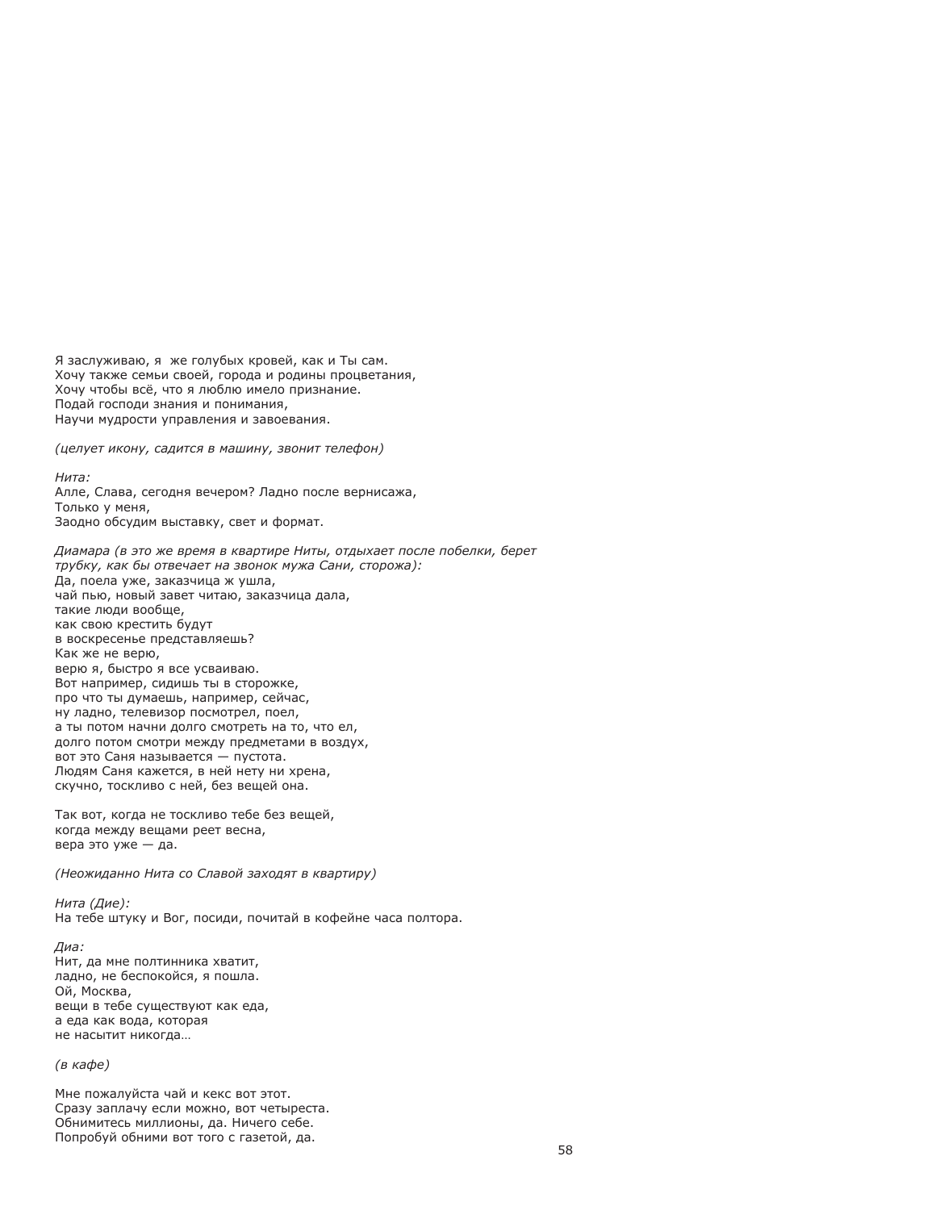Я заслуживаю, я  же голубых кровей, как и Ты сам.  
Хочу также семьи своей, города и родины процветания,  
Хочу чтобы всё, что я люблю имело признание.  
Подай господи знания и понимания,  
Научи мудрости управления и завоевания.

*(целует икону, садится в машину, звонит телефон)*

*Нита:*  
Алле, Слава, сегодня вечером? Ладно после вернисажа,  
Только у меня,  
Заодно обсудим выставку, свет и формат.

*Диамара (в это же время в квартире Ниты, отдыхает после побелки, берет трубку, как бы отвечает на звонок мужа Сани, сторожа):*  
Да, поела уже, заказчица ж ушла,  
чай пью, новый завет читаю, заказчица дала,  
такие люди вообще,  
как свою крестить будут  
в воскресенье представляешь?  
Как же не верю,  
верю я, быстро я все усваиваю.  
Вот например, сидишь ты в сторожке,  
про что ты думаешь, например, сейчас,  
ну ладно, телевизор посмотрел, поел,  
а ты потом начни долго смотреть на то, что ел,  
долго потом смотри между предметами в воздух,  
вот это Саня называется — пустота.  
Людям Саня кажется, в ней нету ни хрена,  
скучно, тоскливо с ней, без вещей она.

Так вот, когда не тоскливо тебе без вещей,  
когда между вещами реет весна,  
вера это уже — да.

*(Неожиданно Нита со Славой заходят в квартиру)*

*Нита (Дие):*  
На тебе штуку и Вог, посиди, почитай в кофейне часа полтора.

*Диа:*  
Нит, да мне полтинника хватит,  
ладно, не беспокойся, я пошла.  
Ой, Москва,  
вещи в тебе существуют как еда,  
а еда как вода, которая  
не насытит никогда…

*(в кафе)*

Мне пожалуйста чай и кекс вот этот.  
Сразу заплачу если можно, вот четыреста.  
Обнимитесь миллионы, да. Ничего себе.  
Попробуй обними вот того с газетой, да.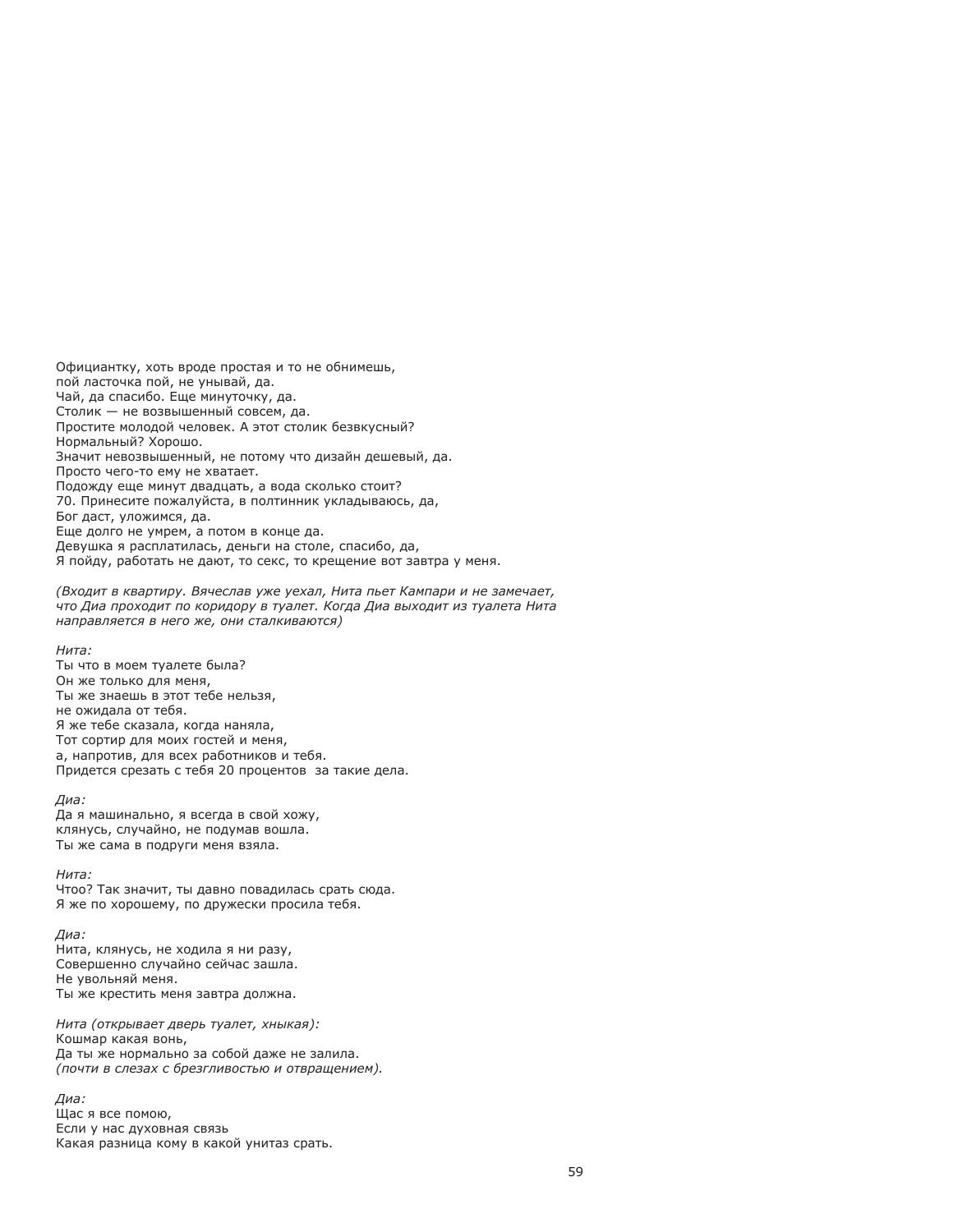Официантку, хоть вроде простая и то не обнимешь,
пой ласточка пой, не унывай, да.
Чай, да спасибо. Еще минуточку, да.
Столик — не возвышенный совсем, да.
Простите молодой человек. А этот столик безвкусный?
Нормальный? Хорошо.
Значит невозвышенный, не потому что дизайн дешевый, да.
Просто чего-то ему не хватает.
Подожду еще минут двадцать, а вода сколько стоит?
70. Принесите пожалуйста, в полтинник укладываюсь, да,
Бог даст, уложимся, да.
Еще долго не умрем, а потом в конце да.
Девушка я расплатилась, деньги на столе, спасибо, да,
Я пойду, работать не дают, то секс, то крещение вот завтра у меня.

*(Входит в квартиру. Вячеслав уже уехал, Нита пьет Кампари и не замечает, что Диа проходит по коридору в туалет. Когда Диа выходит из туалета Нита направляется в него же, они сталкиваются)*

*Нита:*
Ты что в моем туалете была?
Он же только для меня,
Ты же знаешь в этот тебе нельзя,
не ожидала от тебя.
Я же тебе сказала, когда наняла,
Тот сортир для моих гостей и меня,
а, напротив, для всех работников и тебя.
Придется срезать с тебя 20 процентов  за такие дела.

*Диа:*
Да я машинально, я всегда в свой хожу,
клянусь, случайно, не подумав вошла.
Ты же сама в подруги меня взяла.

*Нита:*
Чтоо? Так значит, ты давно повадилась срать сюда.
Я же по хорошему, по дружески просила тебя.

*Диа:*
Нита, клянусь, не ходила я ни разу,
Совершенно случайно сейчас зашла.
Не увольняй меня.
Ты же крестить меня завтра должна.

*Нита (открывает дверь туалет, хныкая):*
Кошмар какая вонь,
Да ты же нормально за собой даже не залила.
*(почти в слезах с брезгливостью и отвращением).*

*Диа:*
Щас я все помою,
Если у нас духовная связь
Какая разница кому в какой унитаз срать.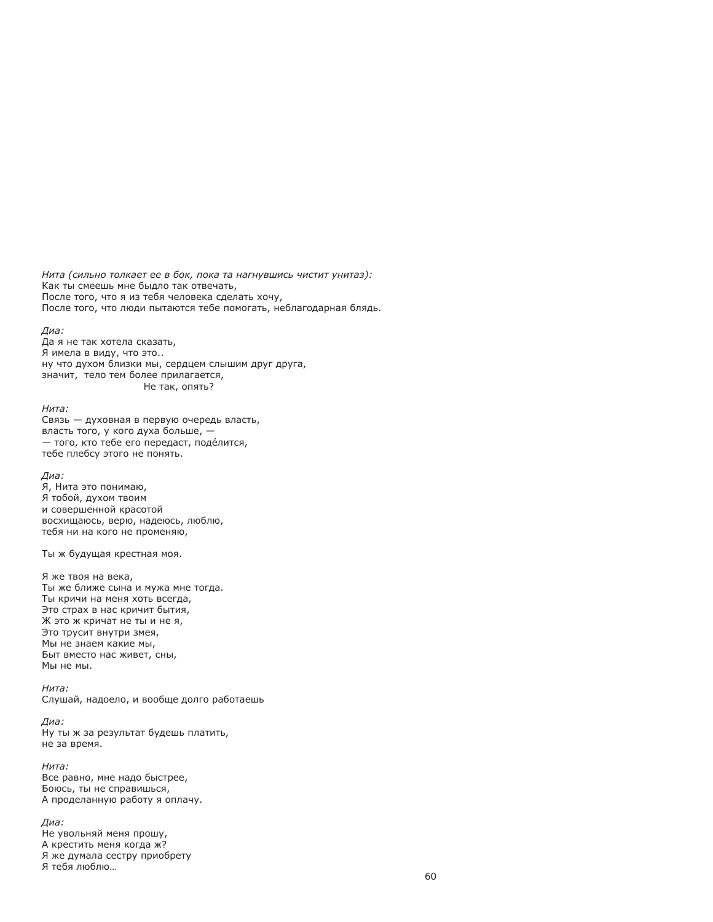*Нита (сильно толкает ее в бок, пока та нагнувшись чистит унитаз):*
Как ты смеешь мне быдло так отвечать,
После того, что я из тебя человека сделать хочу,
После того, что люди пытаются тебе помогать, неблагодарная блядь.

*Диа:*
Да я не так хотела сказать,
Я имела в виду, что это..
ну что духом близки мы, сердцем слышим друг друга,
значит, тело тем более прилагается,
Не так, опять?

*Нита:*
Связь — духовная в первую очередь власть,
власть того, у кого духа больше, —
— того, кто тебе его передаст, поде́лится,
тебе плебсу этого не понять.

*Диа:*
Я, Нита это понимаю,
Я тобой, духом твоим
и совершенной красотой
восхищаюсь, верю, надеюсь, люблю,
тебя ни на кого не променяю,

Ты ж будущая крестная моя.

Я же твоя на века,
Ты же ближе сына и мужа мне тогда.
Ты кричи на меня хоть всегда,
Это страх в нас кричит бытия,
Ж это ж кричат не ты и не я,
Это трусит внутри змея,
Мы не знаем какие мы,
Быт вместо нас живет, сны,
Мы не мы.

*Нита:*
Слушай, надоело, и вообще долго работаешь

*Диа:*
Ну ты ж за результат будешь платить,
не за время.

*Нита:*
Все равно, мне надо быстрее,
Боюсь, ты не справишься,
А проделанную работу я оплачу.

*Диа:*
Не увольняй меня прошу,
А крестить меня когда ж?
Я же думала сестру приобрету
Я тебя люблю…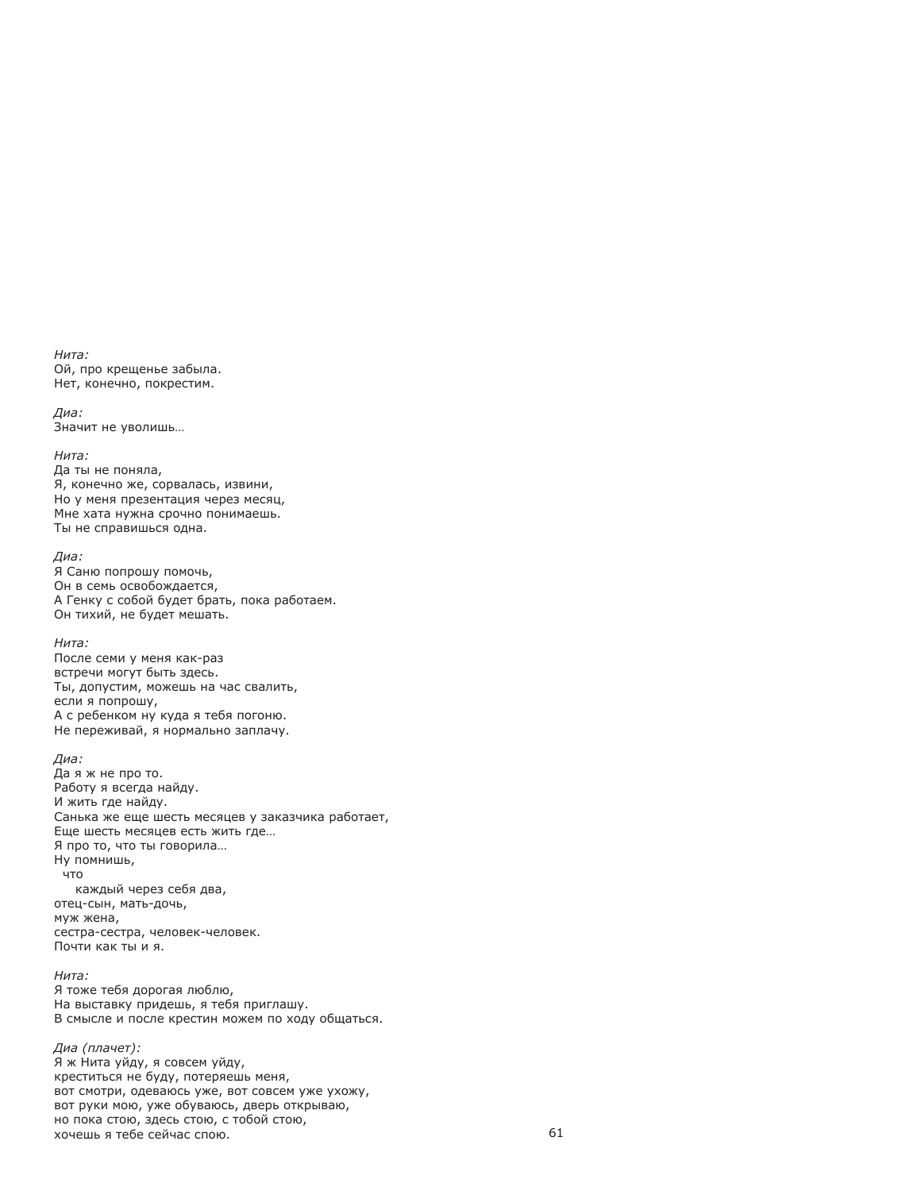*Нита:*
Ой, про крещенье забыла.
Нет, конечно, покрестим.

*Диа:*
Значит не уволишь…

*Нита:*
Да ты не поняла,
Я, конечно же, сорвалась, извини,
Но у меня презентация через месяц,
Мне хата нужна срочно понимаешь.
Ты не справишься одна.

*Диа:*
Я Саню попрошу помочь,
Он в семь освобождается,
А Генку с собой будет брать, пока работаем.
Он тихий, не будет мешать.

*Нита:*
После семи у меня как-раз
встречи могут быть здесь.
Ты, допустим, можешь на час свалить,
если я попрошу,
А с ребенком ну куда я тебя погоню.
Не переживай, я нормально заплачу.

*Диа:*
Да я ж не про то.
Работу я всегда найду.
И жить где найду.
Санька же еще шесть месяцев у заказчика работает,
Еще шесть месяцев есть жить где…
Я про то, что ты говорила…
Ну помнишь,
  что
    каждый через себя два,
отец-сын, мать-дочь,
муж жена,
сестра-сестра, человек-человек.
Почти как ты и я.

*Нита:*
Я тоже тебя дорогая люблю,
На выставку придешь, я тебя приглашу.
В смысле и после крестин можем по ходу общаться.

*Диа (плачет):*
Я ж Нита уйду, я совсем уйду,
креститься не буду, потеряешь меня,
вот смотри, одеваюсь уже, вот совсем уже ухожу,
вот руки мою, уже обуваюсь, дверь открываю,
но пока стою, здесь стою, с тобой стою,
хочешь я тебе сейчас спою.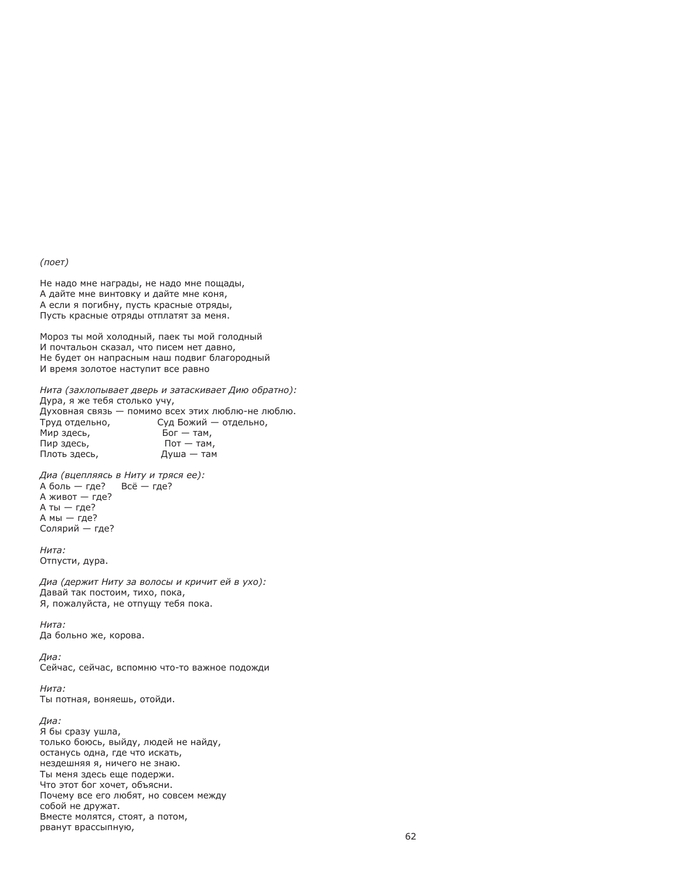*(поет)*

Не надо мне награды, не надо мне пощады,  
А дайте мне винтовку и дайте мне коня,  
А если я погибну, пусть красные отряды,  
Пусть красные отряды отплатят за меня.

Мороз ты мой холодный, паек ты мой голодный  
И почтальон сказал, что писем нет давно,  
Не будет он напрасным наш подвиг благородный  
И время золотое наступит все равно

*Нита (захлопывает дверь и затаскивает Дию обратно):*  
Дура, я же тебя столько учу,  
Духовная связь — помимо всех этих люблю-не люблю.  
Труд отдельно,                Суд Божий — отдельно,  
Мир здесь,                      Бог — там,  
Пир здесь,                      Пот — там,  
Плоть здесь,                   Душа — там

*Диа (вцепляясь в Ниту и тряся ее):*  
А боль — где?     Всё — где?  
А живот — где?  
А ты — где?  
А мы — где?  
Солярий — где?

*Нита:*  
Отпусти, дура.

*Диа (держит Ниту за волосы и кричит ей в ухо):*  
Давай так постоим, тихо, пока,  
Я, пожалуйста, не отпущу тебя пока.

*Нита:*  
Да больно же, корова.

*Диа:*  
Сейчас, сейчас, вспомню что-то важное подожди

*Нита:*  
Ты потная, воняешь, отойди.

*Диа:*  
Я бы сразу ушла,  
только боюсь, выйду, людей не найду,  
останусь одна, где что искать,  
нездешняя я, ничего не знаю.  
Ты меня здесь еще подержи.  
Что этот бог хочет, объясни.  
Почему все его любят, но совсем между  
собой не дружат.  
Вместе молятся, стоят, а потом,  
рванут врассыпную,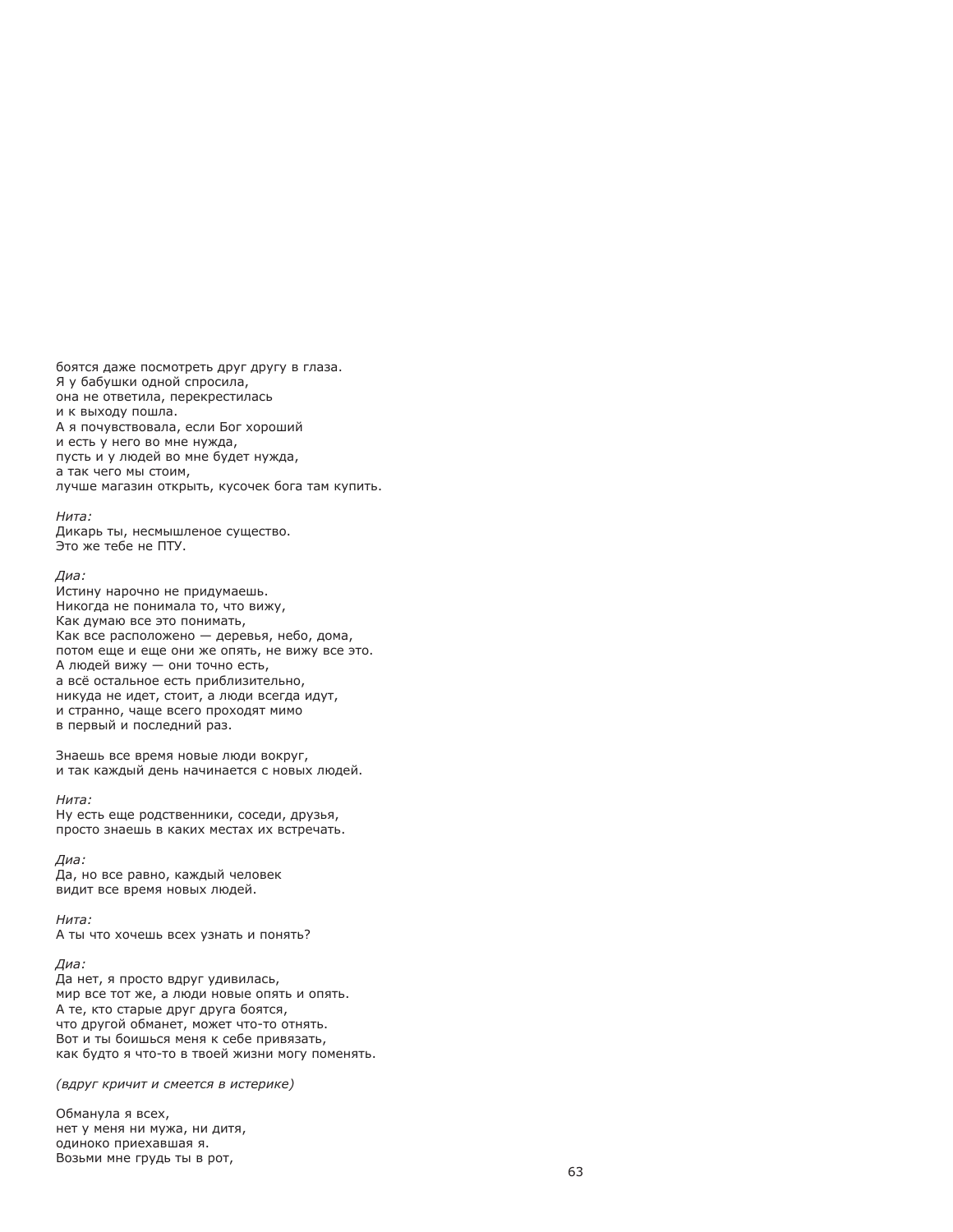боятся даже посмотреть друг другу в глаза.
Я у бабушки одной спросила,
она не ответила, перекрестилась
и к выходу пошла.
А я почувствовала, если Бог хороший
и есть у него во мне нужда,
пусть и у людей во мне будет нужда,
а так чего мы стоим,
лучше магазин открыть, кусочек бога там купить.

*Нита:*
Дикарь ты, несмышленое существо.
Это же тебе не ПТУ.

*Диа:*
Истину нарочно не придумаешь.
Никогда не понимала то, что вижу,
Как думаю все это понимать,
Как все расположено — деревья, небо, дома,
потом еще и еще они же опять, не вижу все это.
А людей вижу — они точно есть,
а всё остальное есть приблизительно,
никуда не идет, стоит, а люди всегда идут,
и странно, чаще всего проходят мимо
в первый и последний раз.

Знаешь все время новые люди вокруг,
и так каждый день начинается с новых людей.

*Нита:*
Ну есть еще родственники, соседи, друзья,
просто знаешь в каких местах их встречать.

*Диа:*
Да, но все равно, каждый человек
видит все время новых людей.

*Нита:*
А ты что хочешь всех узнать и понять?

*Диа:*
Да нет, я просто вдруг удивилась,
мир все тот же, а люди новые опять и опять.
А те, кто старые друг друга боятся,
что другой обманет, может что-то отнять.
Вот и ты боишься меня к себе привязать,
как будто я что-то в твоей жизни могу поменять.

*(вдруг кричит и смеется в истерике)*

Обманула я всех,
нет у меня ни мужа, ни дитя,
одиноко приехавшая я.
Возьми мне грудь ты в рот,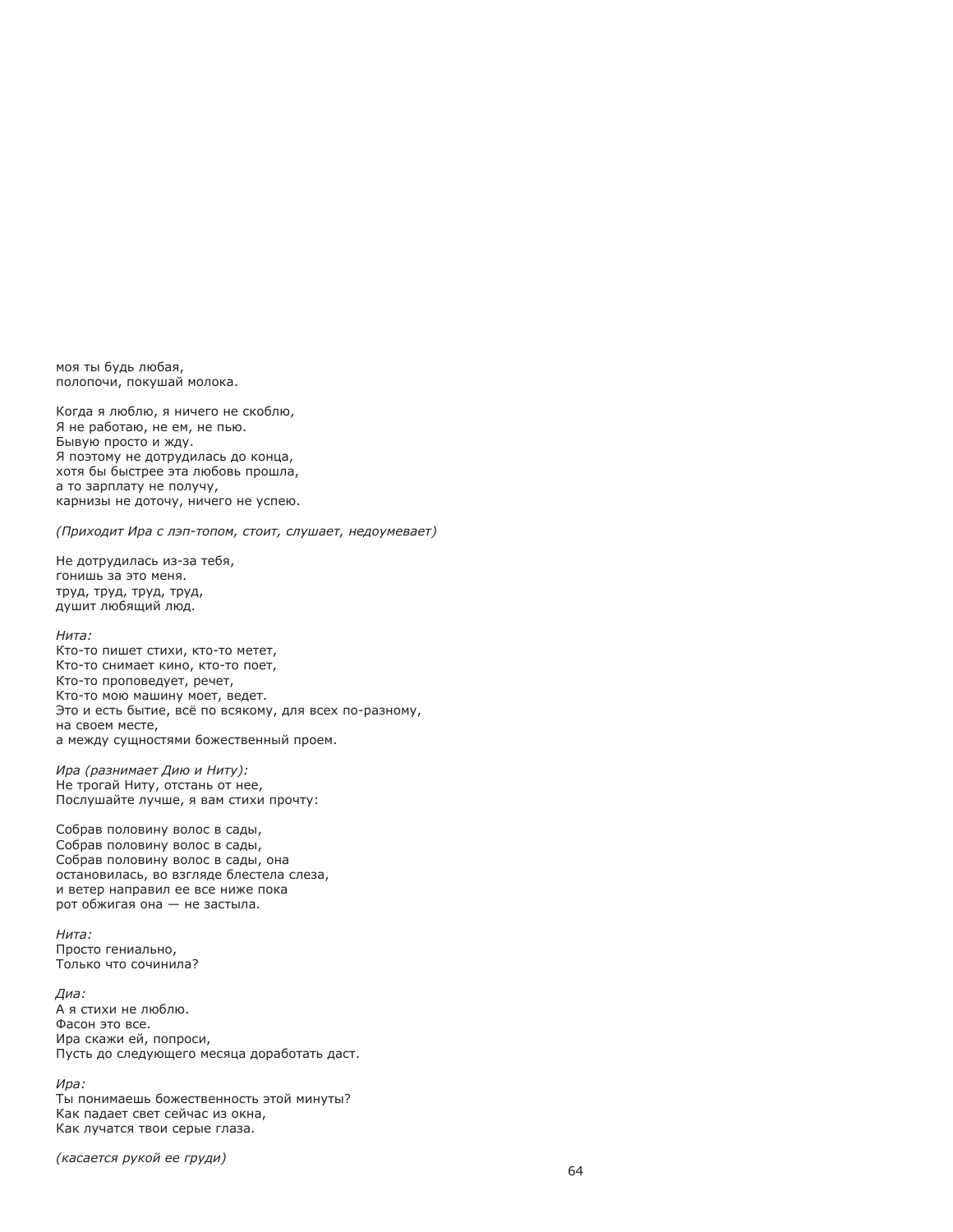моя ты будь любая,
полопочи, покушай молока.

Когда я люблю, я ничего не скоблю,
Я не работаю, не ем, не пью.
Бывую просто и жду.
Я поэтому не дотрудилась до конца,
хотя бы быстрее эта любовь прошла,
а то зарплату не получу,
карнизы не доточу, ничего не успею.

*(Приходит Ира с лэп-топом, стоит, слушает, недоумевает)*

Не дотрудилась из-за тебя,
гонишь за это меня.
труд, труд, труд, труд,
душит любящий люд.

*Нита:*
Кто-то пишет стихи, кто-то метет,
Кто-то снимает кино, кто-то поет,
Кто-то проповедует, речет,
Кто-то мою машину моет, ведет.
Это и есть бытие, всё по всякому, для всех по-разному,
на своем месте,
а между сущностями божественный проем.

*Ира (разнимает Дию и Ниту):*
Не трогай Ниту, отстань от нее,
Послушайте лучше, я вам стихи прочту:

Собрав половину волос в сады,
Собрав половину волос в сады,
Собрав половину волос в сады, она
остановилась, во взгляде блестела слеза,
и ветер направил ее все ниже пока
рот обжигая она — не застыла.

*Нита:*
Просто гениально,
Только что сочинила?

*Диа:*
А я стихи не люблю.
Фасон это все.
Ира скажи ей, попроси,
Пусть до следующего месяца доработать даст.

*Ира:*
Ты понимаешь божественность этой минуты?
Как падает свет сейчас из окна,
Как лучатся твои серые глаза.

*(касается рукой ее груди)*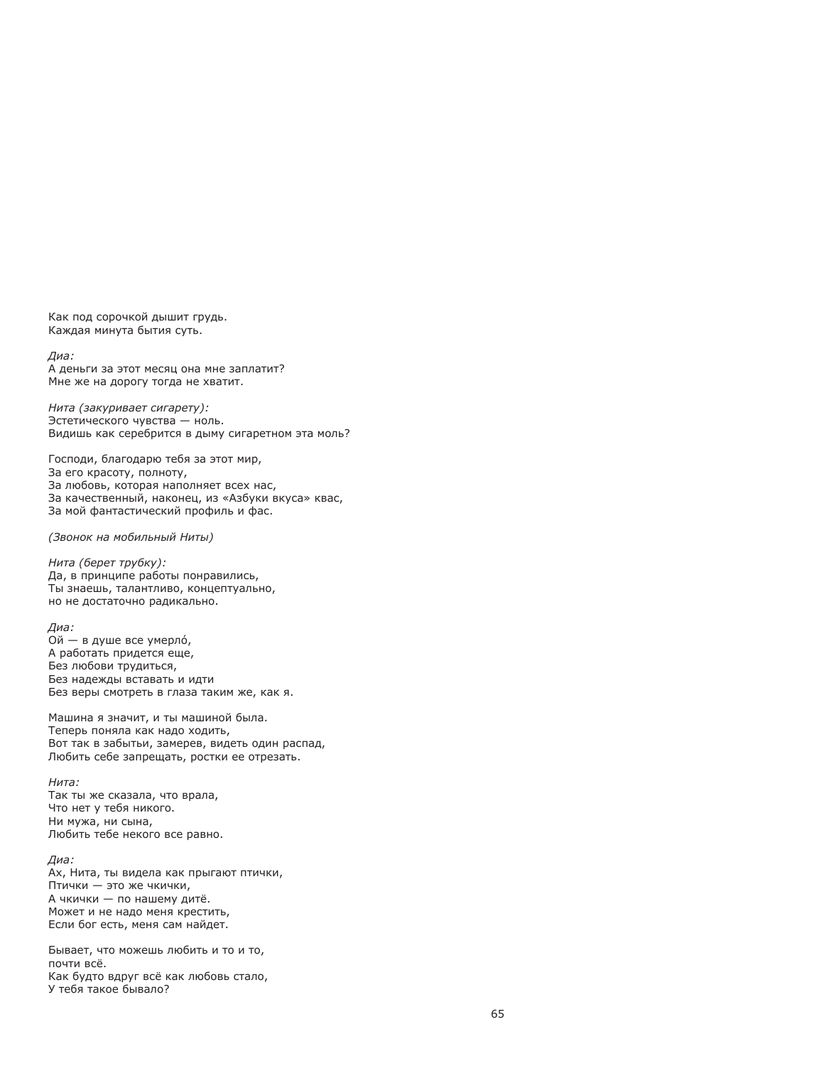Как под сорочкой дышит грудь.
Каждая минута бытия суть.

*Диа:*
А деньги за этот месяц она мне заплатит?
Мне же на дорогу тогда не хватит.

*Нита (закуривает сигарету):*
Эстетического чувства — ноль.
Видишь как серебрится в дыму сигаретном эта моль?

Господи, благодарю тебя за этот мир,
За его красоту, полноту,
За любовь, которая наполняет всех нас,
За качественный, наконец, из «Азбуки вкуса» квас,
За мой фантастический профиль и фас.

*(Звонок на мобильный Ниты)*

*Нита (берет трубку):*
Да, в принципе работы понравились,
Ты знаешь, талантливо, концептуально,
но не достаточно радикально.

*Диа:*
Ой — в душе все умерло́,
А работать придется еще,
Без любови трудиться,
Без надежды вставать и идти
Без веры смотреть в глаза таким же, как я.

Машина я значит, и ты машиной была.
Теперь поняла как надо ходить,
Вот так в забытьи, замерев, видеть один распад,
Любить себе запрещать, ростки ее отрезать.

*Нита:*
Так ты же сказала, что врала,
Что нет у тебя никого.
Ни мужа, ни сына,
Любить тебе некого все равно.

*Диа:*
Ах, Нита, ты видела как прыгают птички,
Птички — это же чкички,
А чкички — по нашему дитё.
Может и не надо меня крестить,
Если бог есть, меня сам найдет.

Бывает, что можешь любить и то и то,
почти всё.
Как будто вдруг всё как любовь стало,
У тебя такое бывало?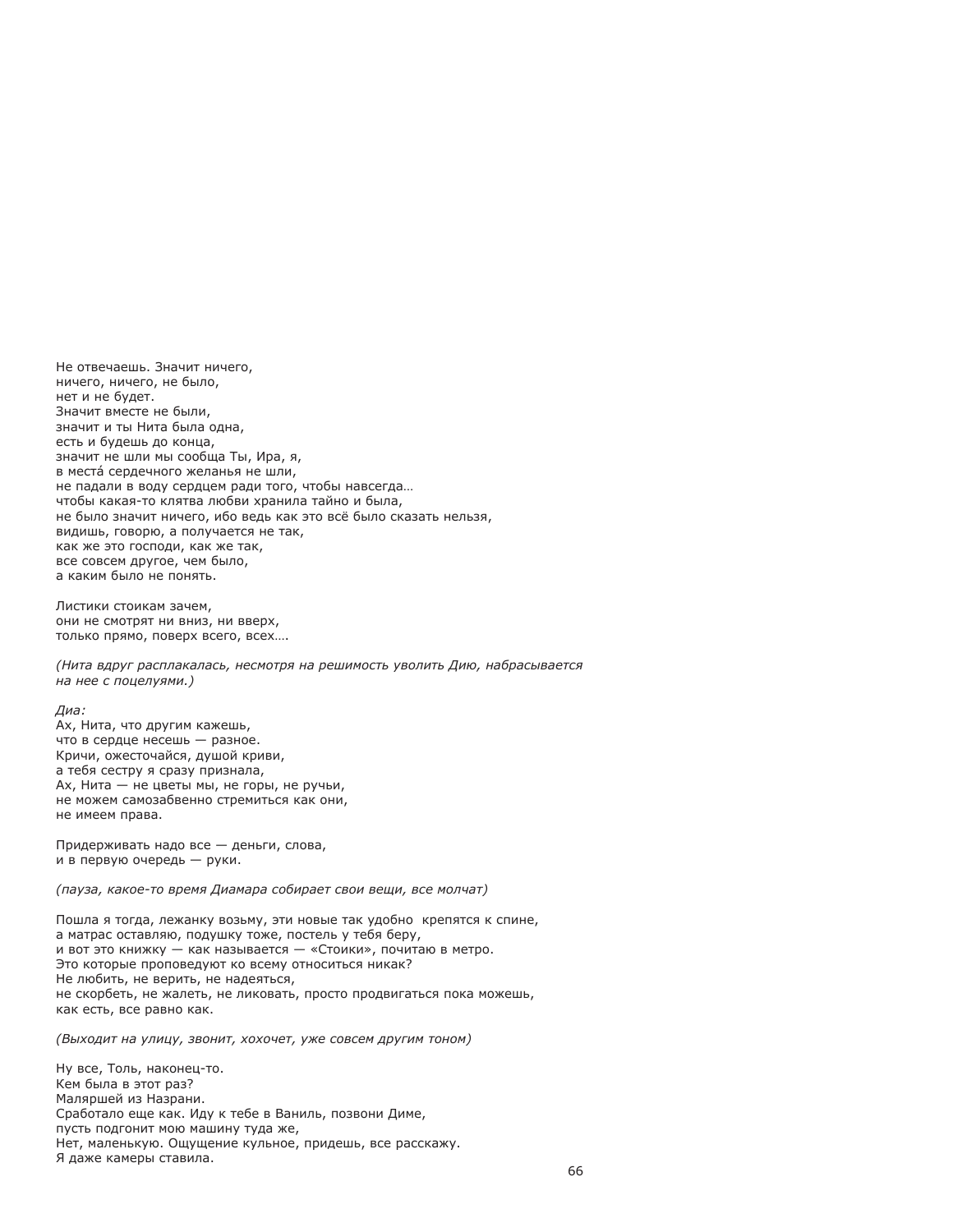Не отвечаешь. Значит ничего,  
ничего, ничего, не было,  
нет и не будет.  
Значит вместе не были,  
значит и ты Нита была одна,  
есть и будешь до конца,  
значит не шли мы сообща Ты, Ира, я,  
в места́ сердечного желанья не шли,  
не падали в воду сердцем ради того, чтобы навсегда…  
чтобы какая-то клятва любви хранила тайно и была,  
не было значит ничего, ибо ведь как это всё было сказать нельзя,  
видишь, говорю, а получается не так,  
как же это господи, как же так,  
все совсем другое, чем было,  
а каким было не понять.

Листики стоикам зачем,  
они не смотрят ни вниз, ни вверх,  
только прямо, поверх всего, всех….

*(Нита вдруг расплакалась, несмотря на решимость уволить Дию, набрасывается на нее с поцелуями.)*

*Диа:*  
Ах, Нита, что другим кажешь,  
что в сердце несешь — разное.  
Кричи, ожесточайся, душой криви,  
а тебя сестру я сразу признала,  
Ах, Нита — не цветы мы, не горы, не ручьи,  
не можем самозабвенно стремиться как они,  
не имеем права.

Придерживать надо все — деньги, слова,  
и в первую очередь — руки.

*(пауза, какое-то время Диамара собирает свои вещи, все молчат)*

Пошла я тогда, лежанку возьму, эти новые так удобно крепятся к спине,  
а матрас оставляю, подушку тоже, постель у тебя беру,  
и вот это книжку — как называется — «Стоики», почитаю в метро.  
Это которые проповедуют ко всему относиться никак?  
Не любить, не верить, не надеяться,  
не скорбеть, не жалеть, не ликовать, просто продвигаться пока можешь,  
как есть, все равно как.

*(Выходит на улицу, звонит, хохочет, уже совсем другим тоном)*

Ну все, Толь, наконец-то.  
Кем была в этот раз?  
Маляршей из Назрани.  
Сработало еще как. Иду к тебе в Ваниль, позвони Диме,  
пусть подгонит мою машину туда же,  
Нет, маленькую. Ощущение кульное, придешь, все расскажу.  
Я даже камеры ставила.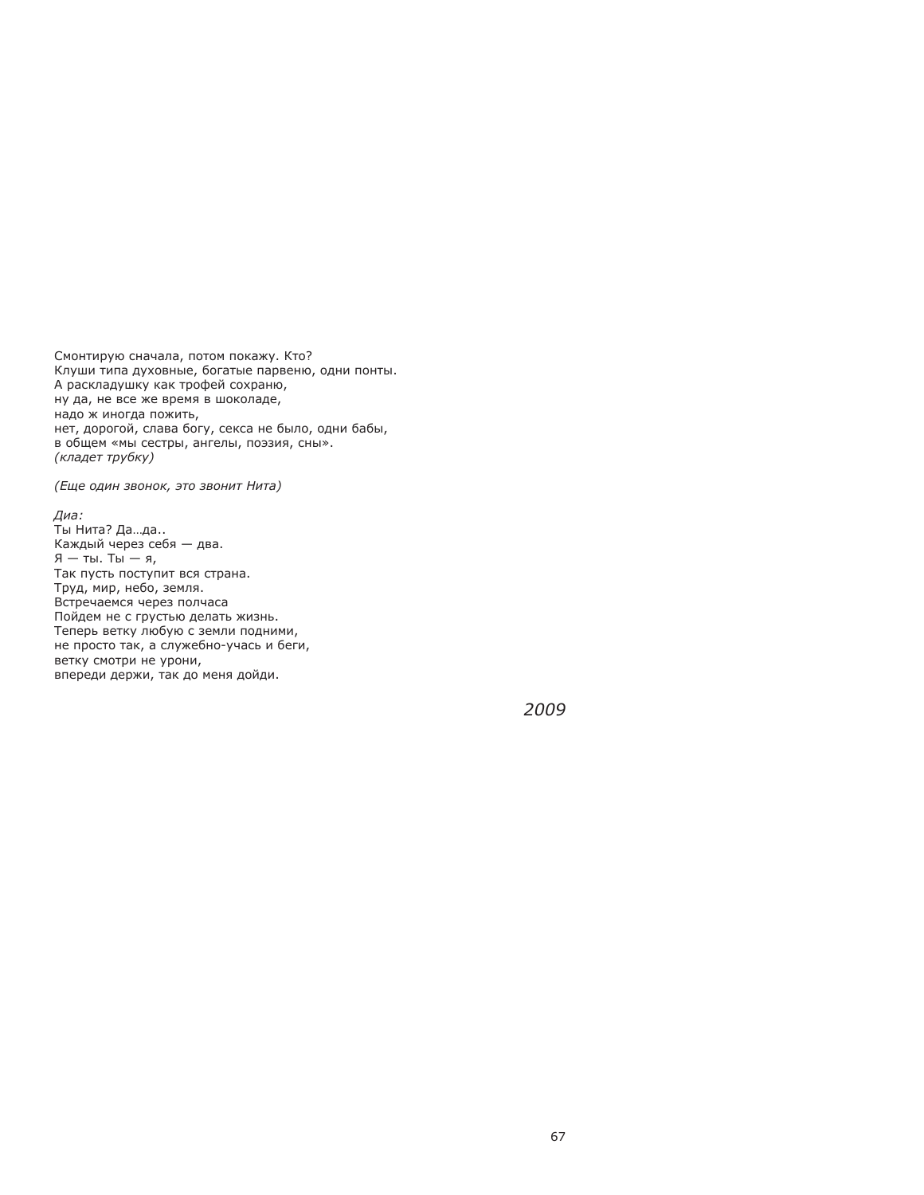Смонтирую сначала, потом покажу. Кто?  
Клуши типа духовные, богатые парвеню, одни понты.  
А раскладушку как трофей сохраню,  
ну да, не все же время в шоколаде,  
надо ж иногда пожить,  
нет, дорогой, слава богу, секса не было, одни бабы,  
в общем «мы сестры, ангелы, поэзия, сны».  
*(кладет трубку)*

*(Еще один звонок, это звонит Нита)*

*Диа:*  
Ты Нита? Да…да..  
Каждый через себя — два.  
Я — ты. Ты — я,  
Так пусть поступит вся страна.  
Труд, мир, небо, земля.  
Встречаемся через полчаса  
Пойдем не с грустью делать жизнь.  
Теперь ветку любую с земли подними,  
не просто так, а служебно-учась и беги,  
ветку смотри не урони,  
впереди держи, так до меня дойди.

*2009*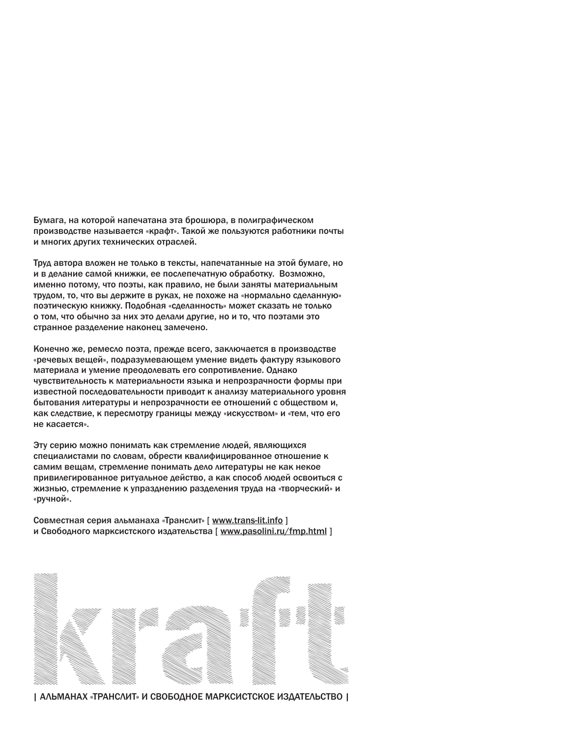Бумага, на которой напечатана эта брошюра, в полиграфическом производстве называется «крафт». Такой же пользуются работники почты и многих других технических отраслей.

Труд автора вложен не только в тексты, напечатанные на этой бумаге, но и в делание самой книжки, ее послепечатную обработку. Возможно, именно потому, что поэты, как правило, не были заняты материальным трудом, то, что вы держите в руках, не похоже на «нормально сделанную» поэтическую книжку. Подобная «сделанность» может сказать не только о том, что обычно за них это делали другие, но и то, что поэтами это странное разделение наконец замечено.

Конечно же, ремесло поэта, прежде всего, заключается в производстве «речевых вещей», подразумевающем умение видеть фактуру языкового материала и умение преодолевать его сопротивление. Однако чувствительность к материальности языка и непрозрачности формы при известной последовательности приводит к анализу материального уровня бытования литературы и непрозрачности ее отношений с обществом и, как следствие, к пересмотру границы между «искусством» и «тем, что его не касается».

Эту серию можно понимать как стремление людей, являющихся специалистами по словам, обрести квалифицированное отношение к самим вещам, стремление понимать дело литературы не как некое привилегированное ритуальное действо, а как способ людей освоиться с жизнью, стремление к упразднению разделения труда на «творческий» и «ручной».

Совместная серия альманаха «Транслит» [ www.trans-lit.info ]
и Свободного марксистского издательства [ www.pasolini.ru/fmp.html ]

kraft

| АЛЬМАНАХ «ТРАНСЛИТ» И СВОБОДНОЕ МАРКСИСТСКОЕ ИЗДАТЕЛЬСТВО |